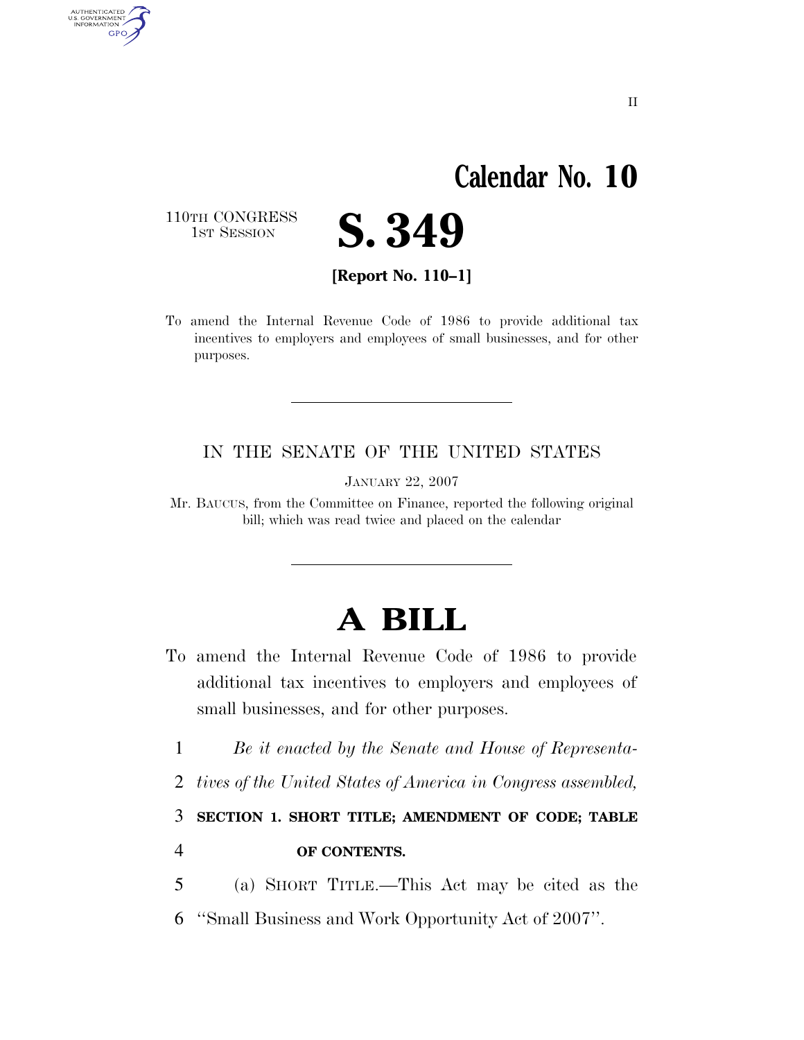# Calendar No. 10

110TH CONGRESS
1ST SESSION

# S. 349

**[Report No. 110–1]**

To amend the Internal Revenue Code of 1986 to provide additional tax incentives to employers and employees of small businesses, and for other purposes.

---

IN THE SENATE OF THE UNITED STATES

JANUARY 22, 2007

Mr. BAUCUS, from the Committee on Finance, reported the following original bill; which was read twice and placed on the calendar

---

# A BILL

To amend the Internal Revenue Code of 1986 to provide additional tax incentives to employers and employees of small businesses, and for other purposes.

1 *Be it enacted by the Senate and House of Representa-*
2 *tives of the United States of America in Congress assembled,*

3 **SECTION 1. SHORT TITLE; AMENDMENT OF CODE; TABLE**
4 **OF CONTENTS.**

5 (a) SHORT TITLE.—This Act may be cited as the
6 ''Small Business and Work Opportunity Act of 2007''.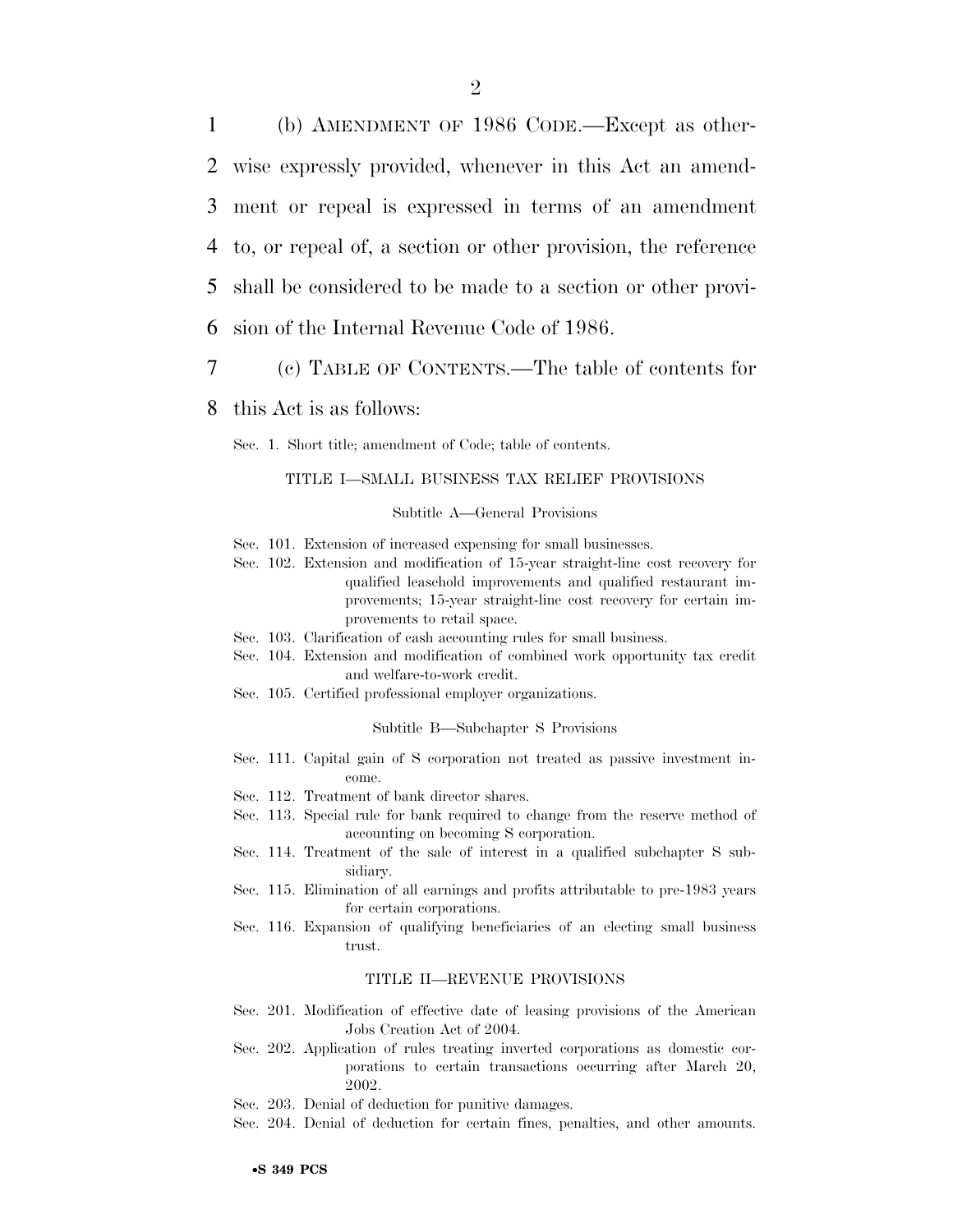(b) AMENDMENT OF 1986 CODE.—Except as otherwise expressly provided, whenever in this Act an amendment or repeal is expressed in terms of an amendment to, or repeal of, a section or other provision, the reference shall be considered to be made to a section or other provision of the Internal Revenue Code of 1986.

(c) TABLE OF CONTENTS.—The table of contents for this Act is as follows:

Sec. 1. Short title; amendment of Code; table of contents.

TITLE I—SMALL BUSINESS TAX RELIEF PROVISIONS

Subtitle A—General Provisions

Sec. 101. Extension of increased expensing for small businesses.
Sec. 102. Extension and modification of 15-year straight-line cost recovery for qualified leasehold improvements and qualified restaurant improvements; 15-year straight-line cost recovery for certain improvements to retail space.
Sec. 103. Clarification of cash accounting rules for small business.
Sec. 104. Extension and modification of combined work opportunity tax credit and welfare-to-work credit.
Sec. 105. Certified professional employer organizations.

Subtitle B—Subchapter S Provisions

Sec. 111. Capital gain of S corporation not treated as passive investment income.
Sec. 112. Treatment of bank director shares.
Sec. 113. Special rule for bank required to change from the reserve method of accounting on becoming S corporation.
Sec. 114. Treatment of the sale of interest in a qualified subchapter S subsidiary.
Sec. 115. Elimination of all earnings and profits attributable to pre-1983 years for certain corporations.
Sec. 116. Expansion of qualifying beneficiaries of an electing small business trust.

TITLE II—REVENUE PROVISIONS

Sec. 201. Modification of effective date of leasing provisions of the American Jobs Creation Act of 2004.
Sec. 202. Application of rules treating inverted corporations as domestic corporations to certain transactions occurring after March 20, 2002.
Sec. 203. Denial of deduction for punitive damages.
Sec. 204. Denial of deduction for certain fines, penalties, and other amounts.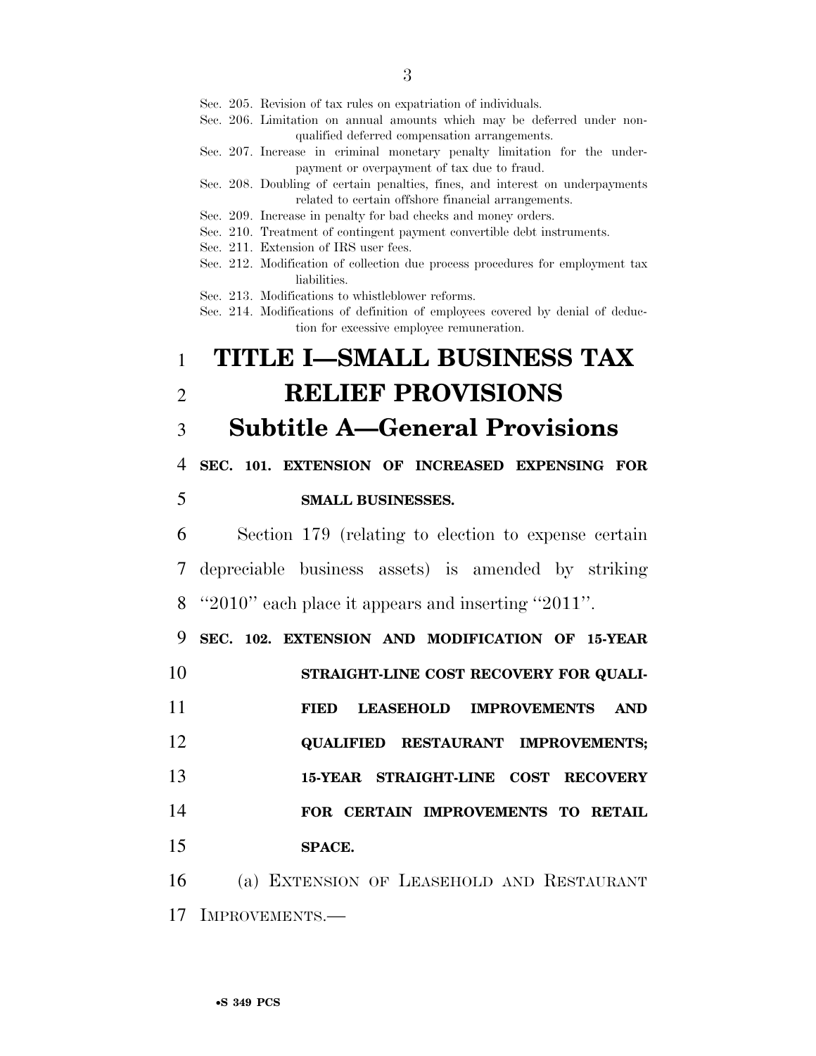Sec. 205. Revision of tax rules on expatriation of individuals.
Sec. 206. Limitation on annual amounts which may be deferred under nonqualified deferred compensation arrangements.
Sec. 207. Increase in criminal monetary penalty limitation for the underpayment or overpayment of tax due to fraud.
Sec. 208. Doubling of certain penalties, fines, and interest on underpayments related to certain offshore financial arrangements.
Sec. 209. Increase in penalty for bad checks and money orders.
Sec. 210. Treatment of contingent payment convertible debt instruments.
Sec. 211. Extension of IRS user fees.
Sec. 212. Modification of collection due process procedures for employment tax liabilities.
Sec. 213. Modifications to whistleblower reforms.
Sec. 214. Modifications of definition of employees covered by denial of deduction for excessive employee remuneration.

# TITLE I—SMALL BUSINESS TAX RELIEF PROVISIONS

## Subtitle A—General Provisions

### SEC. 101. EXTENSION OF INCREASED EXPENSING FOR SMALL BUSINESSES.

Section 179 (relating to election to expense certain depreciable business assets) is amended by striking "2010" each place it appears and inserting "2011".

### SEC. 102. EXTENSION AND MODIFICATION OF 15-YEAR STRAIGHT-LINE COST RECOVERY FOR QUALIFIED LEASEHOLD IMPROVEMENTS AND QUALIFIED RESTAURANT IMPROVEMENTS; 15-YEAR STRAIGHT-LINE COST RECOVERY FOR CERTAIN IMPROVEMENTS TO RETAIL SPACE.

(a) EXTENSION OF LEASEHOLD AND RESTAURANT IMPROVEMENTS.—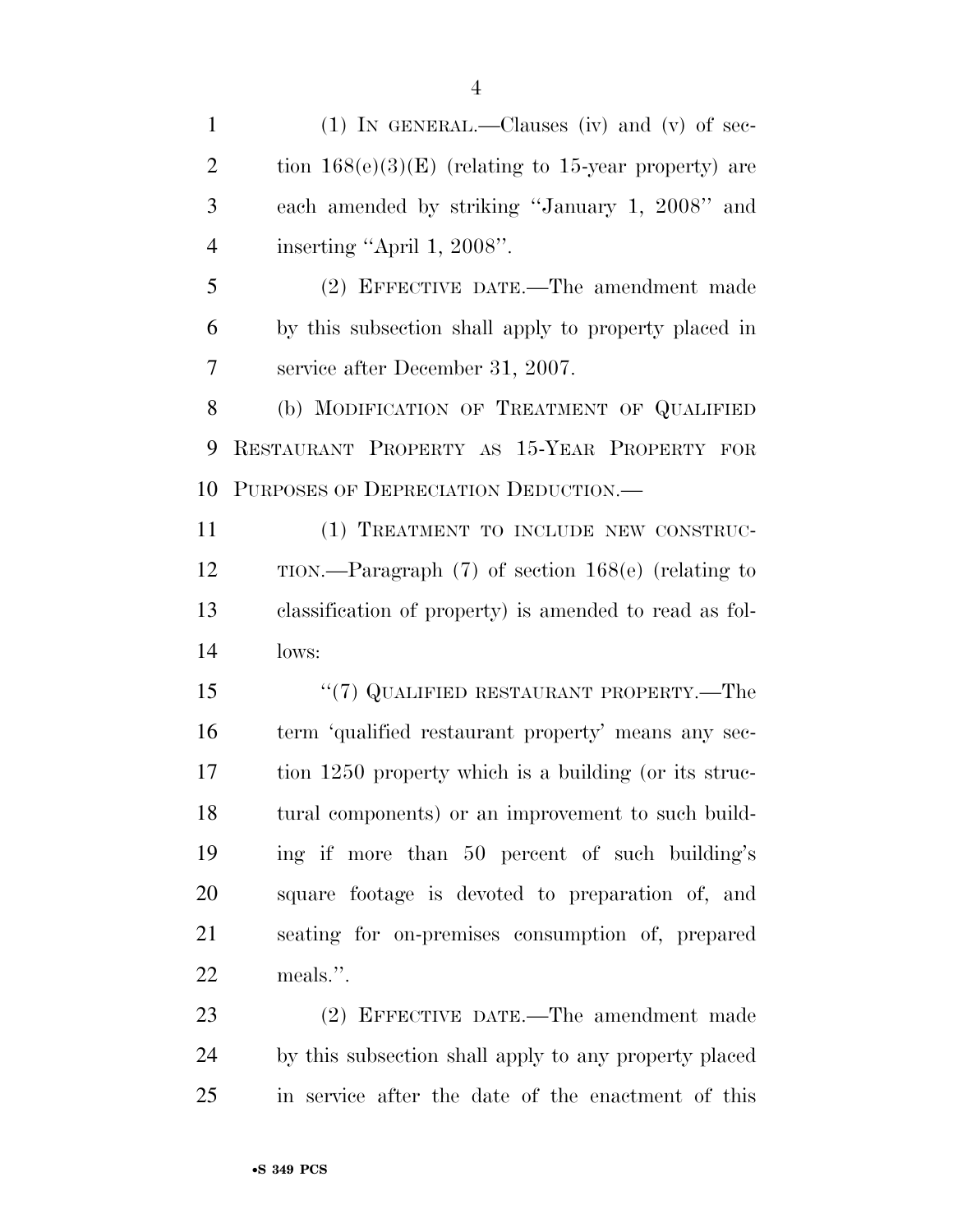(1) IN GENERAL.—Clauses (iv) and (v) of section 168(e)(3)(E) (relating to 15-year property) are each amended by striking ''January 1, 2008'' and inserting ''April 1, 2008''.

(2) EFFECTIVE DATE.—The amendment made by this subsection shall apply to property placed in service after December 31, 2007.

(b) MODIFICATION OF TREATMENT OF QUALIFIED RESTAURANT PROPERTY AS 15-YEAR PROPERTY FOR PURPOSES OF DEPRECIATION DEDUCTION.—

(1) TREATMENT TO INCLUDE NEW CONSTRUCTION.—Paragraph (7) of section 168(e) (relating to classification of property) is amended to read as follows:

''(7) QUALIFIED RESTAURANT PROPERTY.—The term 'qualified restaurant property' means any section 1250 property which is a building (or its structural components) or an improvement to such building if more than 50 percent of such building's square footage is devoted to preparation of, and seating for on-premises consumption of, prepared meals.''.

(2) EFFECTIVE DATE.—The amendment made by this subsection shall apply to any property placed in service after the date of the enactment of this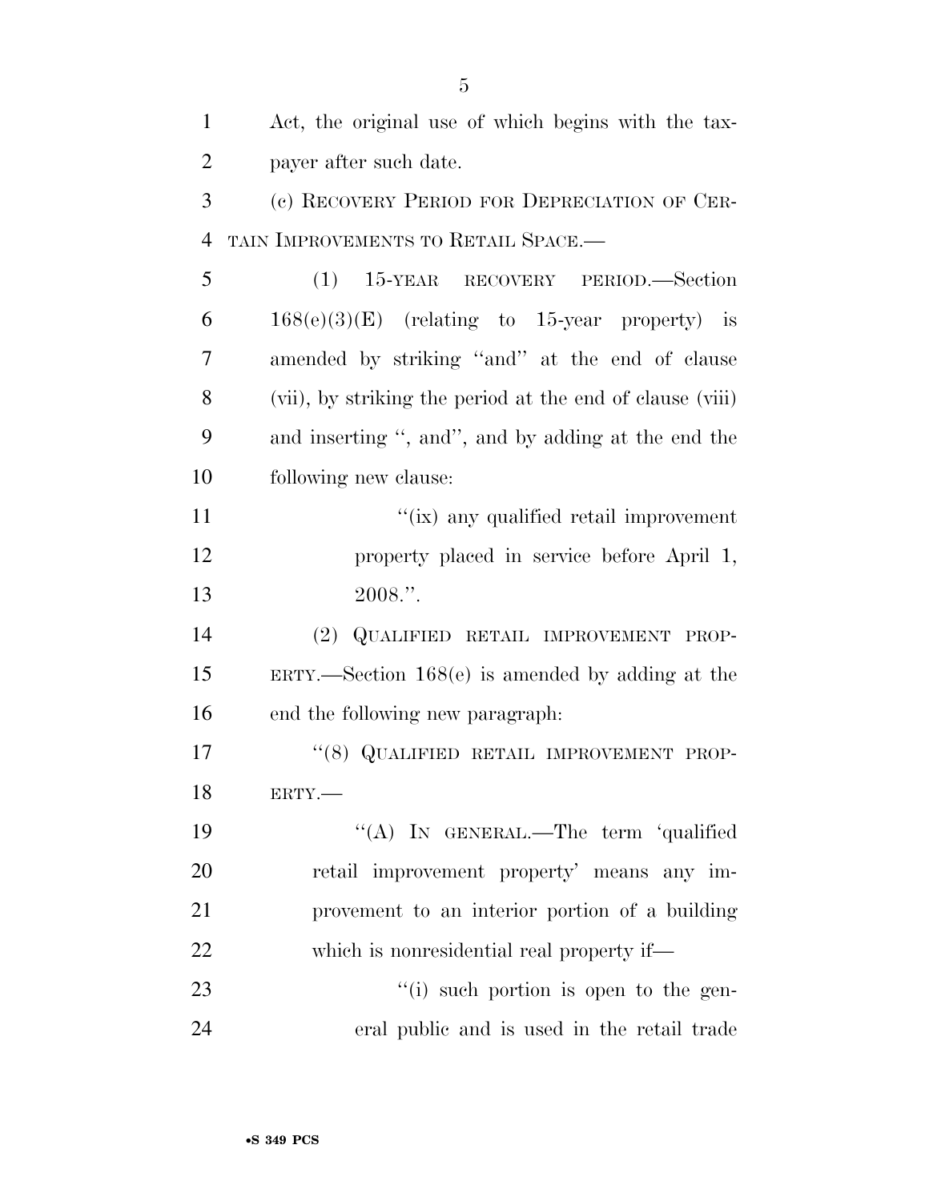Act, the original use of which begins with the taxpayer after such date.

(c) RECOVERY PERIOD FOR DEPRECIATION OF CERTAIN IMPROVEMENTS TO RETAIL SPACE.—

(1) 15-YEAR RECOVERY PERIOD.—Section 168(e)(3)(E) (relating to 15-year property) is amended by striking "and" at the end of clause (vii), by striking the period at the end of clause (viii) and inserting ", and", and by adding at the end the following new clause:

"(ix) any qualified retail improvement property placed in service before April 1, 2008.".

(2) QUALIFIED RETAIL IMPROVEMENT PROPERTY.—Section 168(e) is amended by adding at the end the following new paragraph:

"(8) QUALIFIED RETAIL IMPROVEMENT PROPERTY.—

"(A) IN GENERAL.—The term 'qualified retail improvement property' means any improvement to an interior portion of a building which is nonresidential real property if—

"(i) such portion is open to the general public and is used in the retail trade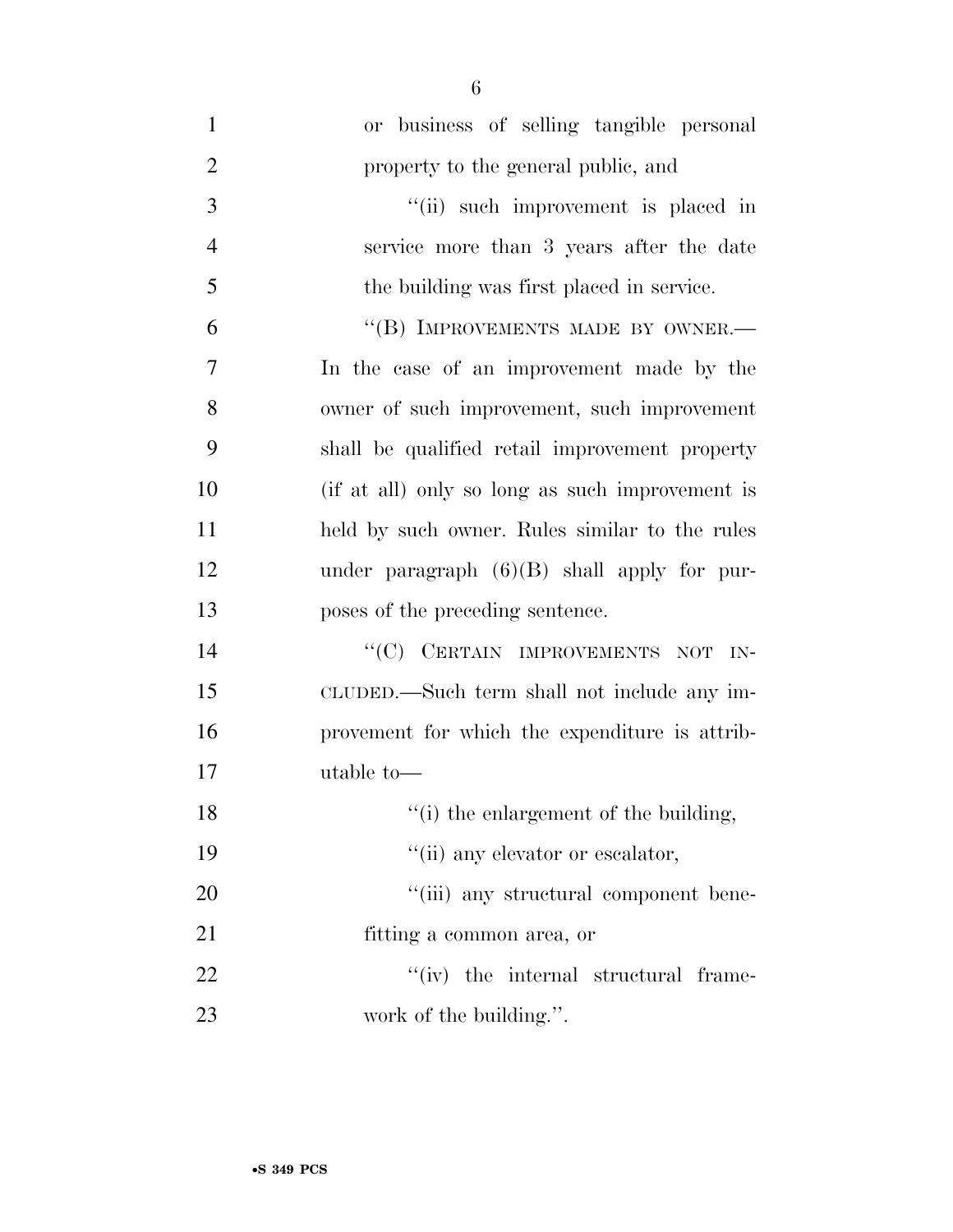or business of selling tangible personal property to the general public, and

"(ii) such improvement is placed in service more than 3 years after the date the building was first placed in service.

"(B) IMPROVEMENTS MADE BY OWNER.— In the case of an improvement made by the owner of such improvement, such improvement shall be qualified retail improvement property (if at all) only so long as such improvement is held by such owner. Rules similar to the rules under paragraph (6)(B) shall apply for purposes of the preceding sentence.

"(C) CERTAIN IMPROVEMENTS NOT INCLUDED.—Such term shall not include any improvement for which the expenditure is attributable to—

"(i) the enlargement of the building,

"(ii) any elevator or escalator,

"(iii) any structural component benefitting a common area, or

"(iv) the internal structural framework of the building.".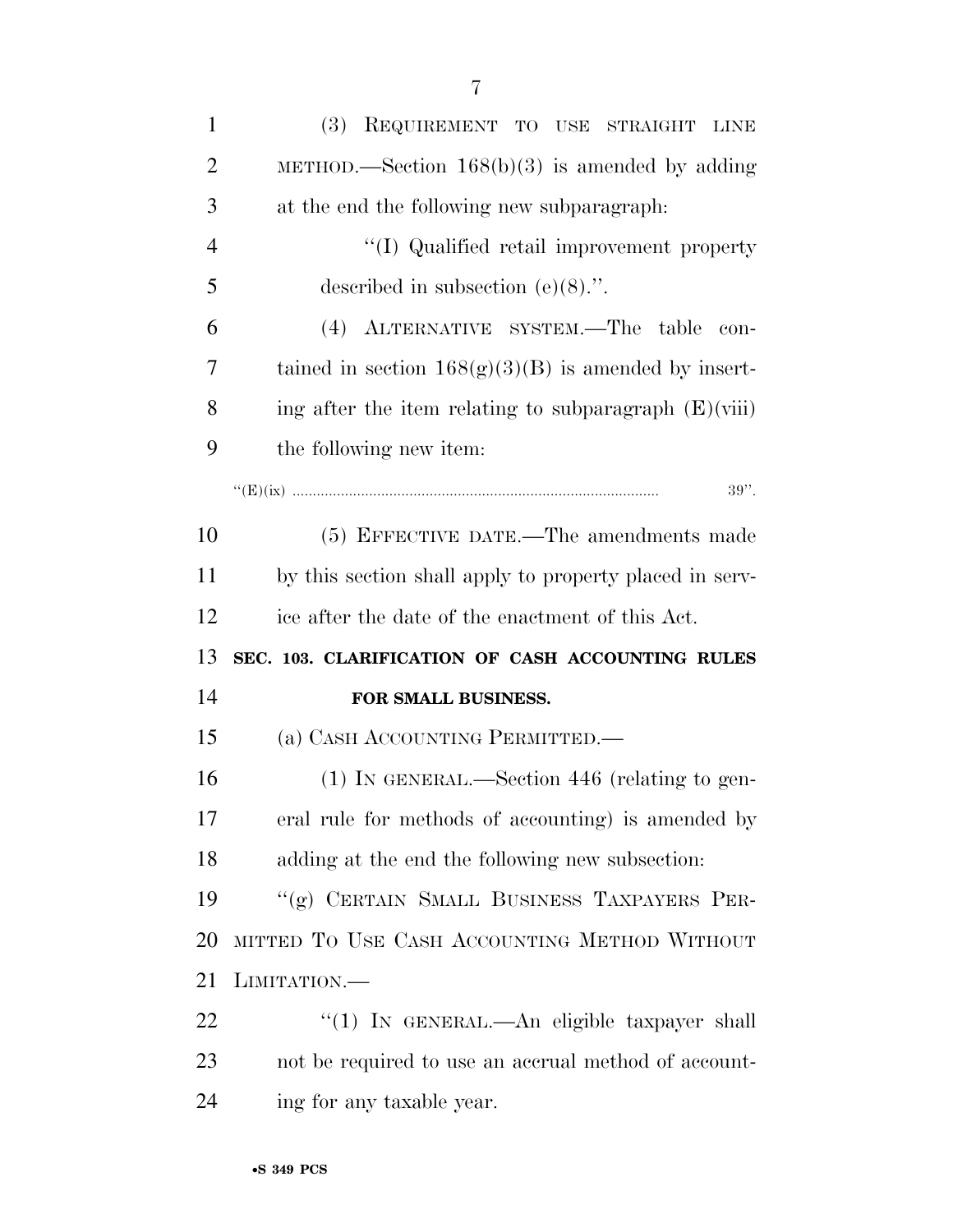(3) REQUIREMENT TO USE STRAIGHT LINE METHOD.—Section 168(b)(3) is amended by adding at the end the following new subparagraph:

''(I) Qualified retail improvement property described in subsection (e)(8).''.

(4) ALTERNATIVE SYSTEM.—The table contained in section 168(g)(3)(B) is amended by inserting after the item relating to subparagraph (E)(viii) the following new item:

''(E)(ix) .......................................................................................... 39''.

(5) EFFECTIVE DATE.—The amendments made by this section shall apply to property placed in service after the date of the enactment of this Act.

**SEC. 103. CLARIFICATION OF CASH ACCOUNTING RULES FOR SMALL BUSINESS.**

(a) CASH ACCOUNTING PERMITTED.—

(1) IN GENERAL.—Section 446 (relating to general rule for methods of accounting) is amended by adding at the end the following new subsection:

''(g) CERTAIN SMALL BUSINESS TAXPAYERS PERMITTED TO USE CASH ACCOUNTING METHOD WITHOUT LIMITATION.—

''(1) IN GENERAL.—An eligible taxpayer shall not be required to use an accrual method of accounting for any taxable year.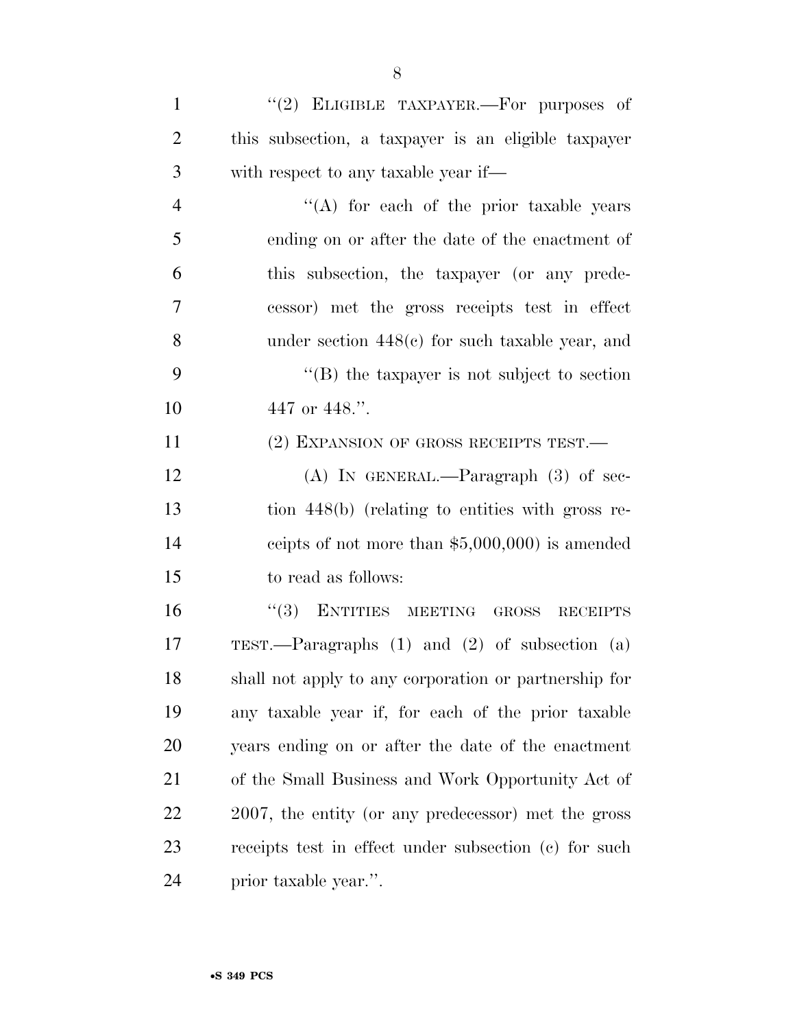"(2) ELIGIBLE TAXPAYER.—For purposes of this subsection, a taxpayer is an eligible taxpayer with respect to any taxable year if—

"(A) for each of the prior taxable years ending on or after the date of the enactment of this subsection, the taxpayer (or any predecessor) met the gross receipts test in effect under section 448(c) for such taxable year, and

"(B) the taxpayer is not subject to section 447 or 448.".

(2) EXPANSION OF GROSS RECEIPTS TEST.—

(A) IN GENERAL.—Paragraph (3) of section 448(b) (relating to entities with gross receipts of not more than $5,000,000) is amended to read as follows:

"(3) ENTITIES MEETING GROSS RECEIPTS TEST.—Paragraphs (1) and (2) of subsection (a) shall not apply to any corporation or partnership for any taxable year if, for each of the prior taxable years ending on or after the date of the enactment of the Small Business and Work Opportunity Act of 2007, the entity (or any predecessor) met the gross receipts test in effect under subsection (c) for such prior taxable year.".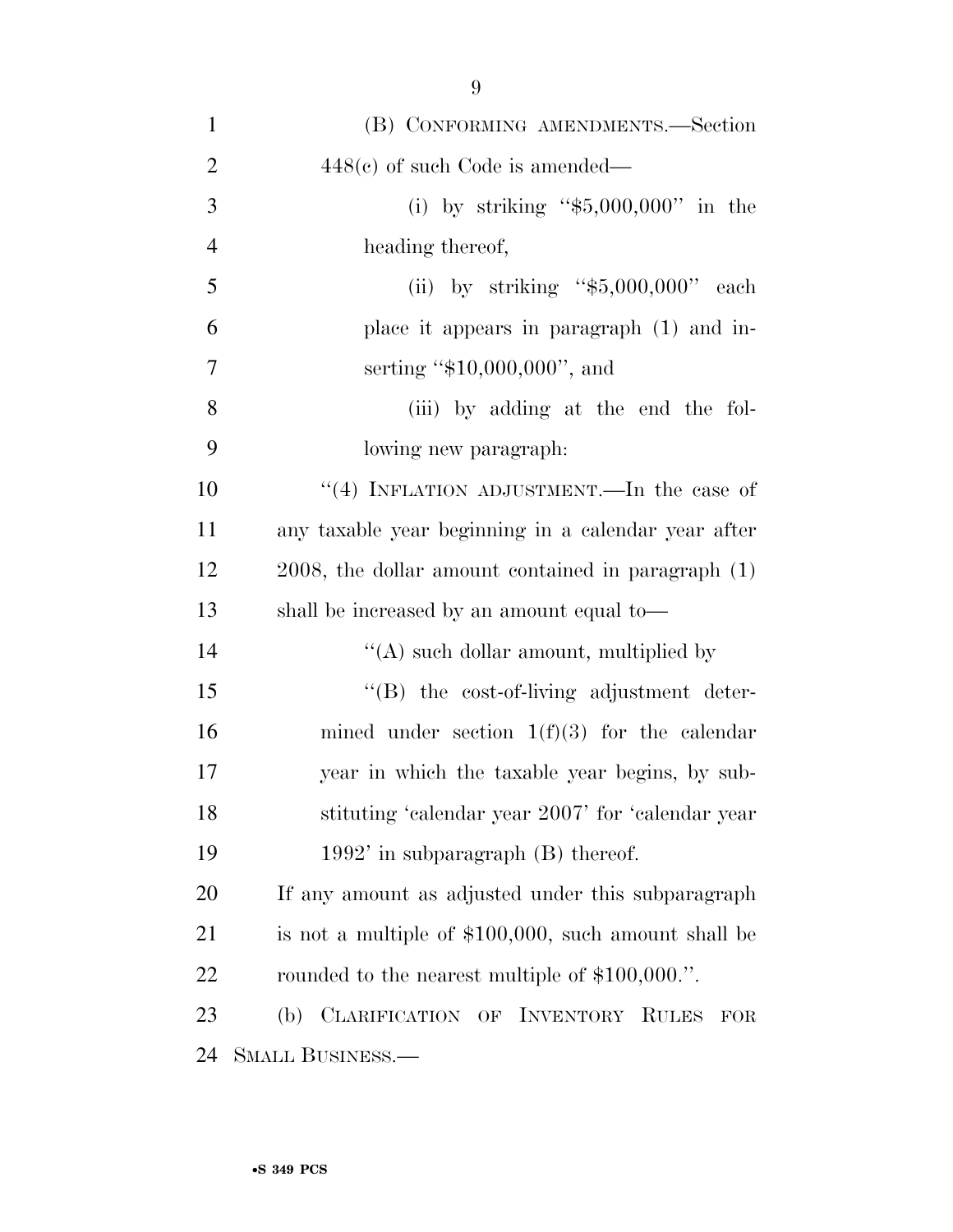(B) CONFORMING AMENDMENTS.—Section 448(c) of such Code is amended—

(i) by striking "$5,000,000" in the heading thereof,

(ii) by striking "$5,000,000" each place it appears in paragraph (1) and inserting "$10,000,000", and

(iii) by adding at the end the following new paragraph:

"(4) INFLATION ADJUSTMENT.—In the case of any taxable year beginning in a calendar year after 2008, the dollar amount contained in paragraph (1) shall be increased by an amount equal to—

"(A) such dollar amount, multiplied by

"(B) the cost-of-living adjustment determined under section 1(f)(3) for the calendar year in which the taxable year begins, by substituting 'calendar year 2007' for 'calendar year 1992' in subparagraph (B) thereof.

If any amount as adjusted under this subparagraph is not a multiple of $100,000, such amount shall be rounded to the nearest multiple of $100,000.".

(b) CLARIFICATION OF INVENTORY RULES FOR SMALL BUSINESS.—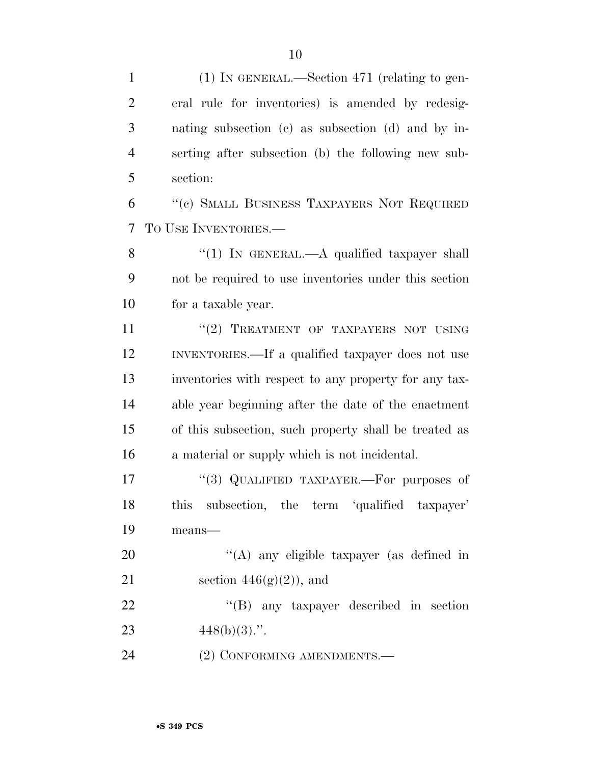(1) IN GENERAL.—Section 471 (relating to general rule for inventories) is amended by redesignating subsection (c) as subsection (d) and by inserting after subsection (b) the following new subsection:

"(c) SMALL BUSINESS TAXPAYERS NOT REQUIRED TO USE INVENTORIES.—

"(1) IN GENERAL.—A qualified taxpayer shall not be required to use inventories under this section for a taxable year.

"(2) TREATMENT OF TAXPAYERS NOT USING INVENTORIES.—If a qualified taxpayer does not use inventories with respect to any property for any taxable year beginning after the date of the enactment of this subsection, such property shall be treated as a material or supply which is not incidental.

"(3) QUALIFIED TAXPAYER.—For purposes of this subsection, the term 'qualified taxpayer' means—

"(A) any eligible taxpayer (as defined in section 446(g)(2)), and

"(B) any taxpayer described in section 448(b)(3).".

(2) CONFORMING AMENDMENTS.—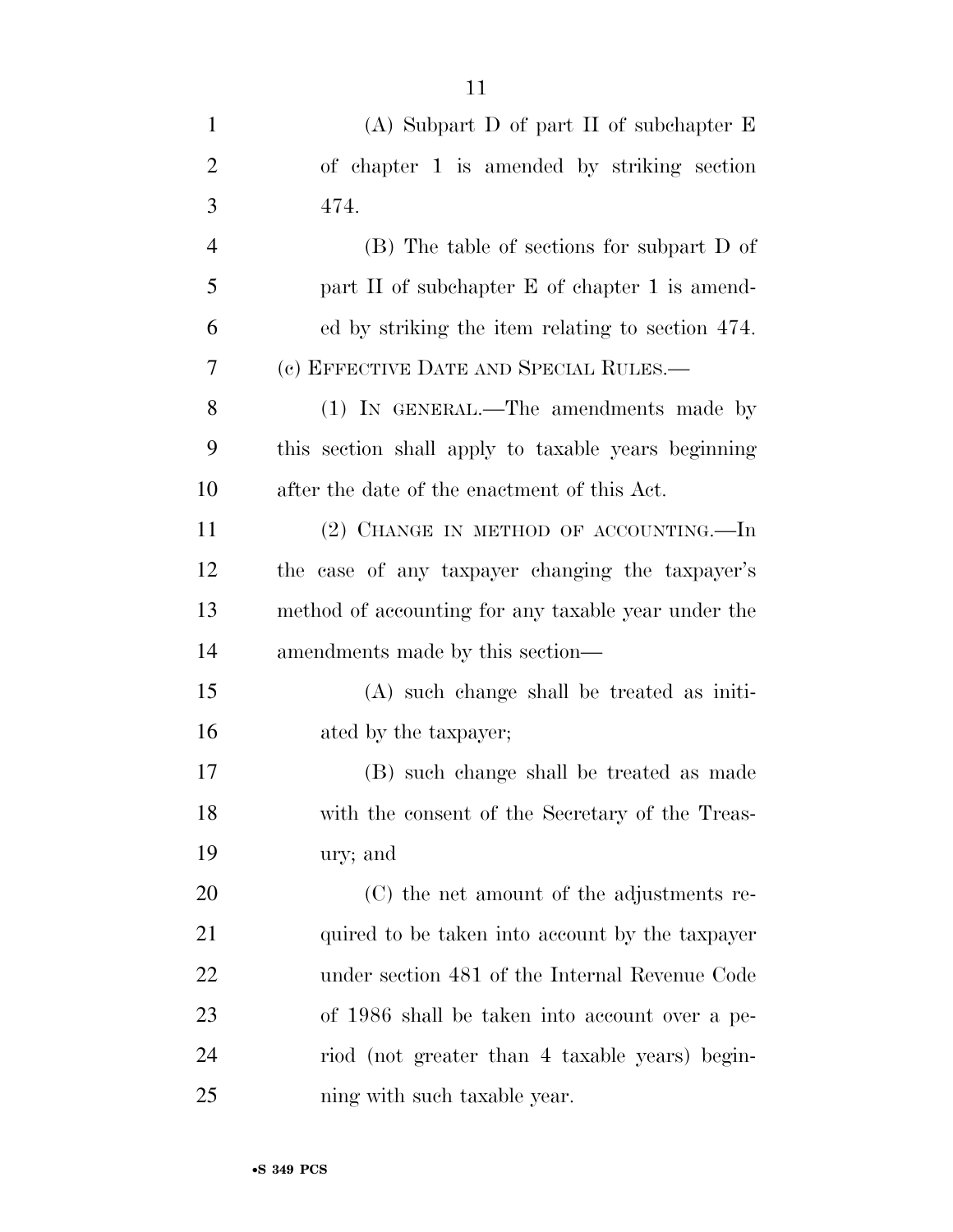(A) Subpart D of part II of subchapter E of chapter 1 is amended by striking section 474.

(B) The table of sections for subpart D of part II of subchapter E of chapter 1 is amended by striking the item relating to section 474.

(c) EFFECTIVE DATE AND SPECIAL RULES.—

(1) IN GENERAL.—The amendments made by this section shall apply to taxable years beginning after the date of the enactment of this Act.

(2) CHANGE IN METHOD OF ACCOUNTING.—In the case of any taxpayer changing the taxpayer's method of accounting for any taxable year under the amendments made by this section—

(A) such change shall be treated as initiated by the taxpayer;

(B) such change shall be treated as made with the consent of the Secretary of the Treasury; and

(C) the net amount of the adjustments required to be taken into account by the taxpayer under section 481 of the Internal Revenue Code of 1986 shall be taken into account over a period (not greater than 4 taxable years) beginning with such taxable year.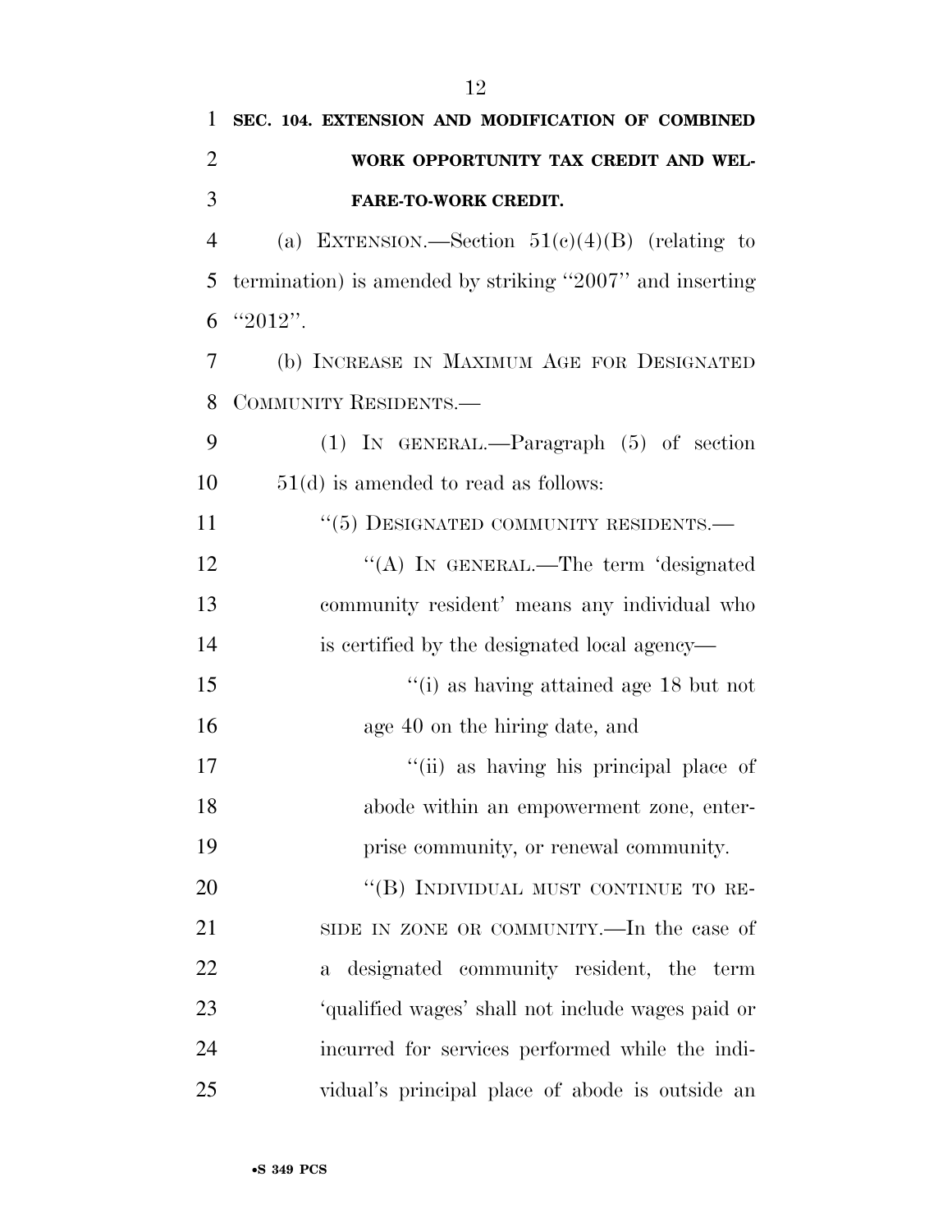**SEC. 104. EXTENSION AND MODIFICATION OF COMBINED WORK OPPORTUNITY TAX CREDIT AND WELFARE-TO-WORK CREDIT.**

(a) EXTENSION.—Section 51(c)(4)(B) (relating to termination) is amended by striking "2007" and inserting "2012".

(b) INCREASE IN MAXIMUM AGE FOR DESIGNATED COMMUNITY RESIDENTS.—

(1) IN GENERAL.—Paragraph (5) of section 51(d) is amended to read as follows:

"(5) DESIGNATED COMMUNITY RESIDENTS.—

"(A) IN GENERAL.—The term 'designated community resident' means any individual who is certified by the designated local agency—

"(i) as having attained age 18 but not age 40 on the hiring date, and

"(ii) as having his principal place of abode within an empowerment zone, enterprise community, or renewal community.

"(B) INDIVIDUAL MUST CONTINUE TO RESIDE IN ZONE OR COMMUNITY.—In the case of a designated community resident, the term 'qualified wages' shall not include wages paid or incurred for services performed while the individual's principal place of abode is outside an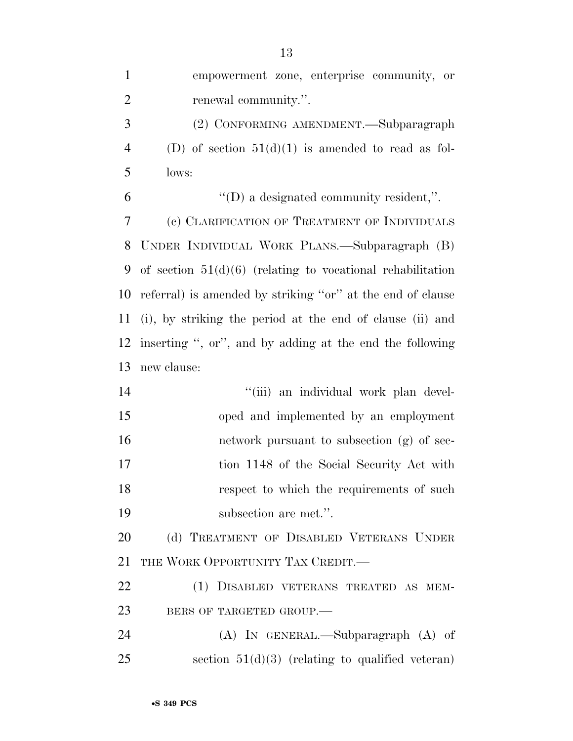empowerment zone, enterprise community, or renewal community.''.

(2) CONFORMING AMENDMENT.—Subparagraph (D) of section 51(d)(1) is amended to read as follows:

''(D) a designated community resident,''.

(c) CLARIFICATION OF TREATMENT OF INDIVIDUALS UNDER INDIVIDUAL WORK PLANS.—Subparagraph (B) of section 51(d)(6) (relating to vocational rehabilitation referral) is amended by striking ''or'' at the end of clause (i), by striking the period at the end of clause (ii) and inserting '', or'', and by adding at the end the following new clause:

''(iii) an individual work plan developed and implemented by an employment network pursuant to subsection (g) of section 1148 of the Social Security Act with respect to which the requirements of such subsection are met.''.

(d) TREATMENT OF DISABLED VETERANS UNDER THE WORK OPPORTUNITY TAX CREDIT.—

(1) DISABLED VETERANS TREATED AS MEMBERS OF TARGETED GROUP.—

(A) IN GENERAL.—Subparagraph (A) of section 51(d)(3) (relating to qualified veteran)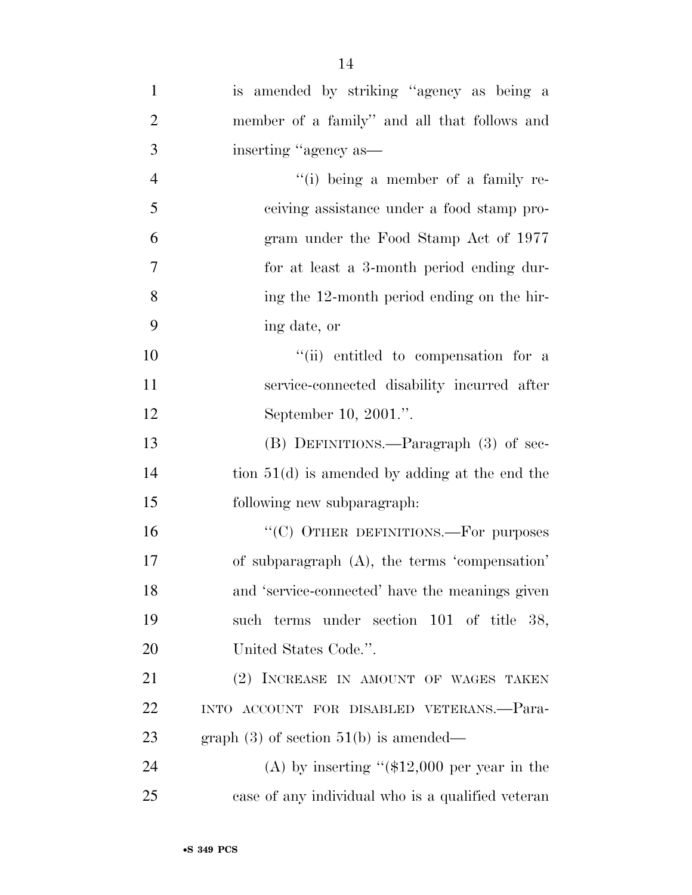is amended by striking "agency as being a member of a family" and all that follows and inserting "agency as—

"(i) being a member of a family receiving assistance under a food stamp program under the Food Stamp Act of 1977 for at least a 3-month period ending during the 12-month period ending on the hiring date, or

"(ii) entitled to compensation for a service-connected disability incurred after September 10, 2001.".

(B) DEFINITIONS.—Paragraph (3) of section 51(d) is amended by adding at the end the following new subparagraph:

"(C) OTHER DEFINITIONS.—For purposes of subparagraph (A), the terms 'compensation' and 'service-connected' have the meanings given such terms under section 101 of title 38, United States Code.".

(2) INCREASE IN AMOUNT OF WAGES TAKEN INTO ACCOUNT FOR DISABLED VETERANS.—Paragraph (3) of section 51(b) is amended—

(A) by inserting "($12,000 per year in the case of any individual who is a qualified veteran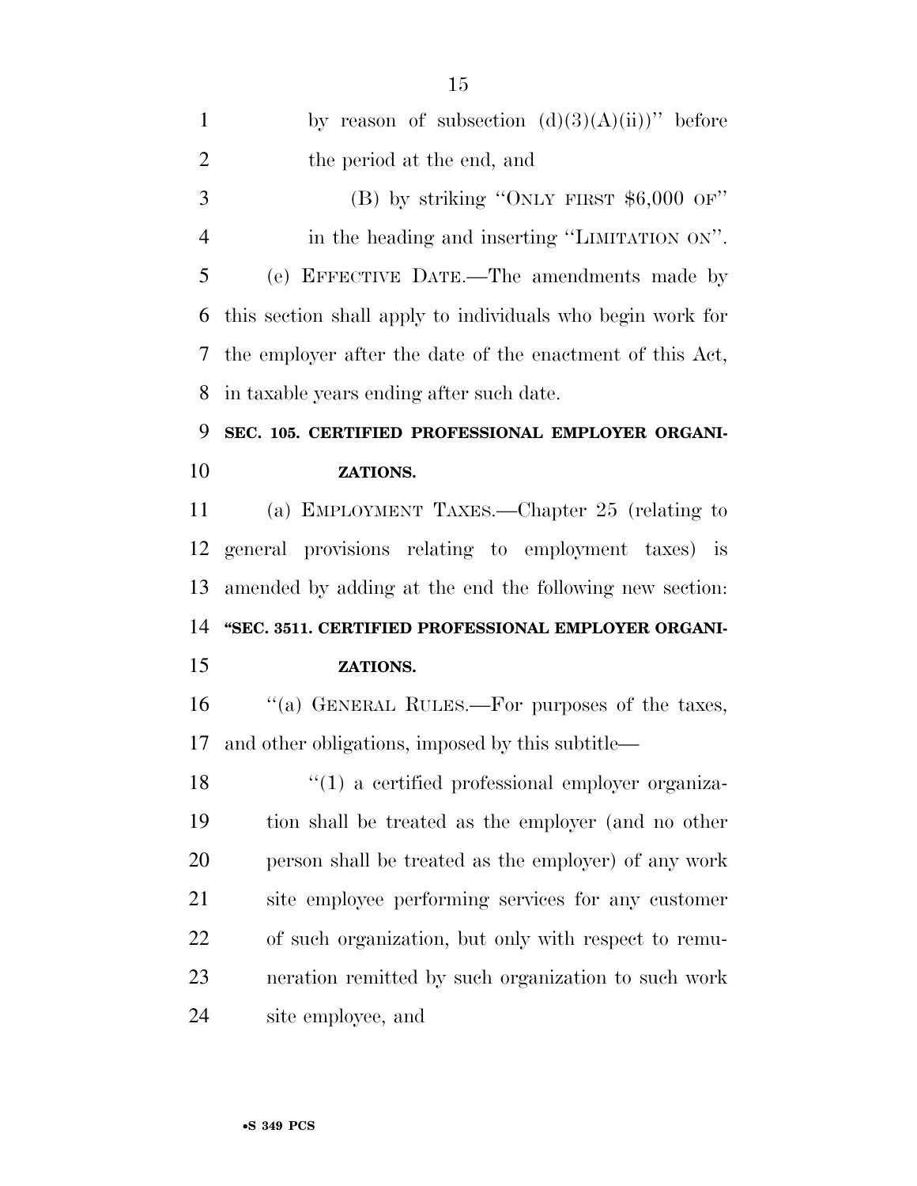by reason of subsection (d)(3)(A)(ii))'' before the period at the end, and

(B) by striking ''ONLY FIRST $6,000 OF'' in the heading and inserting ''LIMITATION ON''.

(e) EFFECTIVE DATE.—The amendments made by this section shall apply to individuals who begin work for the employer after the date of the enactment of this Act, in taxable years ending after such date.

**SEC. 105. CERTIFIED PROFESSIONAL EMPLOYER ORGANIZATIONS.**

(a) EMPLOYMENT TAXES.—Chapter 25 (relating to general provisions relating to employment taxes) is amended by adding at the end the following new section:

**''SEC. 3511. CERTIFIED PROFESSIONAL EMPLOYER ORGANIZATIONS.**

''(a) GENERAL RULES.—For purposes of the taxes, and other obligations, imposed by this subtitle—

''(1) a certified professional employer organization shall be treated as the employer (and no other person shall be treated as the employer) of any work site employee performing services for any customer of such organization, but only with respect to remuneration remitted by such organization to such work site employee, and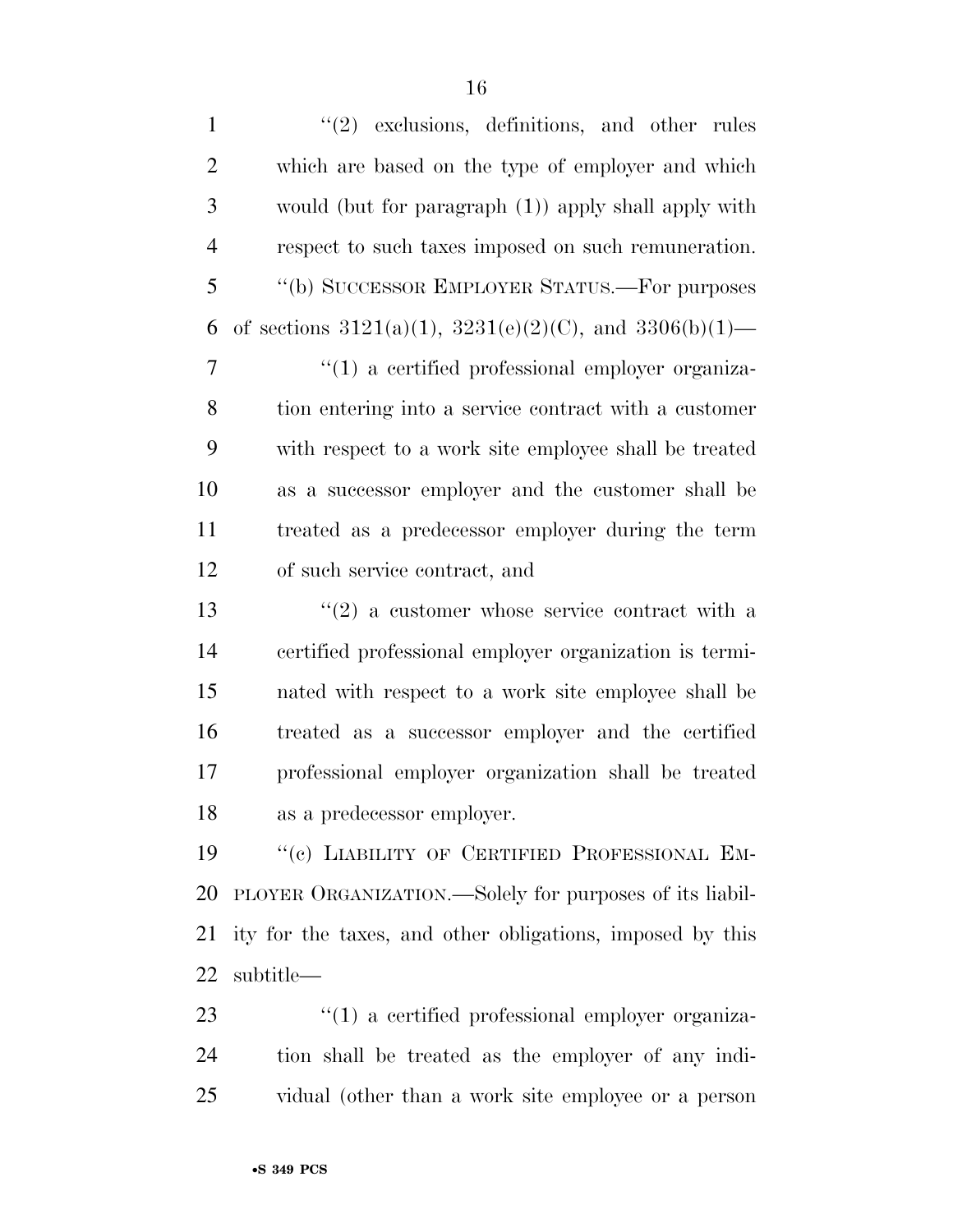"(2) exclusions, definitions, and other rules which are based on the type of employer and which would (but for paragraph (1)) apply shall apply with respect to such taxes imposed on such remuneration.

"(b) SUCCESSOR EMPLOYER STATUS.—For purposes of sections 3121(a)(1), 3231(e)(2)(C), and 3306(b)(1)—

"(1) a certified professional employer organization entering into a service contract with a customer with respect to a work site employee shall be treated as a successor employer and the customer shall be treated as a predecessor employer during the term of such service contract, and

"(2) a customer whose service contract with a certified professional employer organization is terminated with respect to a work site employee shall be treated as a successor employer and the certified professional employer organization shall be treated as a predecessor employer.

"(c) LIABILITY OF CERTIFIED PROFESSIONAL EMPLOYER ORGANIZATION.—Solely for purposes of its liability for the taxes, and other obligations, imposed by this subtitle—

"(1) a certified professional employer organization shall be treated as the employer of any individual (other than a work site employee or a person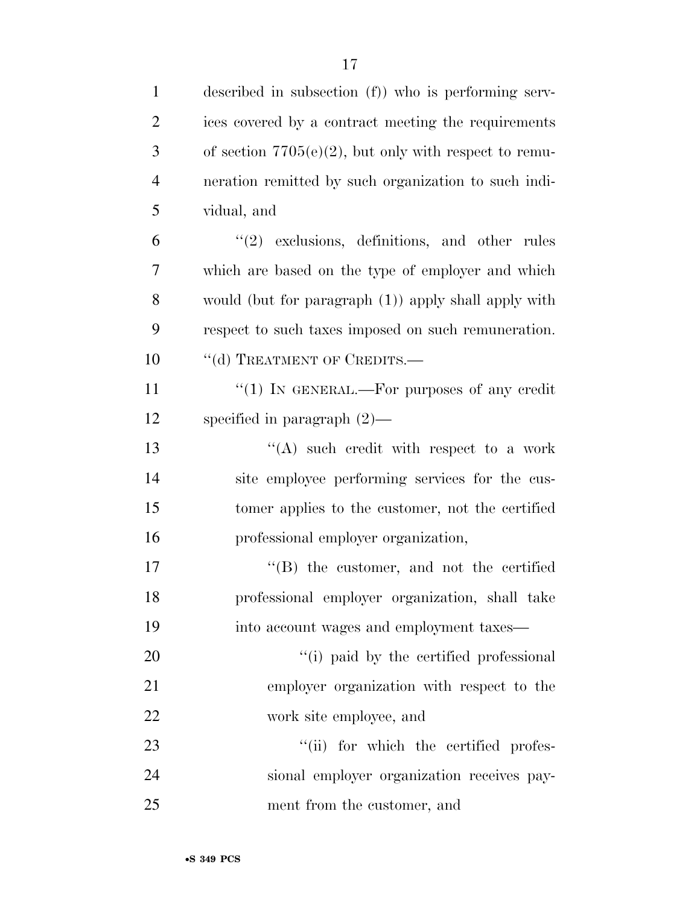described in subsection (f)) who is performing services covered by a contract meeting the requirements of section 7705(e)(2), but only with respect to remuneration remitted by such organization to such individual, and

''(2) exclusions, definitions, and other rules which are based on the type of employer and which would (but for paragraph (1)) apply shall apply with respect to such taxes imposed on such remuneration.

''(d) TREATMENT OF CREDITS.—

''(1) IN GENERAL.—For purposes of any credit specified in paragraph (2)—

''(A) such credit with respect to a work site employee performing services for the customer applies to the customer, not the certified professional employer organization,

''(B) the customer, and not the certified professional employer organization, shall take into account wages and employment taxes—

''(i) paid by the certified professional employer organization with respect to the work site employee, and

''(ii) for which the certified professional employer organization receives payment from the customer, and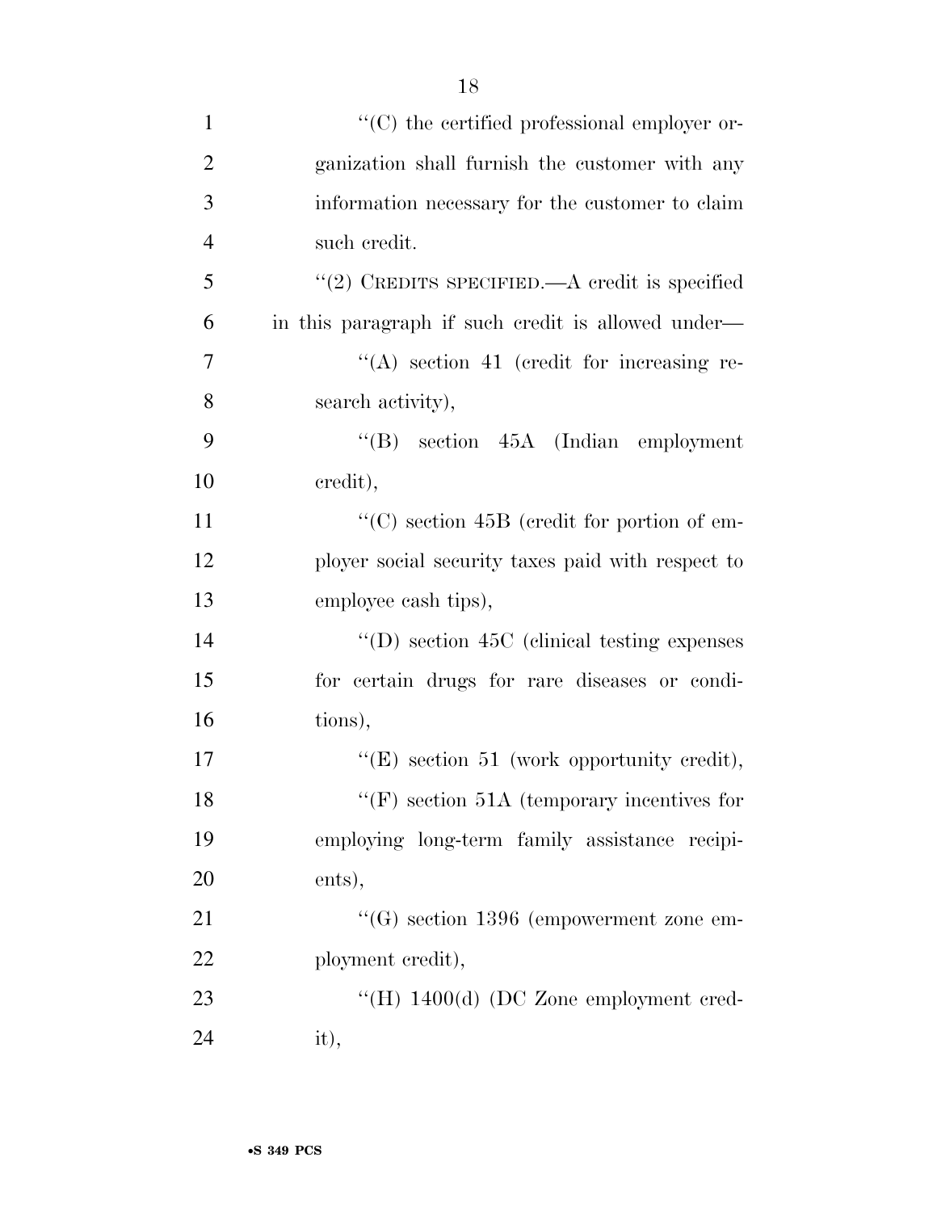''(C) the certified professional employer organization shall furnish the customer with any information necessary for the customer to claim such credit.

''(2) CREDITS SPECIFIED.—A credit is specified in this paragraph if such credit is allowed under—

''(A) section 41 (credit for increasing research activity),

''(B) section 45A (Indian employment credit),

''(C) section 45B (credit for portion of employer social security taxes paid with respect to employee cash tips),

''(D) section 45C (clinical testing expenses for certain drugs for rare diseases or conditions),

''(E) section 51 (work opportunity credit),

''(F) section 51A (temporary incentives for employing long-term family assistance recipients),

''(G) section 1396 (empowerment zone employment credit),

''(H) 1400(d) (DC Zone employment credit),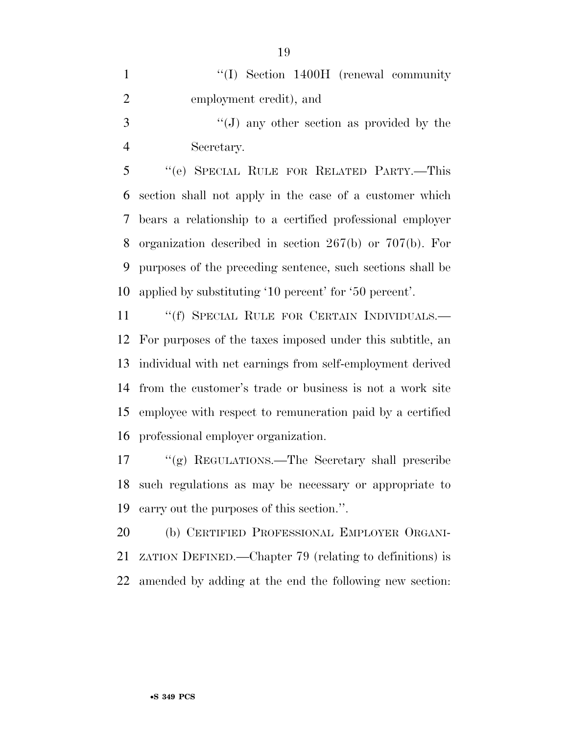"(I) Section 1400H (renewal community employment credit), and

"(J) any other section as provided by the Secretary.

"(e) SPECIAL RULE FOR RELATED PARTY.—This section shall not apply in the case of a customer which bears a relationship to a certified professional employer organization described in section 267(b) or 707(b). For purposes of the preceding sentence, such sections shall be applied by substituting '10 percent' for '50 percent'.

"(f) SPECIAL RULE FOR CERTAIN INDIVIDUALS.— For purposes of the taxes imposed under this subtitle, an individual with net earnings from self-employment derived from the customer's trade or business is not a work site employee with respect to remuneration paid by a certified professional employer organization.

"(g) REGULATIONS.—The Secretary shall prescribe such regulations as may be necessary or appropriate to carry out the purposes of this section.".

(b) CERTIFIED PROFESSIONAL EMPLOYER ORGANIZATION DEFINED.—Chapter 79 (relating to definitions) is amended by adding at the end the following new section: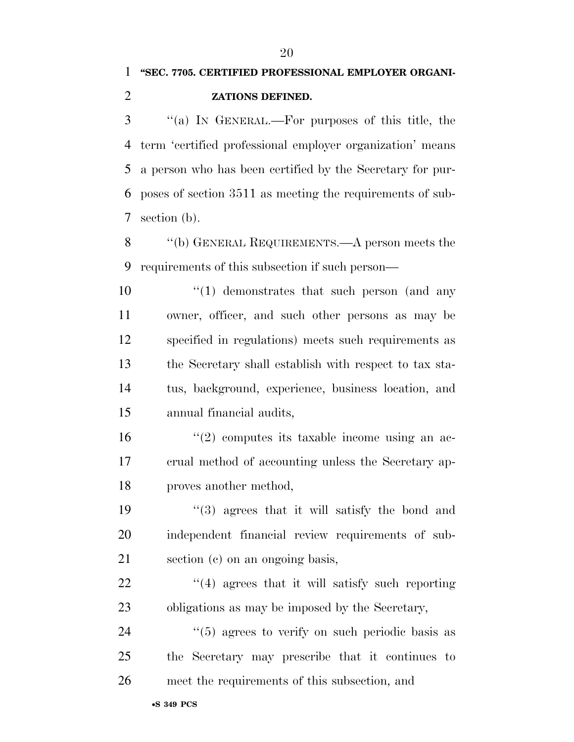**"SEC. 7705. CERTIFIED PROFESSIONAL EMPLOYER ORGANIZATIONS DEFINED.**

"(a) IN GENERAL.—For purposes of this title, the term 'certified professional employer organization' means a person who has been certified by the Secretary for purposes of section 3511 as meeting the requirements of subsection (b).

"(b) GENERAL REQUIREMENTS.—A person meets the requirements of this subsection if such person—

"(1) demonstrates that such person (and any owner, officer, and such other persons as may be specified in regulations) meets such requirements as the Secretary shall establish with respect to tax status, background, experience, business location, and annual financial audits,

"(2) computes its taxable income using an accrual method of accounting unless the Secretary approves another method,

"(3) agrees that it will satisfy the bond and independent financial review requirements of subsection (c) on an ongoing basis,

"(4) agrees that it will satisfy such reporting obligations as may be imposed by the Secretary,

"(5) agrees to verify on such periodic basis as the Secretary may prescribe that it continues to meet the requirements of this subsection, and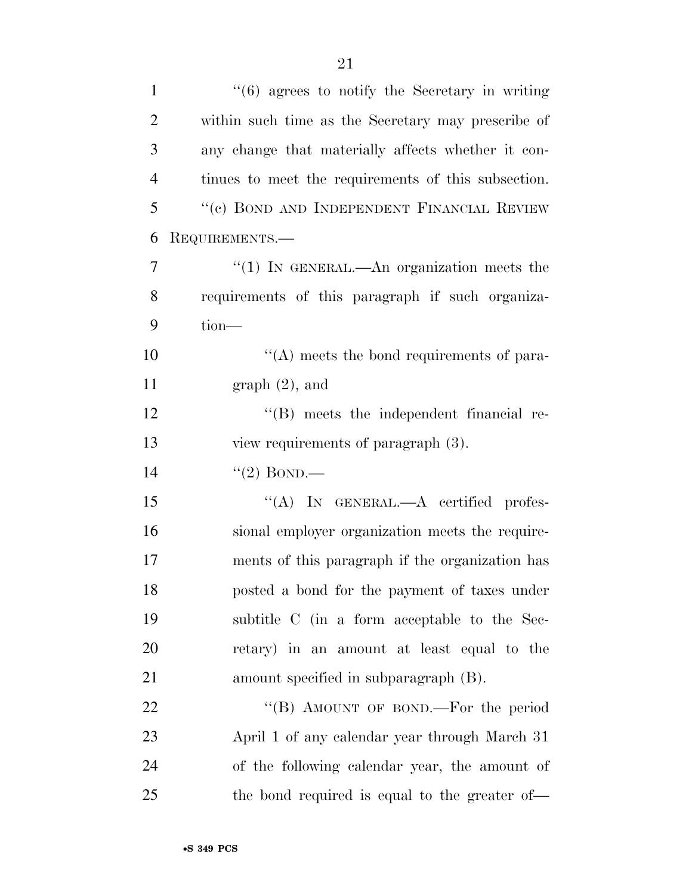"(6) agrees to notify the Secretary in writing within such time as the Secretary may prescribe of any change that materially affects whether it continues to meet the requirements of this subsection.

"(c) BOND AND INDEPENDENT FINANCIAL REVIEW REQUIREMENTS.—

"(1) IN GENERAL.—An organization meets the requirements of this paragraph if such organization—

"(A) meets the bond requirements of paragraph (2), and

"(B) meets the independent financial review requirements of paragraph (3).

"(2) BOND.—

"(A) IN GENERAL.—A certified professional employer organization meets the requirements of this paragraph if the organization has posted a bond for the payment of taxes under subtitle C (in a form acceptable to the Secretary) in an amount at least equal to the amount specified in subparagraph (B).

"(B) AMOUNT OF BOND.—For the period April 1 of any calendar year through March 31 of the following calendar year, the amount of the bond required is equal to the greater of—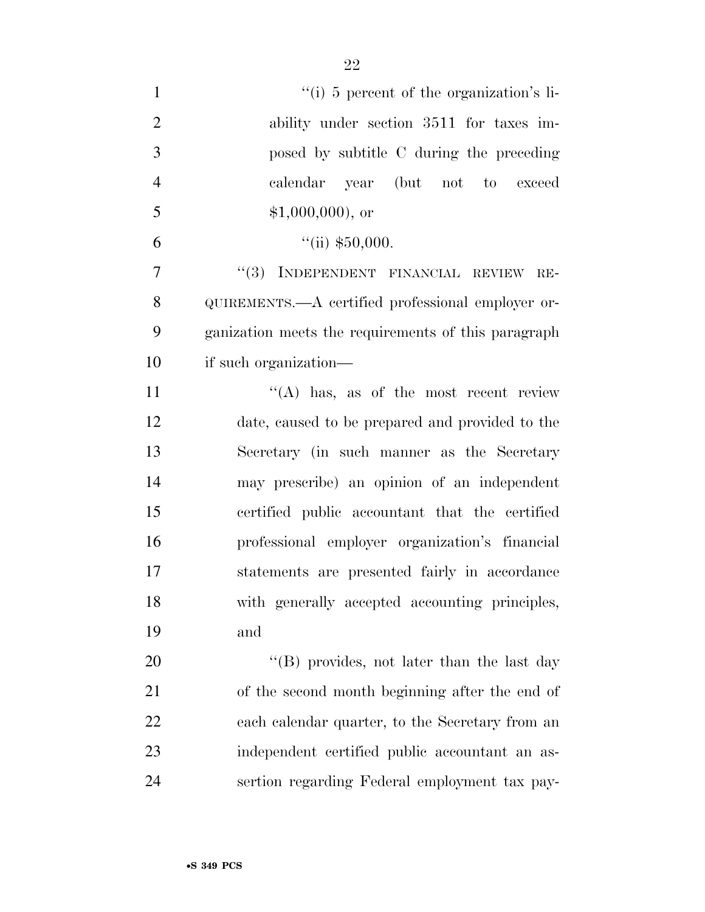"(i) 5 percent of the organization's liability under section 3511 for taxes imposed by subtitle C during the preceding calendar year (but not to exceed $1,000,000), or

"(ii) $50,000.

"(3) INDEPENDENT FINANCIAL REVIEW REQUIREMENTS.—A certified professional employer organization meets the requirements of this paragraph if such organization—

"(A) has, as of the most recent review date, caused to be prepared and provided to the Secretary (in such manner as the Secretary may prescribe) an opinion of an independent certified public accountant that the certified professional employer organization's financial statements are presented fairly in accordance with generally accepted accounting principles, and

"(B) provides, not later than the last day of the second month beginning after the end of each calendar quarter, to the Secretary from an independent certified public accountant an assertion regarding Federal employment tax pay-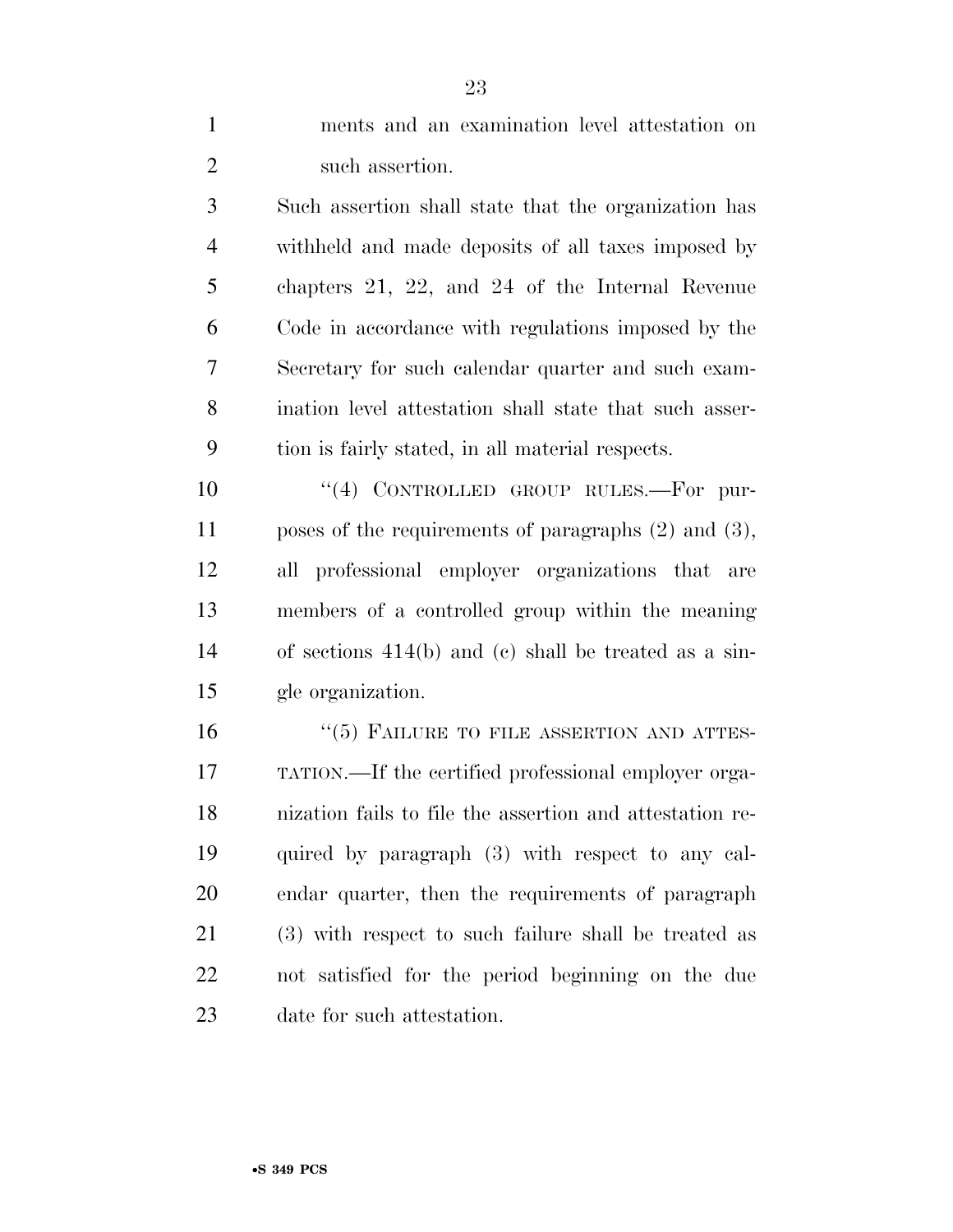ments and an examination level attestation on such assertion.

Such assertion shall state that the organization has withheld and made deposits of all taxes imposed by chapters 21, 22, and 24 of the Internal Revenue Code in accordance with regulations imposed by the Secretary for such calendar quarter and such examination level attestation shall state that such assertion is fairly stated, in all material respects.

"(4) CONTROLLED GROUP RULES.—For purposes of the requirements of paragraphs (2) and (3), all professional employer organizations that are members of a controlled group within the meaning of sections 414(b) and (c) shall be treated as a single organization.

"(5) FAILURE TO FILE ASSERTION AND ATTESTATION.—If the certified professional employer organization fails to file the assertion and attestation required by paragraph (3) with respect to any calendar quarter, then the requirements of paragraph (3) with respect to such failure shall be treated as not satisfied for the period beginning on the due date for such attestation.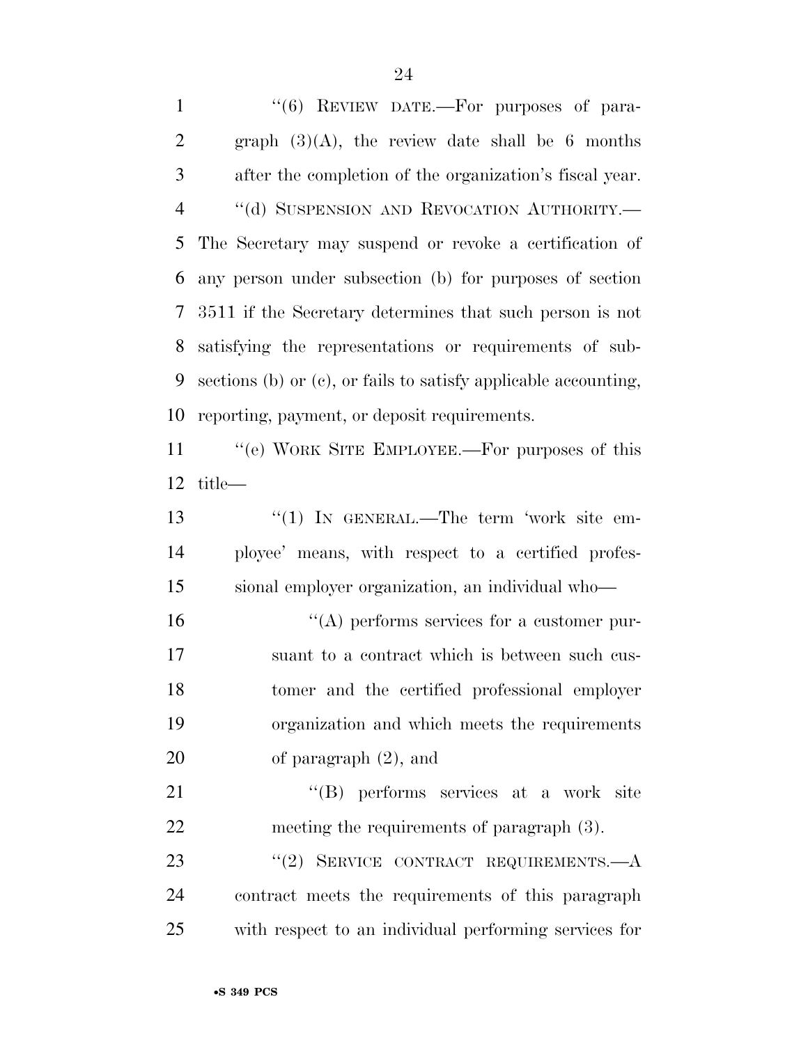"(6) REVIEW DATE.—For purposes of paragraph (3)(A), the review date shall be 6 months after the completion of the organization's fiscal year.

"(d) SUSPENSION AND REVOCATION AUTHORITY.—The Secretary may suspend or revoke a certification of any person under subsection (b) for purposes of section 3511 if the Secretary determines that such person is not satisfying the representations or requirements of subsections (b) or (c), or fails to satisfy applicable accounting, reporting, payment, or deposit requirements.

"(e) WORK SITE EMPLOYEE.—For purposes of this title—

"(1) IN GENERAL.—The term 'work site employee' means, with respect to a certified professional employer organization, an individual who—

"(A) performs services for a customer pursuant to a contract which is between such customer and the certified professional employer organization and which meets the requirements of paragraph (2), and

"(B) performs services at a work site meeting the requirements of paragraph (3).

"(2) SERVICE CONTRACT REQUIREMENTS.—A contract meets the requirements of this paragraph with respect to an individual performing services for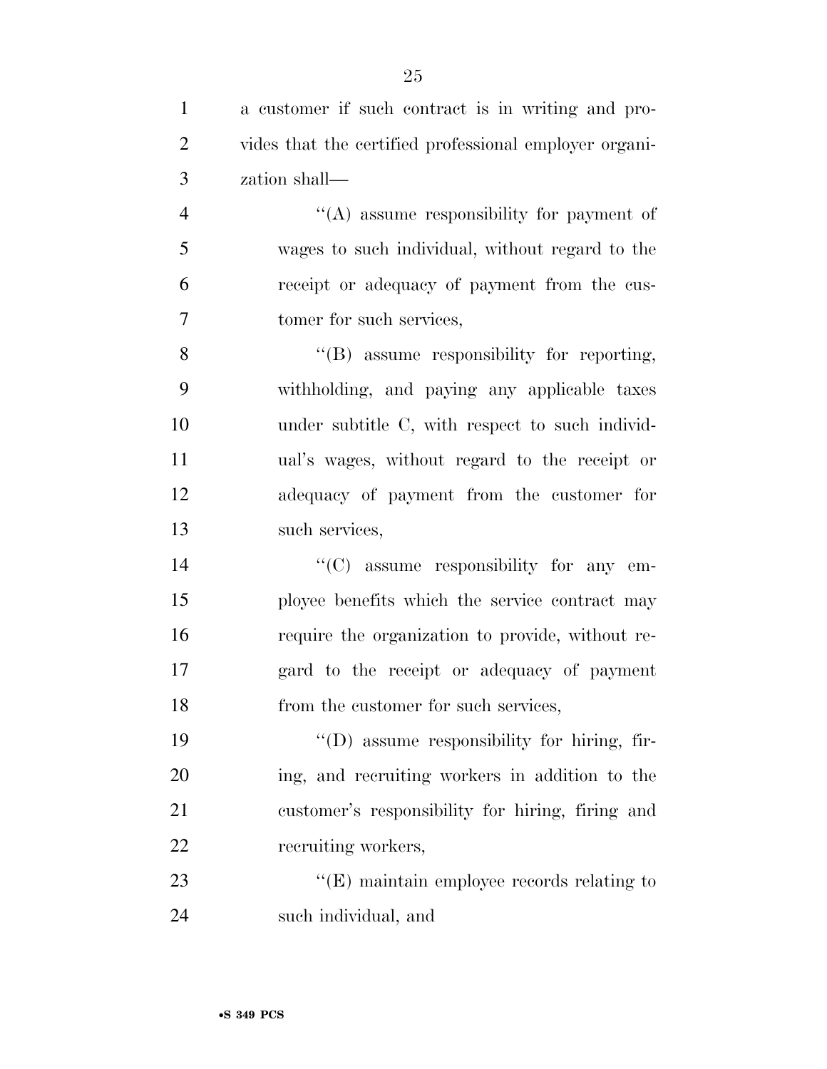a customer if such contract is in writing and provides that the certified professional employer organization shall—

''(A) assume responsibility for payment of wages to such individual, without regard to the receipt or adequacy of payment from the customer for such services,

''(B) assume responsibility for reporting, withholding, and paying any applicable taxes under subtitle C, with respect to such individual's wages, without regard to the receipt or adequacy of payment from the customer for such services,

''(C) assume responsibility for any employee benefits which the service contract may require the organization to provide, without regard to the receipt or adequacy of payment from the customer for such services,

''(D) assume responsibility for hiring, firing, and recruiting workers in addition to the customer's responsibility for hiring, firing and recruiting workers,

''(E) maintain employee records relating to such individual, and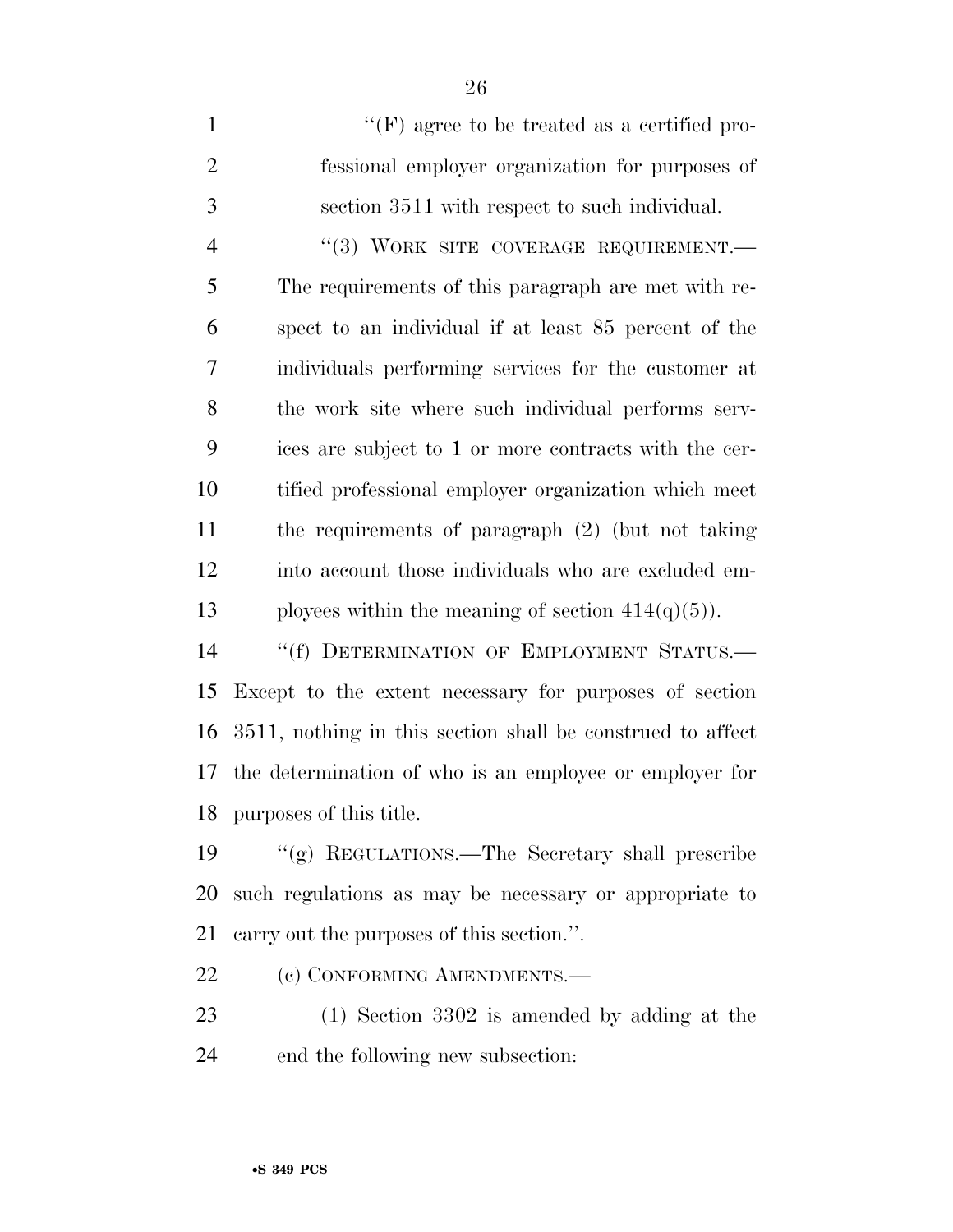"(F) agree to be treated as a certified professional employer organization for purposes of section 3511 with respect to such individual.

"(3) WORK SITE COVERAGE REQUIREMENT.—The requirements of this paragraph are met with respect to an individual if at least 85 percent of the individuals performing services for the customer at the work site where such individual performs services are subject to 1 or more contracts with the certified professional employer organization which meet the requirements of paragraph (2) (but not taking into account those individuals who are excluded employees within the meaning of section 414(q)(5)).

"(f) DETERMINATION OF EMPLOYMENT STATUS.—Except to the extent necessary for purposes of section 3511, nothing in this section shall be construed to affect the determination of who is an employee or employer for purposes of this title.

"(g) REGULATIONS.—The Secretary shall prescribe such regulations as may be necessary or appropriate to carry out the purposes of this section.".

(c) CONFORMING AMENDMENTS.—

(1) Section 3302 is amended by adding at the end the following new subsection: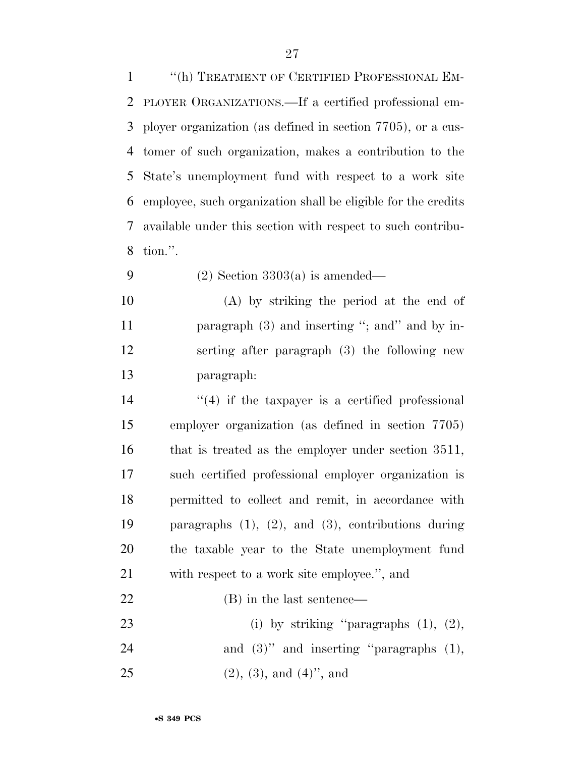"(h) TREATMENT OF CERTIFIED PROFESSIONAL EMPLOYER ORGANIZATIONS.—If a certified professional employer organization (as defined in section 7705), or a customer of such organization, makes a contribution to the State's unemployment fund with respect to a work site employee, such organization shall be eligible for the credits available under this section with respect to such contribution.".

(2) Section 3303(a) is amended—

(A) by striking the period at the end of paragraph (3) and inserting "; and" and by inserting after paragraph (3) the following new paragraph:

"(4) if the taxpayer is a certified professional employer organization (as defined in section 7705) that is treated as the employer under section 3511, such certified professional employer organization is permitted to collect and remit, in accordance with paragraphs (1), (2), and (3), contributions during the taxable year to the State unemployment fund with respect to a work site employee.", and

(B) in the last sentence—

(i) by striking "paragraphs (1), (2), and (3)" and inserting "paragraphs (1), (2), (3), and (4)", and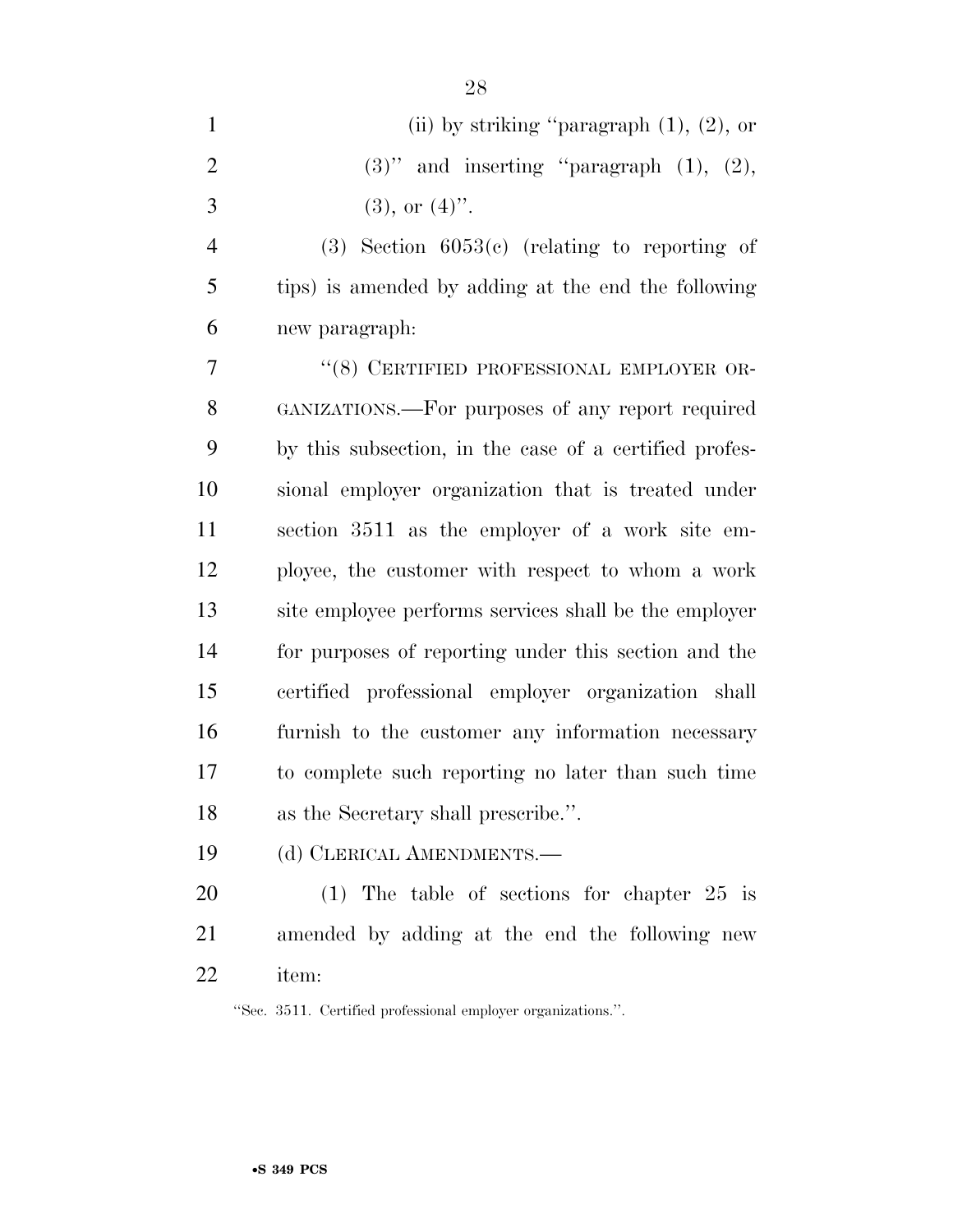(ii) by striking "paragraph (1), (2), or (3)" and inserting "paragraph (1), (2), (3), or (4)".

(3) Section 6053(c) (relating to reporting of tips) is amended by adding at the end the following new paragraph:

"(8) CERTIFIED PROFESSIONAL EMPLOYER ORGANIZATIONS.—For purposes of any report required by this subsection, in the case of a certified professional employer organization that is treated under section 3511 as the employer of a work site employee, the customer with respect to whom a work site employee performs services shall be the employer for purposes of reporting under this section and the certified professional employer organization shall furnish to the customer any information necessary to complete such reporting no later than such time as the Secretary shall prescribe.".

(d) CLERICAL AMENDMENTS.—

(1) The table of sections for chapter 25 is amended by adding at the end the following new item:

"Sec. 3511. Certified professional employer organizations.".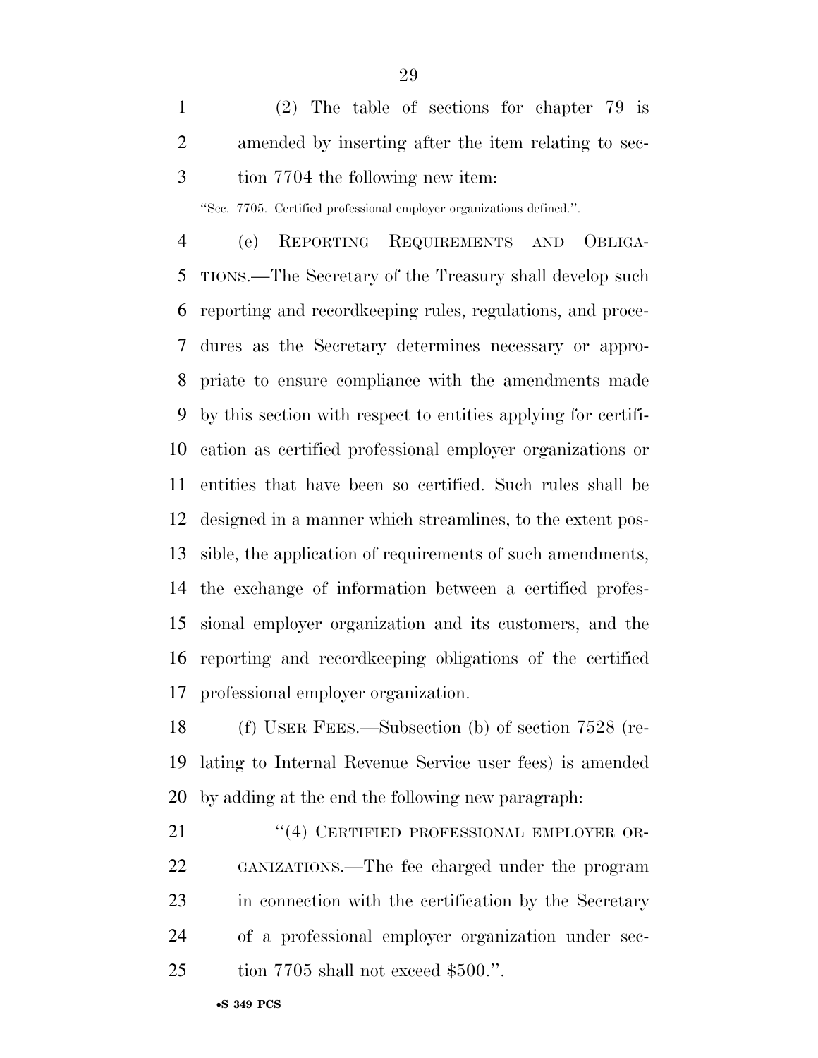(2) The table of sections for chapter 79 is amended by inserting after the item relating to section 7704 the following new item:

"Sec. 7705. Certified professional employer organizations defined.".

(e) REPORTING REQUIREMENTS AND OBLIGATIONS.—The Secretary of the Treasury shall develop such reporting and recordkeeping rules, regulations, and procedures as the Secretary determines necessary or appropriate to ensure compliance with the amendments made by this section with respect to entities applying for certification as certified professional employer organizations or entities that have been so certified. Such rules shall be designed in a manner which streamlines, to the extent possible, the application of requirements of such amendments, the exchange of information between a certified professional employer organization and its customers, and the reporting and recordkeeping obligations of the certified professional employer organization.

(f) USER FEES.—Subsection (b) of section 7528 (relating to Internal Revenue Service user fees) is amended by adding at the end the following new paragraph:

"(4) CERTIFIED PROFESSIONAL EMPLOYER ORGANIZATIONS.—The fee charged under the program in connection with the certification by the Secretary of a professional employer organization under section 7705 shall not exceed $500.".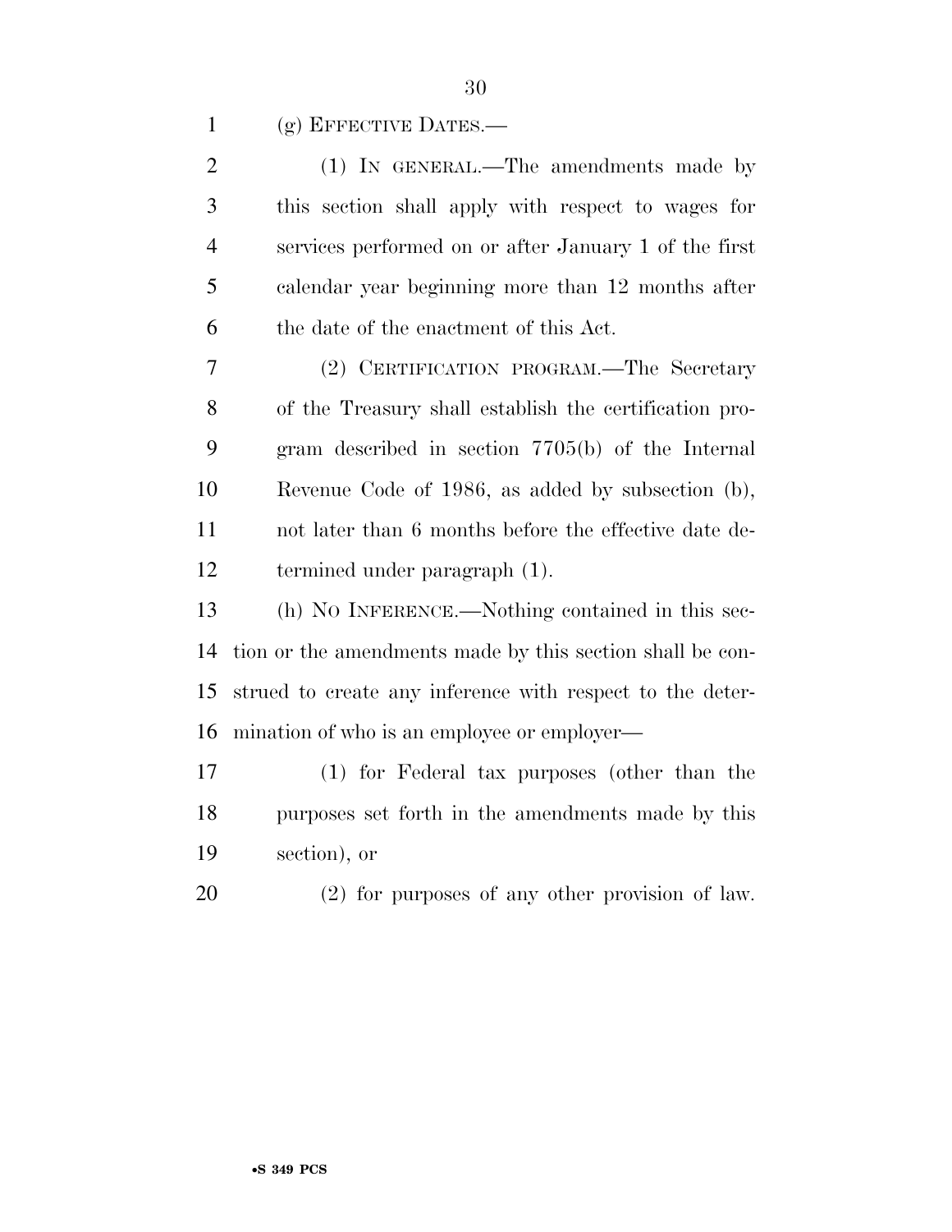(g) EFFECTIVE DATES.—

(1) IN GENERAL.—The amendments made by this section shall apply with respect to wages for services performed on or after January 1 of the first calendar year beginning more than 12 months after the date of the enactment of this Act.

(2) CERTIFICATION PROGRAM.—The Secretary of the Treasury shall establish the certification program described in section 7705(b) of the Internal Revenue Code of 1986, as added by subsection (b), not later than 6 months before the effective date determined under paragraph (1).

(h) NO INFERENCE.—Nothing contained in this section or the amendments made by this section shall be construed to create any inference with respect to the determination of who is an employee or employer—

(1) for Federal tax purposes (other than the purposes set forth in the amendments made by this section), or

(2) for purposes of any other provision of law.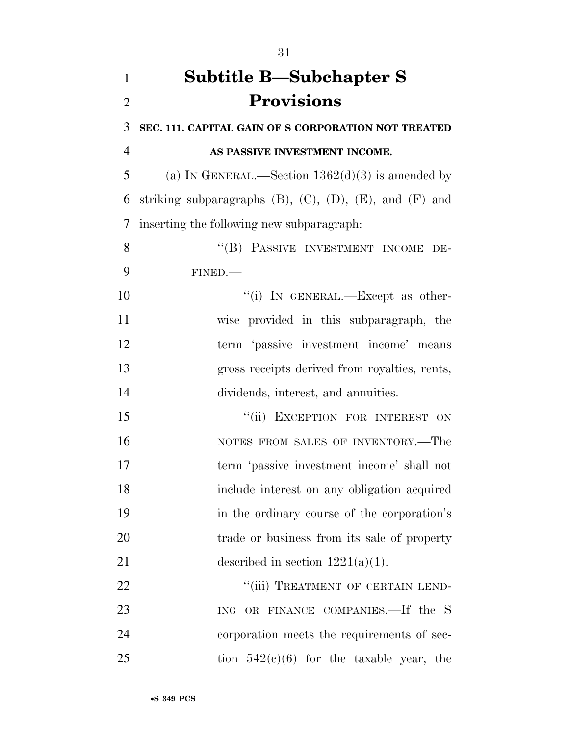# Subtitle B—Subchapter S Provisions

**SEC. 111. CAPITAL GAIN OF S CORPORATION NOT TREATED AS PASSIVE INVESTMENT INCOME.**

(a) IN GENERAL.—Section 1362(d)(3) is amended by striking subparagraphs (B), (C), (D), (E), and (F) and inserting the following new subparagraph:

"(B) PASSIVE INVESTMENT INCOME DEFINED.—

"(i) IN GENERAL.—Except as otherwise provided in this subparagraph, the term 'passive investment income' means gross receipts derived from royalties, rents, dividends, interest, and annuities.

"(ii) EXCEPTION FOR INTEREST ON NOTES FROM SALES OF INVENTORY.—The term 'passive investment income' shall not include interest on any obligation acquired in the ordinary course of the corporation's trade or business from its sale of property described in section 1221(a)(1).

"(iii) TREATMENT OF CERTAIN LENDING OR FINANCE COMPANIES.—If the S corporation meets the requirements of section 542(c)(6) for the taxable year, the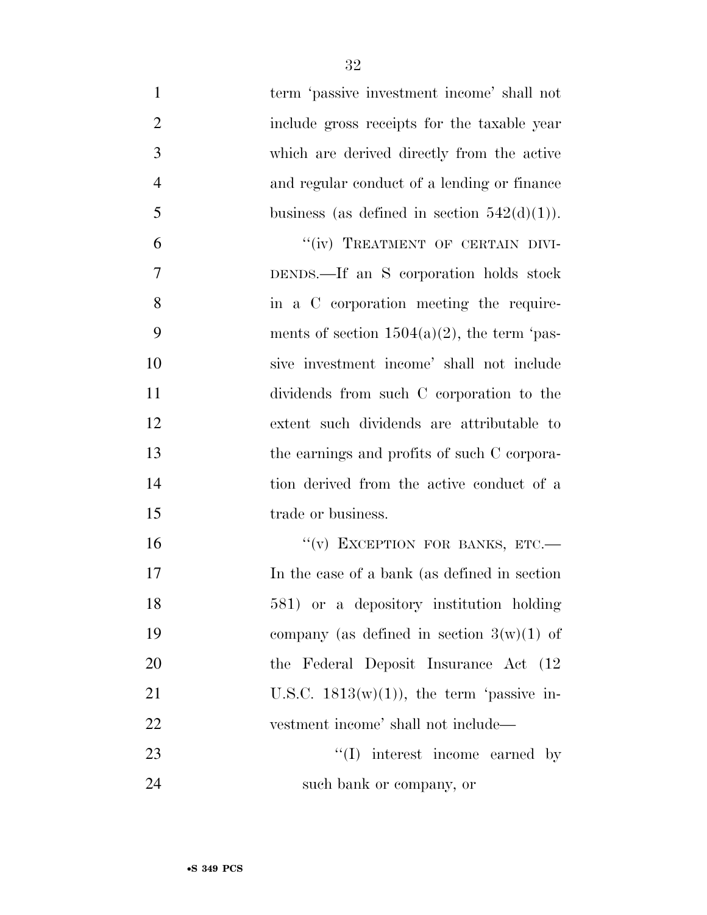term 'passive investment income' shall not include gross receipts for the taxable year which are derived directly from the active and regular conduct of a lending or finance business (as defined in section 542(d)(1)).

"(iv) TREATMENT OF CERTAIN DIVIDENDS.—If an S corporation holds stock in a C corporation meeting the requirements of section 1504(a)(2), the term 'passive investment income' shall not include dividends from such C corporation to the extent such dividends are attributable to the earnings and profits of such C corporation derived from the active conduct of a trade or business.

"(v) EXCEPTION FOR BANKS, ETC.— In the case of a bank (as defined in section 581) or a depository institution holding company (as defined in section 3(w)(1) of the Federal Deposit Insurance Act (12 U.S.C. 1813(w)(1)), the term 'passive investment income' shall not include—

"(I) interest income earned by such bank or company, or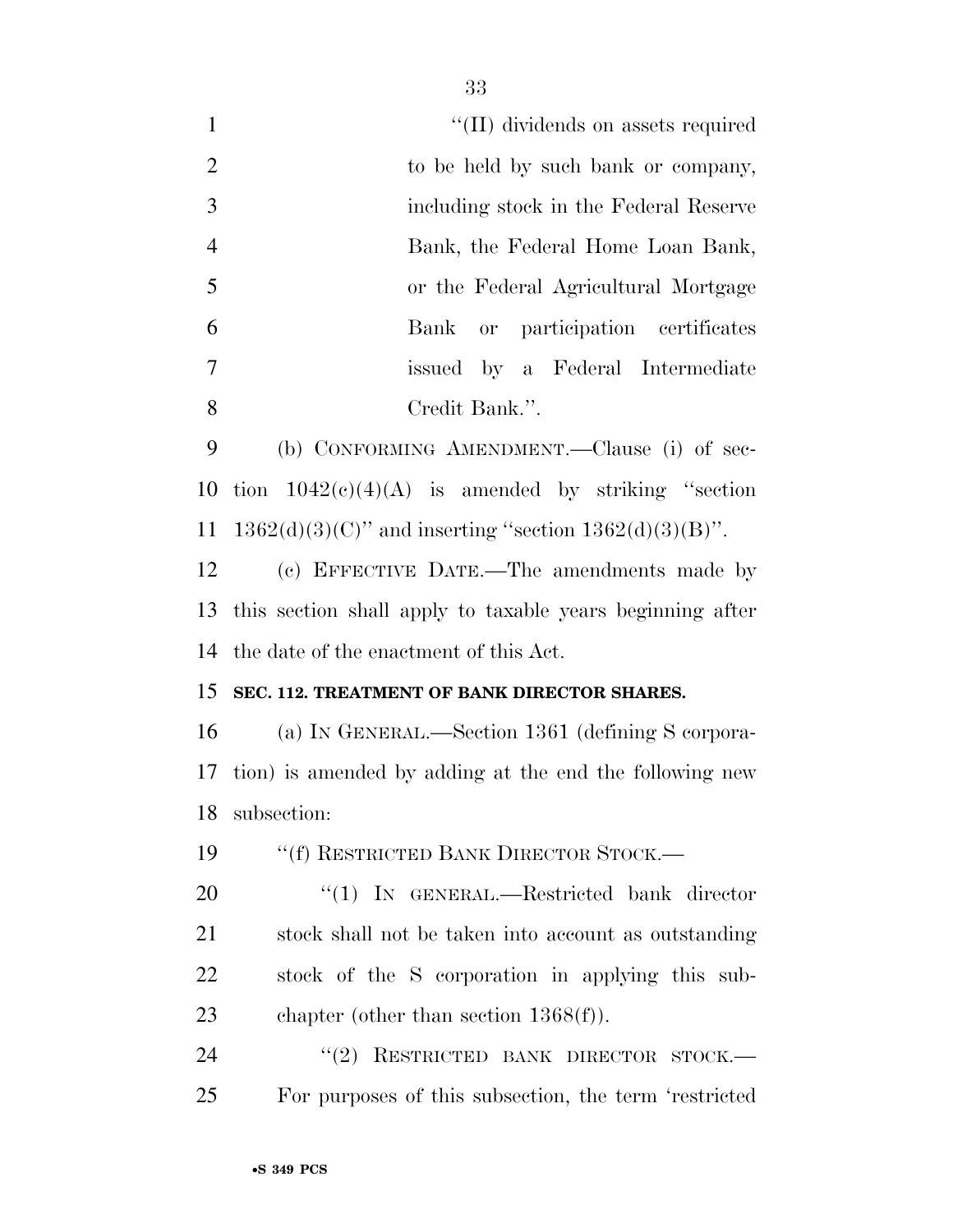"(II) dividends on assets required to be held by such bank or company, including stock in the Federal Reserve Bank, the Federal Home Loan Bank, or the Federal Agricultural Mortgage Bank or participation certificates issued by a Federal Intermediate Credit Bank.".

(b) CONFORMING AMENDMENT.—Clause (i) of section 1042(c)(4)(A) is amended by striking "section 1362(d)(3)(C)" and inserting "section 1362(d)(3)(B)".

(c) EFFECTIVE DATE.—The amendments made by this section shall apply to taxable years beginning after the date of the enactment of this Act.

**SEC. 112. TREATMENT OF BANK DIRECTOR SHARES.**

(a) IN GENERAL.—Section 1361 (defining S corporation) is amended by adding at the end the following new subsection:

"(f) RESTRICTED BANK DIRECTOR STOCK.—

"(1) IN GENERAL.—Restricted bank director stock shall not be taken into account as outstanding stock of the S corporation in applying this subchapter (other than section 1368(f)).

"(2) RESTRICTED BANK DIRECTOR STOCK.—For purposes of this subsection, the term 'restricted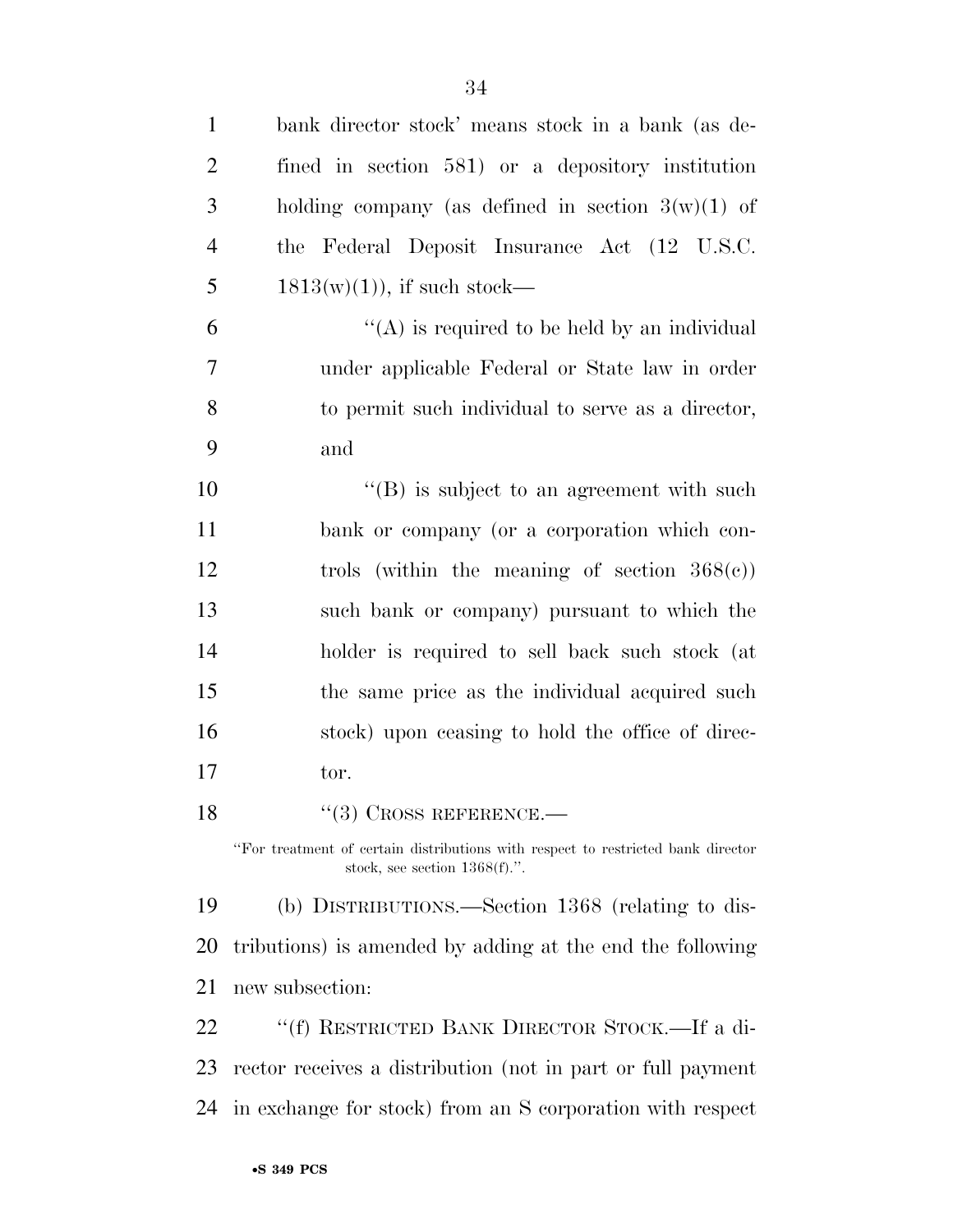bank director stock' means stock in a bank (as defined in section 581) or a depository institution holding company (as defined in section 3(w)(1) of the Federal Deposit Insurance Act (12 U.S.C. 1813(w)(1)), if such stock—

"(A) is required to be held by an individual under applicable Federal or State law in order to permit such individual to serve as a director, and

"(B) is subject to an agreement with such bank or company (or a corporation which controls (within the meaning of section 368(c)) such bank or company) pursuant to which the holder is required to sell back such stock (at the same price as the individual acquired such stock) upon ceasing to hold the office of director.

"(3) CROSS REFERENCE.—

"For treatment of certain distributions with respect to restricted bank director stock, see section 1368(f).".

(b) DISTRIBUTIONS.—Section 1368 (relating to distributions) is amended by adding at the end the following new subsection:

"(f) RESTRICTED BANK DIRECTOR STOCK.—If a director receives a distribution (not in part or full payment in exchange for stock) from an S corporation with respect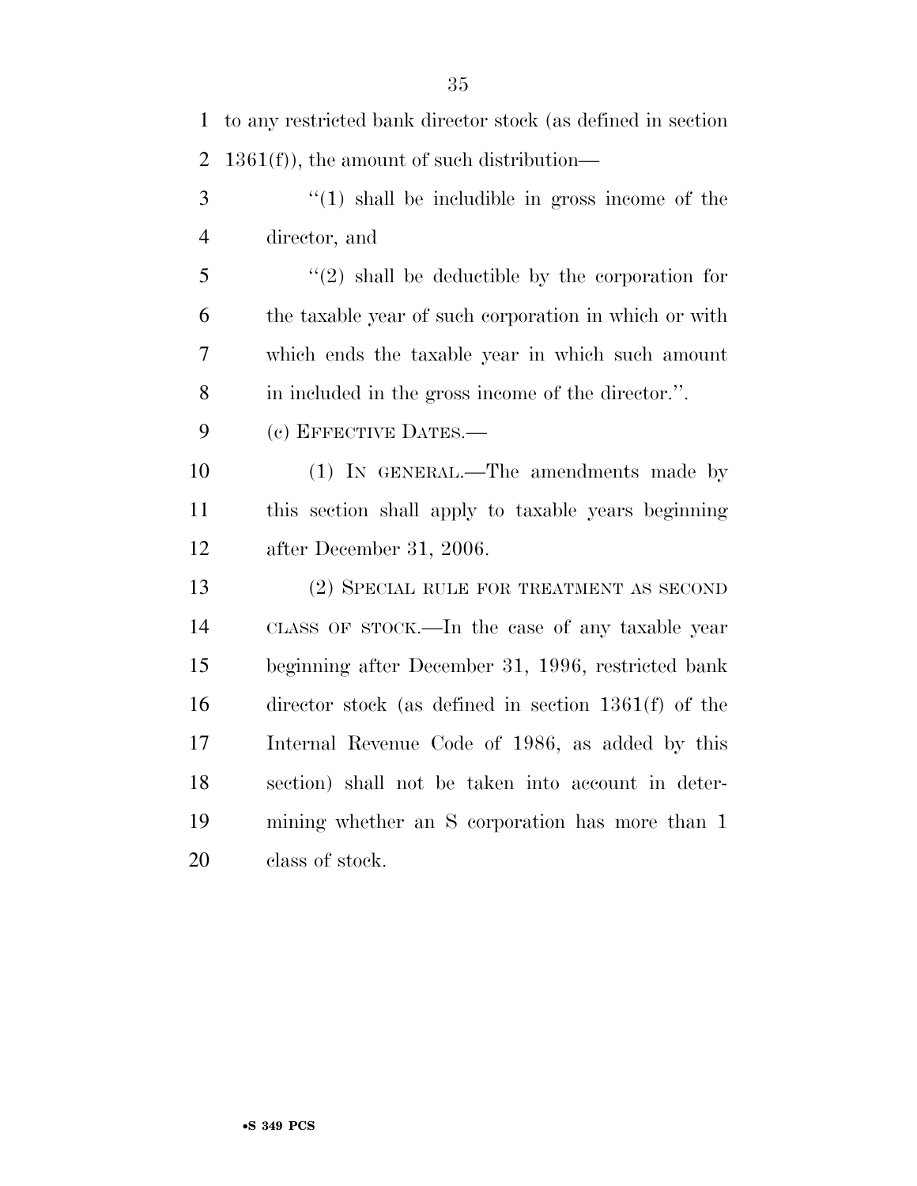to any restricted bank director stock (as defined in section 1361(f)), the amount of such distribution—

''(1) shall be includible in gross income of the director, and

''(2) shall be deductible by the corporation for the taxable year of such corporation in which or with which ends the taxable year in which such amount in included in the gross income of the director.''.

(c) EFFECTIVE DATES.—

(1) IN GENERAL.—The amendments made by this section shall apply to taxable years beginning after December 31, 2006.

(2) SPECIAL RULE FOR TREATMENT AS SECOND CLASS OF STOCK.—In the case of any taxable year beginning after December 31, 1996, restricted bank director stock (as defined in section 1361(f) of the Internal Revenue Code of 1986, as added by this section) shall not be taken into account in determining whether an S corporation has more than 1 class of stock.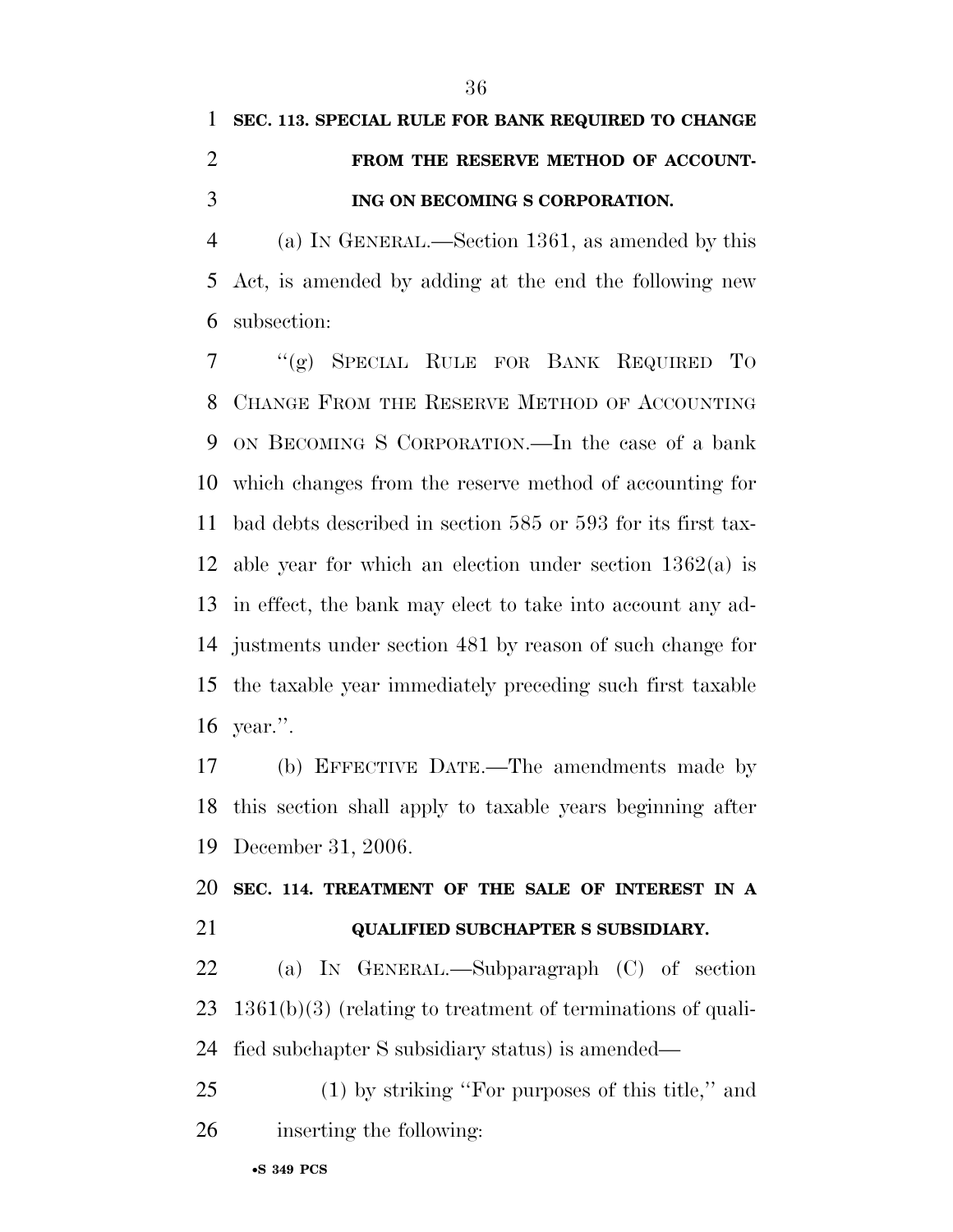**SEC. 113. SPECIAL RULE FOR BANK REQUIRED TO CHANGE FROM THE RESERVE METHOD OF ACCOUNTING ON BECOMING S CORPORATION.**

(a) IN GENERAL.—Section 1361, as amended by this Act, is amended by adding at the end the following new subsection:

"(g) SPECIAL RULE FOR BANK REQUIRED TO CHANGE FROM THE RESERVE METHOD OF ACCOUNTING ON BECOMING S CORPORATION.—In the case of a bank which changes from the reserve method of accounting for bad debts described in section 585 or 593 for its first taxable year for which an election under section 1362(a) is in effect, the bank may elect to take into account any adjustments under section 481 by reason of such change for the taxable year immediately preceding such first taxable year.".

(b) EFFECTIVE DATE.—The amendments made by this section shall apply to taxable years beginning after December 31, 2006.

**SEC. 114. TREATMENT OF THE SALE OF INTEREST IN A QUALIFIED SUBCHAPTER S SUBSIDIARY.**

(a) IN GENERAL.—Subparagraph (C) of section 1361(b)(3) (relating to treatment of terminations of qualified subchapter S subsidiary status) is amended—

(1) by striking "For purposes of this title," and inserting the following: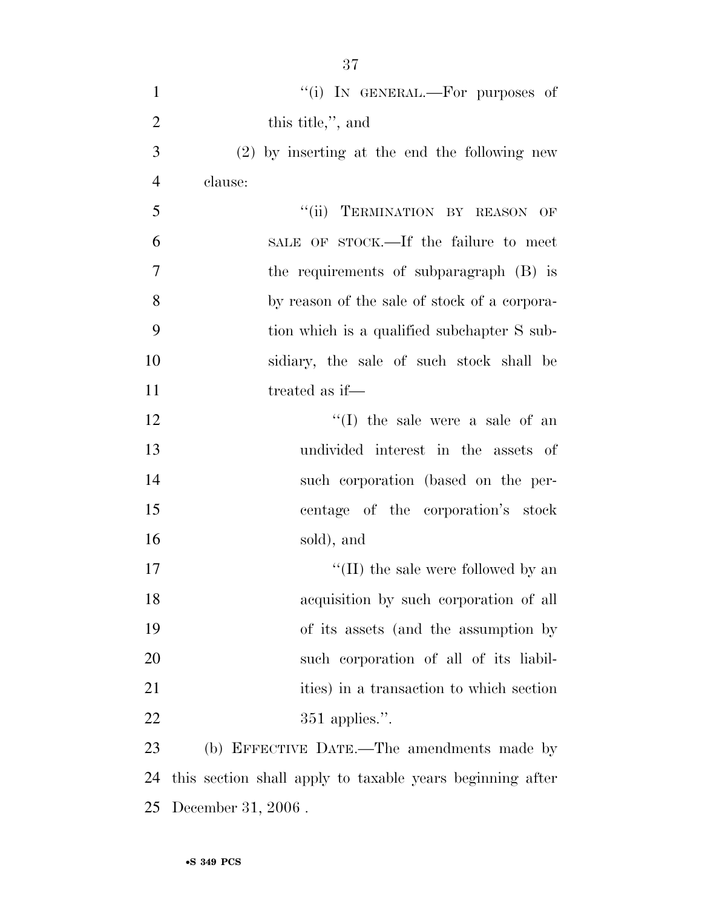"(i) IN GENERAL.—For purposes of this title,", and

(2) by inserting at the end the following new clause:

"(ii) TERMINATION BY REASON OF SALE OF STOCK.—If the failure to meet the requirements of subparagraph (B) is by reason of the sale of stock of a corporation which is a qualified subchapter S subsidiary, the sale of such stock shall be treated as if—

"(I) the sale were a sale of an undivided interest in the assets of such corporation (based on the percentage of the corporation's stock sold), and

"(II) the sale were followed by an acquisition by such corporation of all of its assets (and the assumption by such corporation of all of its liabilities) in a transaction to which section 351 applies.".

(b) EFFECTIVE DATE.—The amendments made by this section shall apply to taxable years beginning after December 31, 2006 .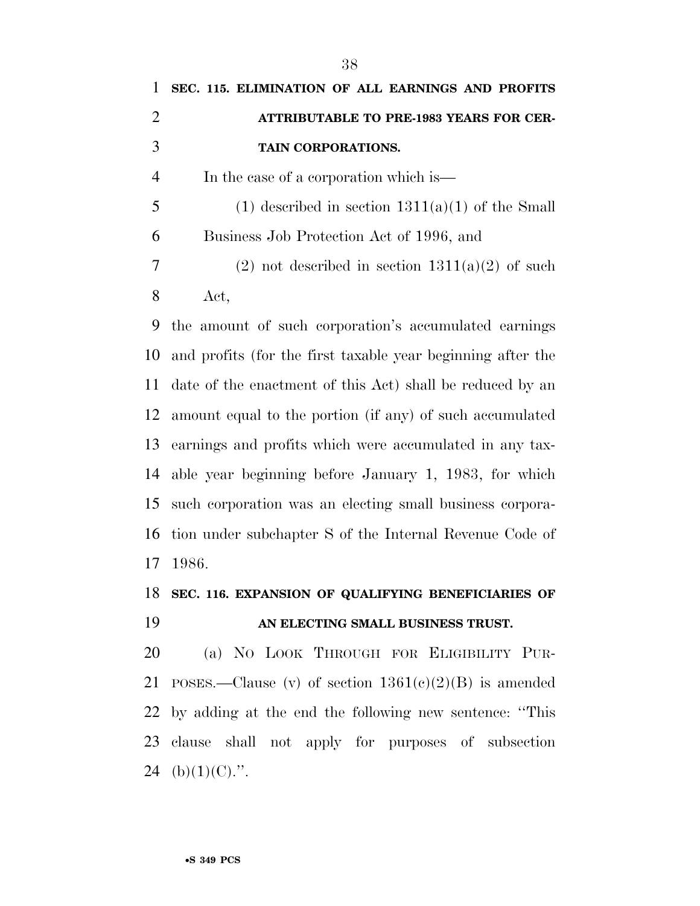**SEC. 115. ELIMINATION OF ALL EARNINGS AND PROFITS ATTRIBUTABLE TO PRE-1983 YEARS FOR CERTAIN CORPORATIONS.**

In the case of a corporation which is—

(1) described in section 1311(a)(1) of the Small Business Job Protection Act of 1996, and

(2) not described in section 1311(a)(2) of such Act,

the amount of such corporation's accumulated earnings and profits (for the first taxable year beginning after the date of the enactment of this Act) shall be reduced by an amount equal to the portion (if any) of such accumulated earnings and profits which were accumulated in any taxable year beginning before January 1, 1983, for which such corporation was an electing small business corporation under subchapter S of the Internal Revenue Code of 1986.

**SEC. 116. EXPANSION OF QUALIFYING BENEFICIARIES OF AN ELECTING SMALL BUSINESS TRUST.**

(a) NO LOOK THROUGH FOR ELIGIBILITY PURPOSES.—Clause (v) of section 1361(c)(2)(B) is amended by adding at the end the following new sentence: "This clause shall not apply for purposes of subsection (b)(1)(C).".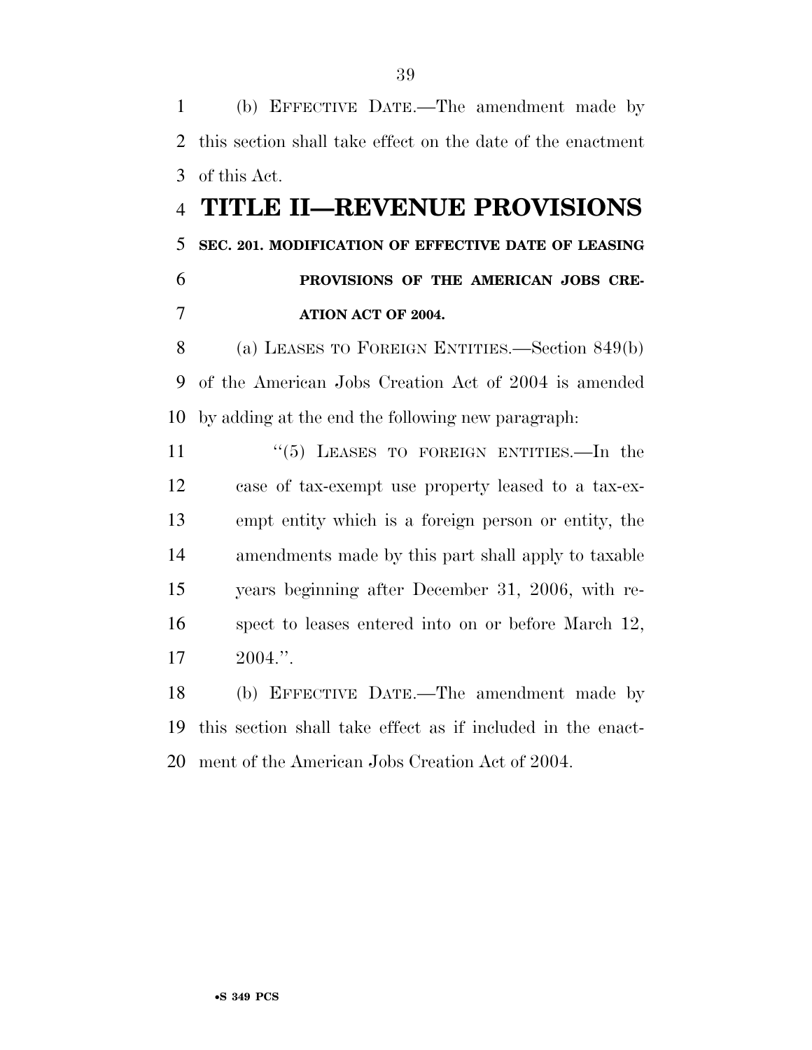(b) EFFECTIVE DATE.—The amendment made by this section shall take effect on the date of the enactment of this Act.

# TITLE II—REVENUE PROVISIONS

### SEC. 201. MODIFICATION OF EFFECTIVE DATE OF LEASING PROVISIONS OF THE AMERICAN JOBS CREATION ACT OF 2004.

(a) LEASES TO FOREIGN ENTITIES.—Section 849(b) of the American Jobs Creation Act of 2004 is amended by adding at the end the following new paragraph:

"(5) LEASES TO FOREIGN ENTITIES.—In the case of tax-exempt use property leased to a tax-exempt entity which is a foreign person or entity, the amendments made by this part shall apply to taxable years beginning after December 31, 2006, with respect to leases entered into on or before March 12, 2004.".

(b) EFFECTIVE DATE.—The amendment made by this section shall take effect as if included in the enactment of the American Jobs Creation Act of 2004.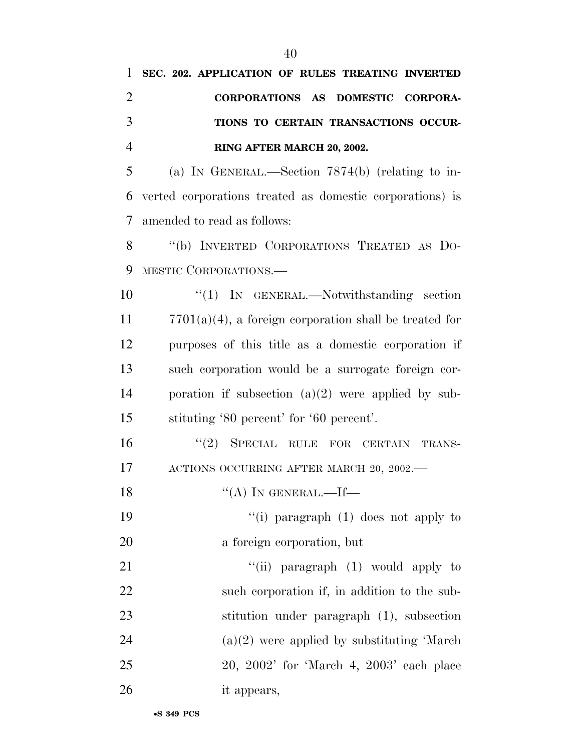**SEC. 202. APPLICATION OF RULES TREATING INVERTED CORPORATIONS AS DOMESTIC CORPORATIONS TO CERTAIN TRANSACTIONS OCCURRING AFTER MARCH 20, 2002.**

(a) IN GENERAL.—Section 7874(b) (relating to inverted corporations treated as domestic corporations) is amended to read as follows:

"(b) INVERTED CORPORATIONS TREATED AS DOMESTIC CORPORATIONS.—

"(1) IN GENERAL.—Notwithstanding section 7701(a)(4), a foreign corporation shall be treated for purposes of this title as a domestic corporation if such corporation would be a surrogate foreign corporation if subsection (a)(2) were applied by substituting '80 percent' for '60 percent'.

"(2) SPECIAL RULE FOR CERTAIN TRANSACTIONS OCCURRING AFTER MARCH 20, 2002.—

"(A) IN GENERAL.—If—

"(i) paragraph (1) does not apply to a foreign corporation, but

"(ii) paragraph (1) would apply to such corporation if, in addition to the substitution under paragraph (1), subsection (a)(2) were applied by substituting 'March 20, 2002' for 'March 4, 2003' each place it appears,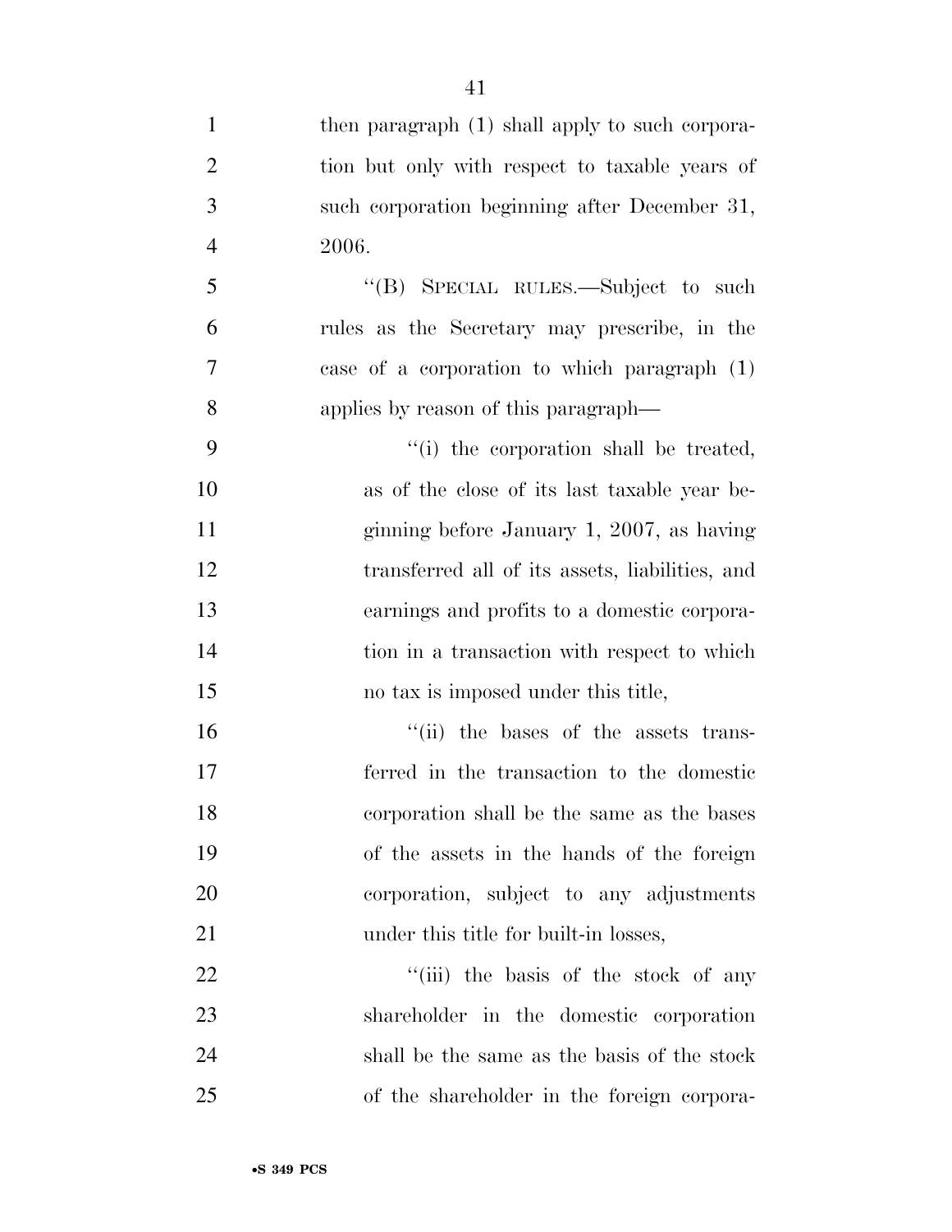then paragraph (1) shall apply to such corporation but only with respect to taxable years of such corporation beginning after December 31, 2006.

"(B) SPECIAL RULES.—Subject to such rules as the Secretary may prescribe, in the case of a corporation to which paragraph (1) applies by reason of this paragraph—

"(i) the corporation shall be treated, as of the close of its last taxable year beginning before January 1, 2007, as having transferred all of its assets, liabilities, and earnings and profits to a domestic corporation in a transaction with respect to which no tax is imposed under this title,

"(ii) the bases of the assets transferred in the transaction to the domestic corporation shall be the same as the bases of the assets in the hands of the foreign corporation, subject to any adjustments under this title for built-in losses,

"(iii) the basis of the stock of any shareholder in the domestic corporation shall be the same as the basis of the stock of the shareholder in the foreign corpora-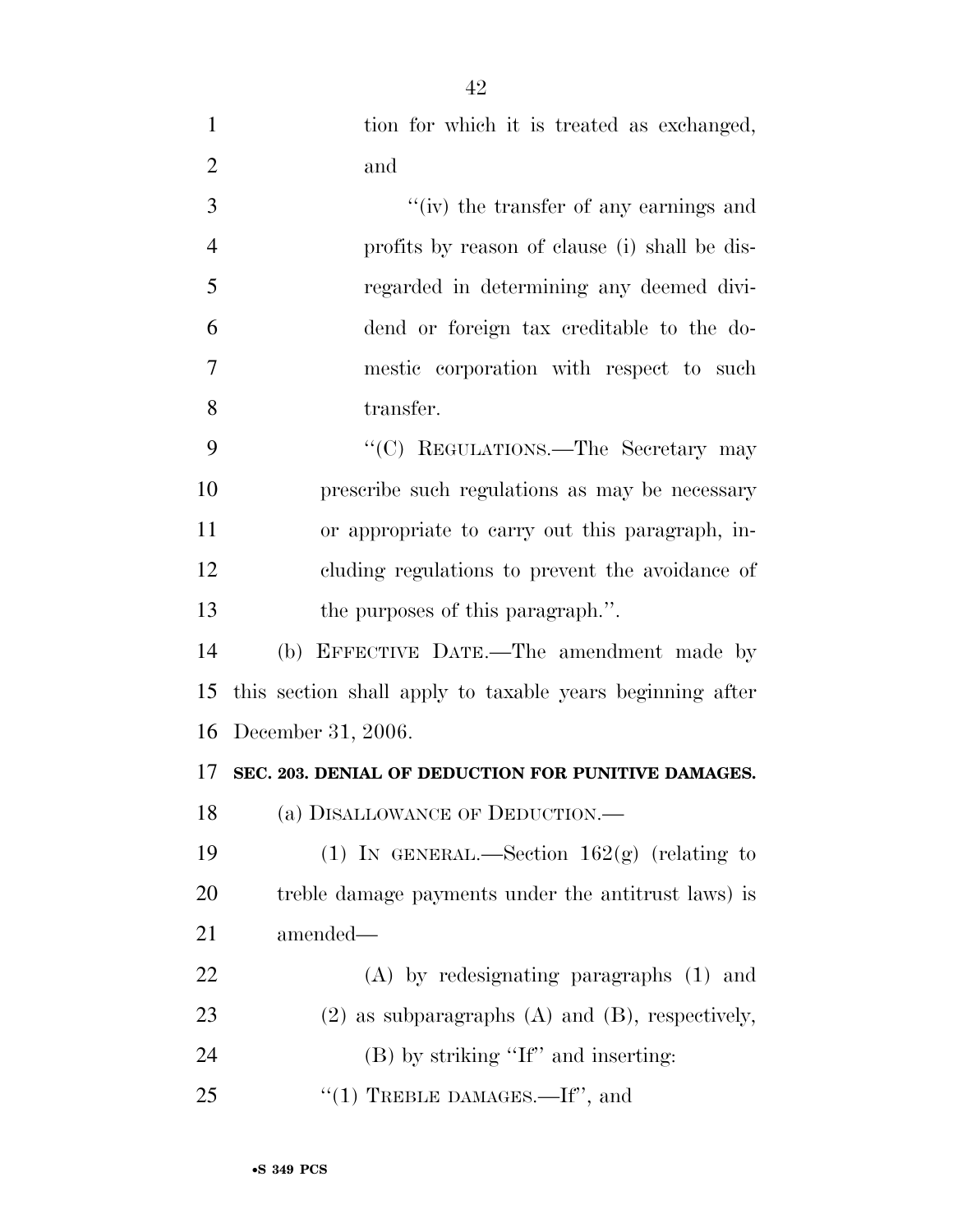tion for which it is treated as exchanged, and

"(iv) the transfer of any earnings and profits by reason of clause (i) shall be disregarded in determining any deemed dividend or foreign tax creditable to the domestic corporation with respect to such transfer.

"(C) REGULATIONS.—The Secretary may prescribe such regulations as may be necessary or appropriate to carry out this paragraph, including regulations to prevent the avoidance of the purposes of this paragraph.".

(b) EFFECTIVE DATE.—The amendment made by this section shall apply to taxable years beginning after December 31, 2006.

**SEC. 203. DENIAL OF DEDUCTION FOR PUNITIVE DAMAGES.**

(a) DISALLOWANCE OF DEDUCTION.—

(1) IN GENERAL.—Section 162(g) (relating to treble damage payments under the antitrust laws) is amended—

(A) by redesignating paragraphs (1) and (2) as subparagraphs (A) and (B), respectively,

(B) by striking "If" and inserting:

"(1) TREBLE DAMAGES.—If", and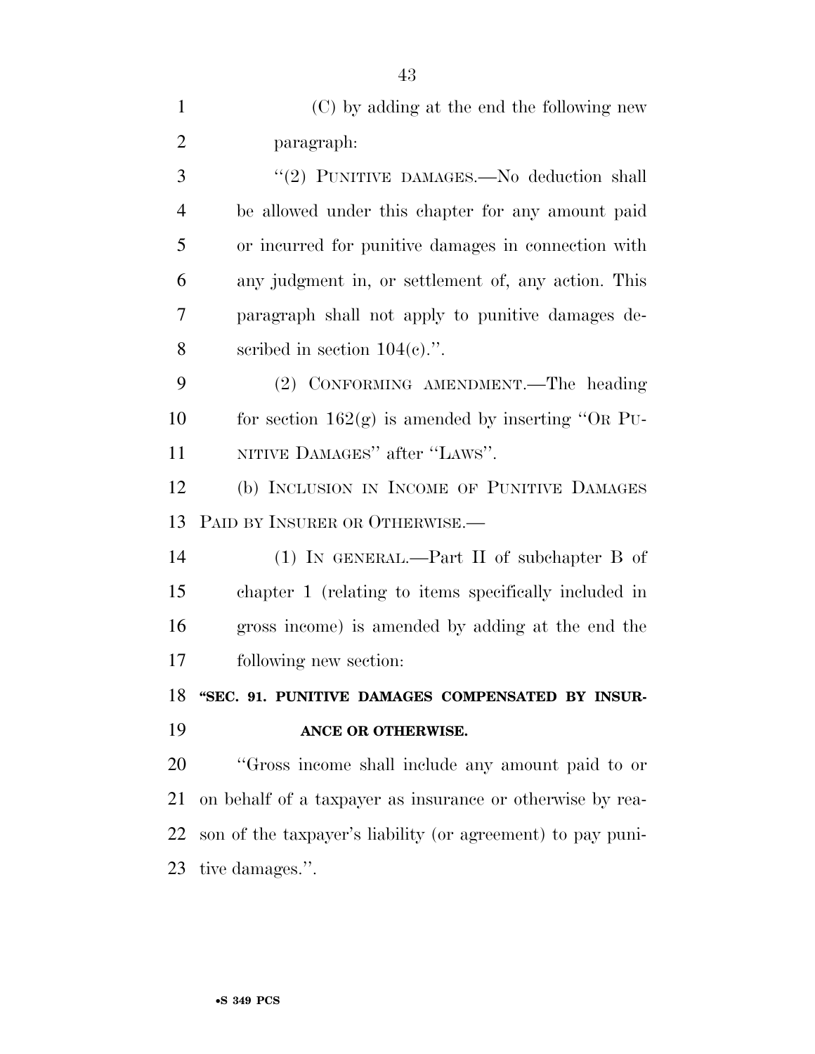(C) by adding at the end the following new paragraph:

"(2) PUNITIVE DAMAGES.—No deduction shall be allowed under this chapter for any amount paid or incurred for punitive damages in connection with any judgment in, or settlement of, any action. This paragraph shall not apply to punitive damages described in section 104(c).".

(2) CONFORMING AMENDMENT.—The heading for section 162(g) is amended by inserting "OR PUNITIVE DAMAGES" after "LAWS".

(b) INCLUSION IN INCOME OF PUNITIVE DAMAGES PAID BY INSURER OR OTHERWISE.—

(1) IN GENERAL.—Part II of subchapter B of chapter 1 (relating to items specifically included in gross income) is amended by adding at the end the following new section:

**"SEC. 91. PUNITIVE DAMAGES COMPENSATED BY INSURANCE OR OTHERWISE.**

"Gross income shall include any amount paid to or on behalf of a taxpayer as insurance or otherwise by reason of the taxpayer's liability (or agreement) to pay punitive damages.".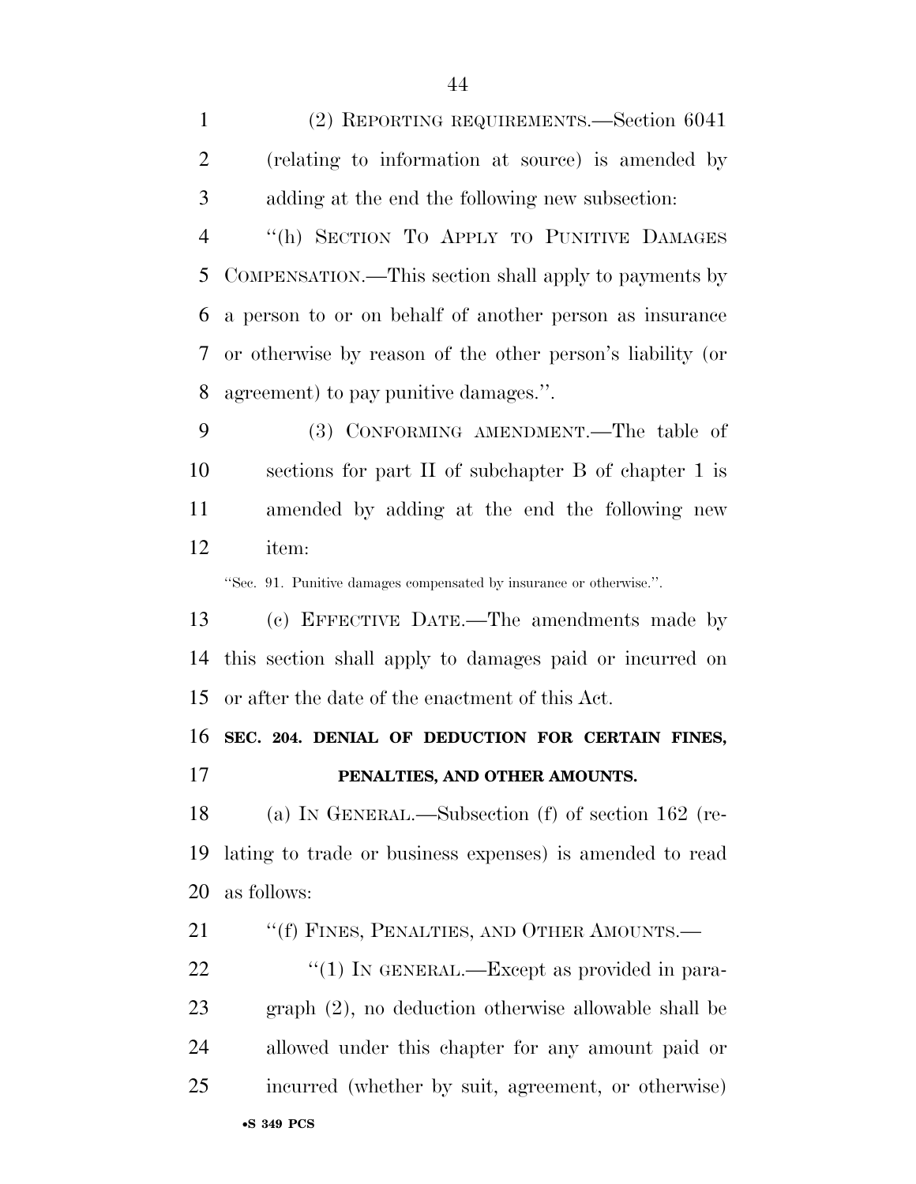(2) REPORTING REQUIREMENTS.—Section 6041 (relating to information at source) is amended by adding at the end the following new subsection:

"(h) SECTION TO APPLY TO PUNITIVE DAMAGES COMPENSATION.—This section shall apply to payments by a person to or on behalf of another person as insurance or otherwise by reason of the other person's liability (or agreement) to pay punitive damages.".

(3) CONFORMING AMENDMENT.—The table of sections for part II of subchapter B of chapter 1 is amended by adding at the end the following new item:

"Sec. 91. Punitive damages compensated by insurance or otherwise.".

(c) EFFECTIVE DATE.—The amendments made by this section shall apply to damages paid or incurred on or after the date of the enactment of this Act.

**SEC. 204. DENIAL OF DEDUCTION FOR CERTAIN FINES, PENALTIES, AND OTHER AMOUNTS.**

(a) IN GENERAL.—Subsection (f) of section 162 (relating to trade or business expenses) is amended to read as follows:

"(f) FINES, PENALTIES, AND OTHER AMOUNTS.—

"(1) IN GENERAL.—Except as provided in paragraph (2), no deduction otherwise allowable shall be allowed under this chapter for any amount paid or incurred (whether by suit, agreement, or otherwise)

•S 349 PCS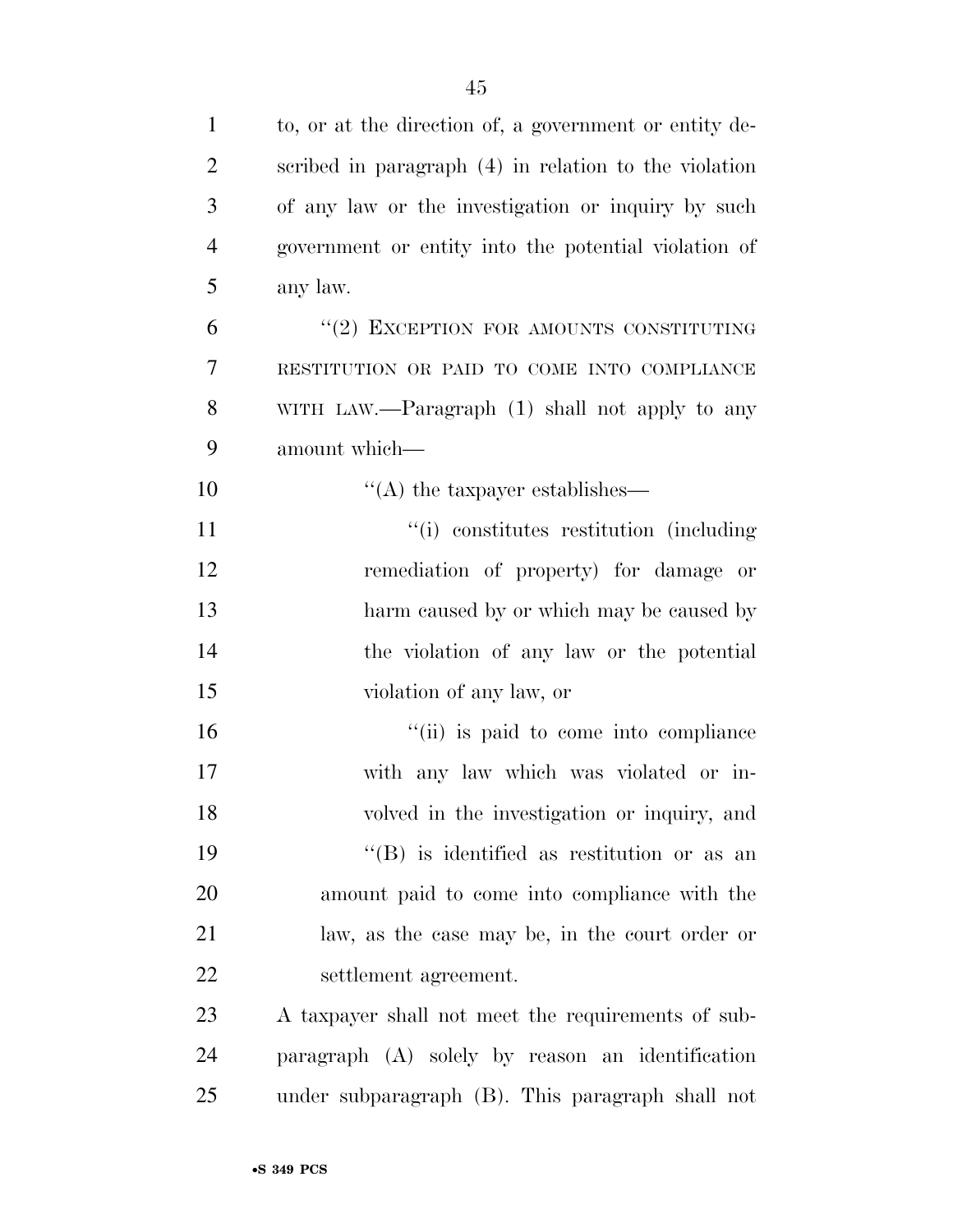to, or at the direction of, a government or entity described in paragraph (4) in relation to the violation of any law or the investigation or inquiry by such government or entity into the potential violation of any law.

"(2) EXCEPTION FOR AMOUNTS CONSTITUTING RESTITUTION OR PAID TO COME INTO COMPLIANCE WITH LAW.—Paragraph (1) shall not apply to any amount which—

"(A) the taxpayer establishes—

"(i) constitutes restitution (including remediation of property) for damage or harm caused by or which may be caused by the violation of any law or the potential violation of any law, or

"(ii) is paid to come into compliance with any law which was violated or involved in the investigation or inquiry, and

"(B) is identified as restitution or as an amount paid to come into compliance with the law, as the case may be, in the court order or settlement agreement.

A taxpayer shall not meet the requirements of subparagraph (A) solely by reason an identification under subparagraph (B). This paragraph shall not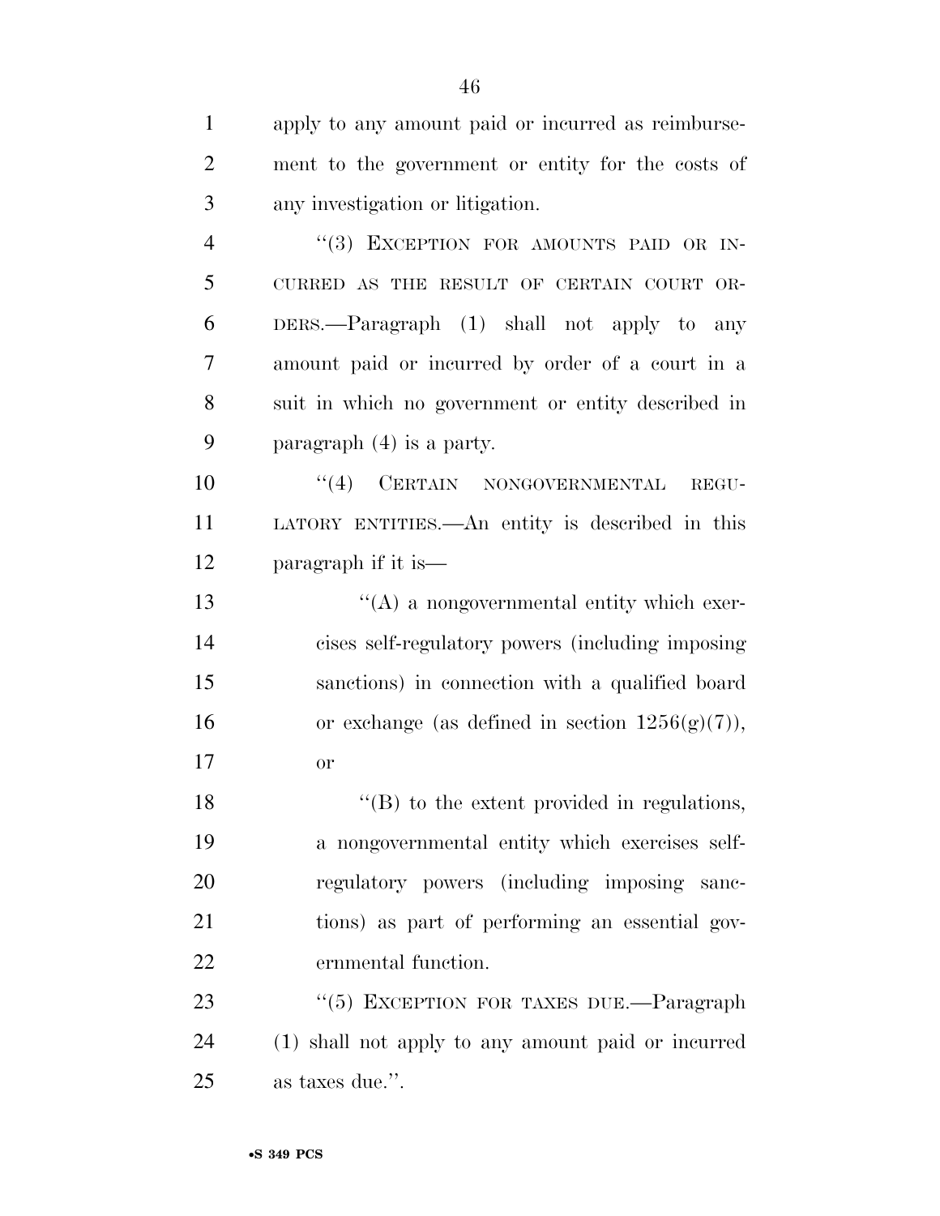apply to any amount paid or incurred as reimbursement to the government or entity for the costs of any investigation or litigation.

"(3) EXCEPTION FOR AMOUNTS PAID OR INCURRED AS THE RESULT OF CERTAIN COURT ORDERS.—Paragraph (1) shall not apply to any amount paid or incurred by order of a court in a suit in which no government or entity described in paragraph (4) is a party.

"(4) CERTAIN NONGOVERNMENTAL REGULATORY ENTITIES.—An entity is described in this paragraph if it is—

"(A) a nongovernmental entity which exercises self-regulatory powers (including imposing sanctions) in connection with a qualified board or exchange (as defined in section 1256(g)(7)), or

"(B) to the extent provided in regulations, a nongovernmental entity which exercises self-regulatory powers (including imposing sanctions) as part of performing an essential governmental function.

"(5) EXCEPTION FOR TAXES DUE.—Paragraph (1) shall not apply to any amount paid or incurred as taxes due.".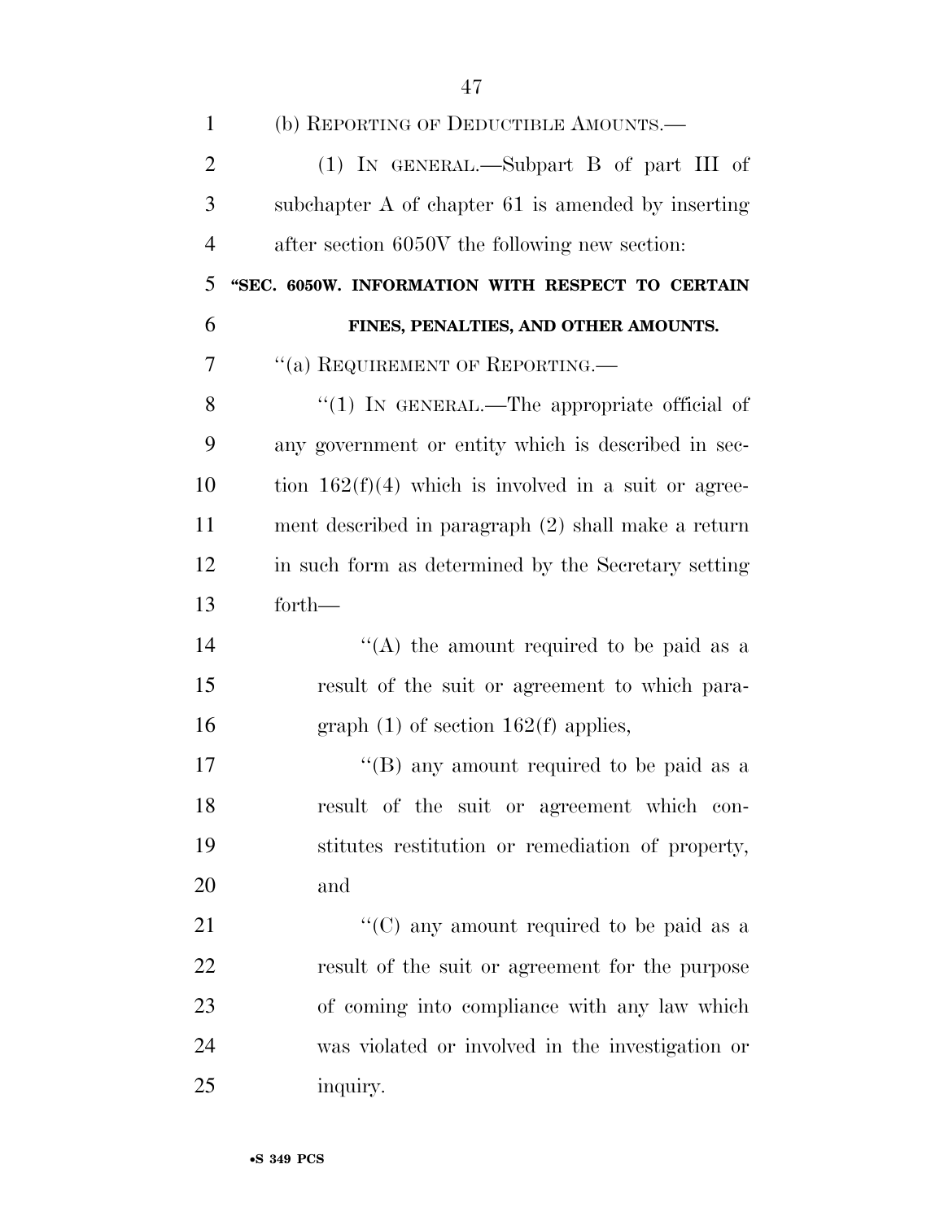(b) REPORTING OF DEDUCTIBLE AMOUNTS.—

(1) IN GENERAL.—Subpart B of part III of subchapter A of chapter 61 is amended by inserting after section 6050V the following new section:

**"SEC. 6050W. INFORMATION WITH RESPECT TO CERTAIN FINES, PENALTIES, AND OTHER AMOUNTS.**

''(a) REQUIREMENT OF REPORTING.—

''(1) IN GENERAL.—The appropriate official of any government or entity which is described in section 162(f)(4) which is involved in a suit or agreement described in paragraph (2) shall make a return in such form as determined by the Secretary setting forth—

''(A) the amount required to be paid as a result of the suit or agreement to which paragraph (1) of section 162(f) applies,

''(B) any amount required to be paid as a result of the suit or agreement which constitutes restitution or remediation of property, and

''(C) any amount required to be paid as a result of the suit or agreement for the purpose of coming into compliance with any law which was violated or involved in the investigation or inquiry.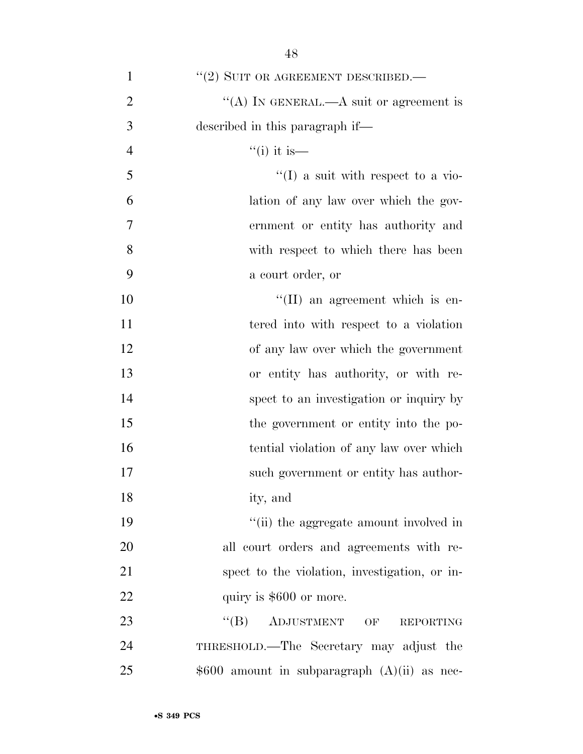"(2) SUIT OR AGREEMENT DESCRIBED.—

"(A) IN GENERAL.—A suit or agreement is described in this paragraph if—

"(i) it is—

"(I) a suit with respect to a violation of any law over which the government or entity has authority and with respect to which there has been a court order, or

"(II) an agreement which is entered into with respect to a violation of any law over which the government or entity has authority, or with respect to an investigation or inquiry by the government or entity into the potential violation of any law over which such government or entity has authority, and

"(ii) the aggregate amount involved in all court orders and agreements with respect to the violation, investigation, or inquiry is $600 or more.

"(B) ADJUSTMENT OF REPORTING THRESHOLD.—The Secretary may adjust the $600 amount in subparagraph (A)(ii) as nec-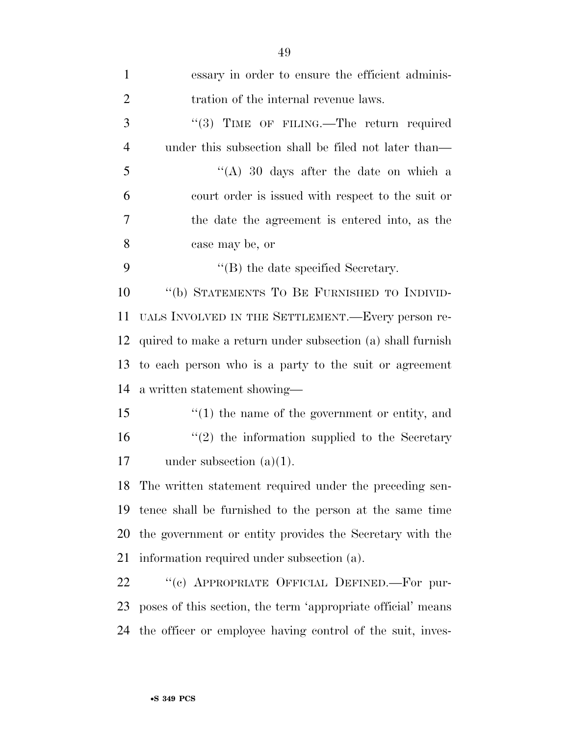essary in order to ensure the efficient administration of the internal revenue laws.

"(3) TIME OF FILING.—The return required under this subsection shall be filed not later than—

"(A) 30 days after the date on which a court order is issued with respect to the suit or the date the agreement is entered into, as the case may be, or

"(B) the date specified Secretary.

"(b) STATEMENTS TO BE FURNISHED TO INDIVIDUALS INVOLVED IN THE SETTLEMENT.—Every person required to make a return under subsection (a) shall furnish to each person who is a party to the suit or agreement a written statement showing—

"(1) the name of the government or entity, and

"(2) the information supplied to the Secretary under subsection (a)(1).

The written statement required under the preceding sentence shall be furnished to the person at the same time the government or entity provides the Secretary with the information required under subsection (a).

"(c) APPROPRIATE OFFICIAL DEFINED.—For purposes of this section, the term 'appropriate official' means the officer or employee having control of the suit, inves-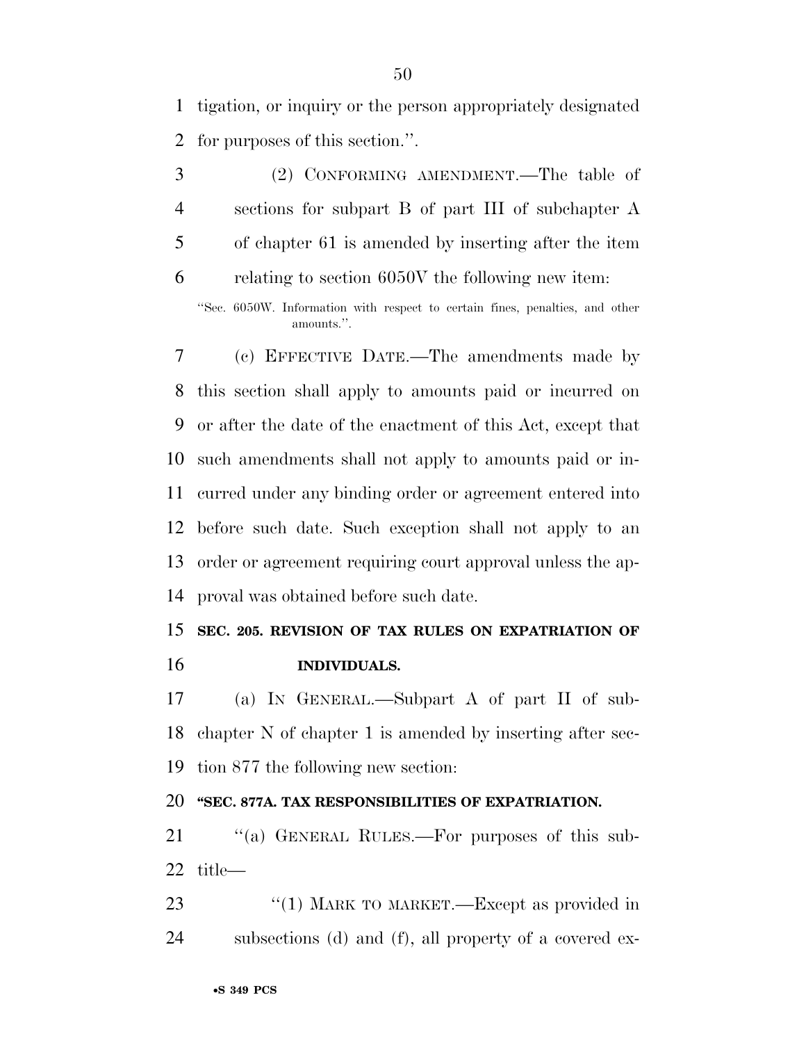tigation, or inquiry or the person appropriately designated for purposes of this section.''.

(2) CONFORMING AMENDMENT.—The table of sections for subpart B of part III of subchapter A of chapter 61 is amended by inserting after the item relating to section 6050V the following new item:

''Sec. 6050W. Information with respect to certain fines, penalties, and other amounts.''.

(c) EFFECTIVE DATE.—The amendments made by this section shall apply to amounts paid or incurred on or after the date of the enactment of this Act, except that such amendments shall not apply to amounts paid or incurred under any binding order or agreement entered into before such date. Such exception shall not apply to an order or agreement requiring court approval unless the approval was obtained before such date.

**SEC. 205. REVISION OF TAX RULES ON EXPATRIATION OF INDIVIDUALS.**

(a) IN GENERAL.—Subpart A of part II of subchapter N of chapter 1 is amended by inserting after section 877 the following new section:

**''SEC. 877A. TAX RESPONSIBILITIES OF EXPATRIATION.**

''(a) GENERAL RULES.—For purposes of this subtitle—

''(1) MARK TO MARKET.—Except as provided in subsections (d) and (f), all property of a covered ex-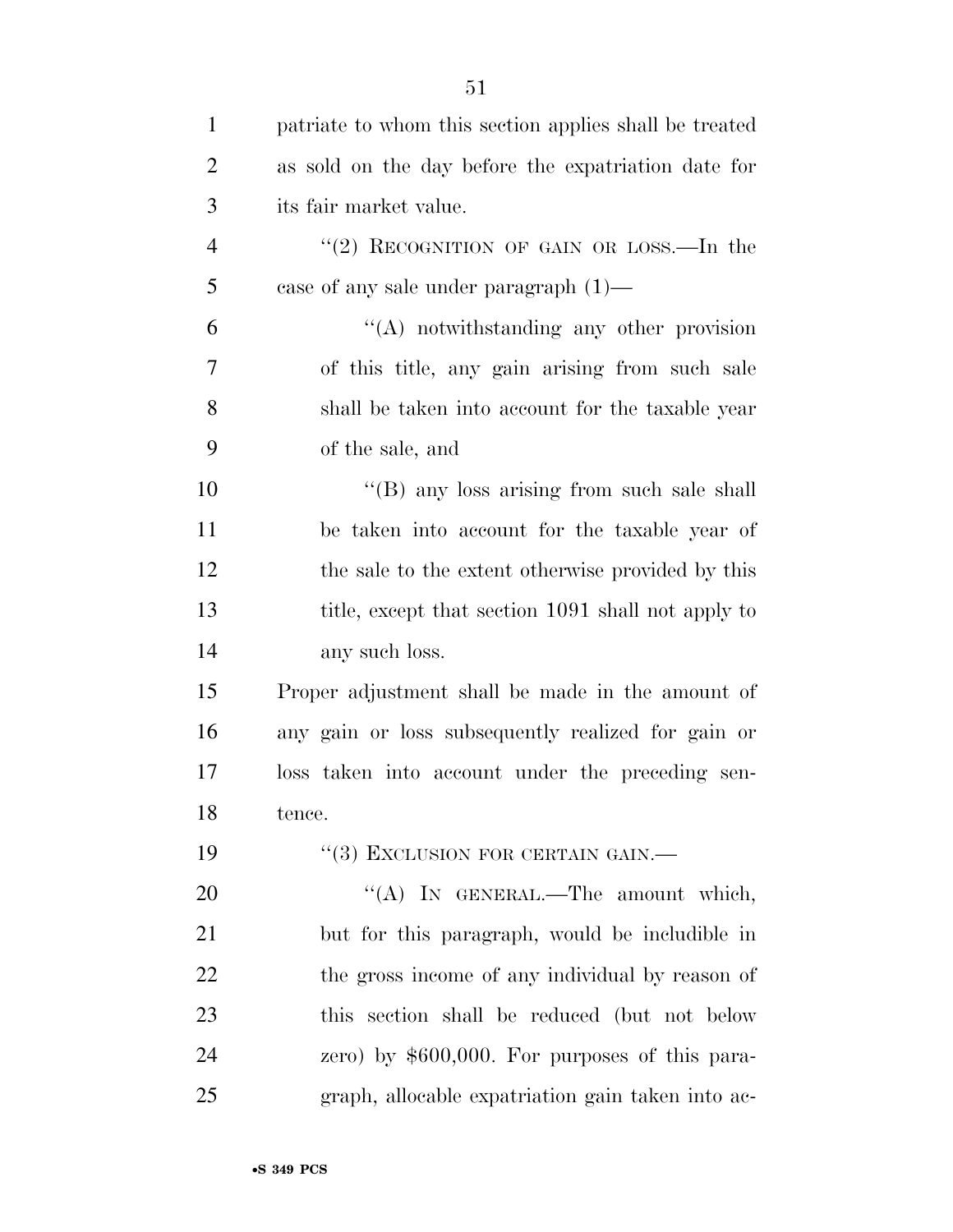patriate to whom this section applies shall be treated as sold on the day before the expatriation date for its fair market value.

''(2) RECOGNITION OF GAIN OR LOSS.—In the case of any sale under paragraph (1)—

''(A) notwithstanding any other provision of this title, any gain arising from such sale shall be taken into account for the taxable year of the sale, and

''(B) any loss arising from such sale shall be taken into account for the taxable year of the sale to the extent otherwise provided by this title, except that section 1091 shall not apply to any such loss.

Proper adjustment shall be made in the amount of any gain or loss subsequently realized for gain or loss taken into account under the preceding sentence.

''(3) EXCLUSION FOR CERTAIN GAIN.—

''(A) IN GENERAL.—The amount which, but for this paragraph, would be includible in the gross income of any individual by reason of this section shall be reduced (but not below zero) by $600,000. For purposes of this paragraph, allocable expatriation gain taken into ac-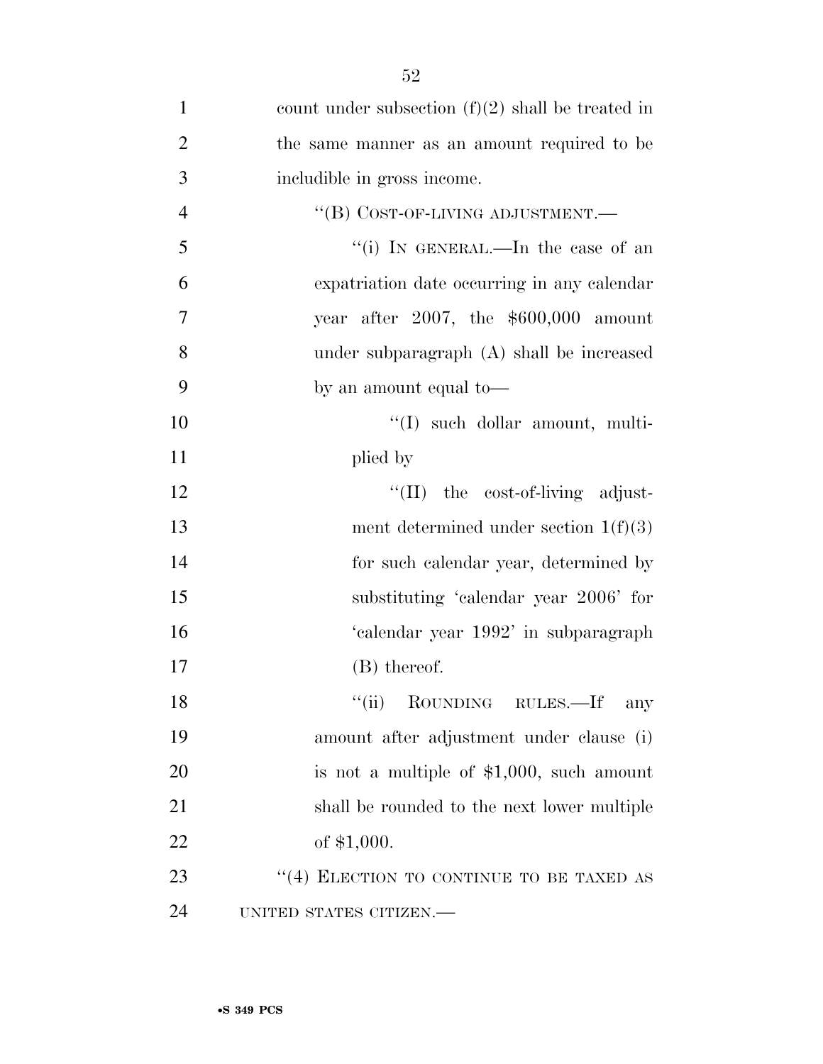count under subsection (f)(2) shall be treated in the same manner as an amount required to be includible in gross income.

"(B) COST-OF-LIVING ADJUSTMENT.—

"(i) IN GENERAL.—In the case of an expatriation date occurring in any calendar year after 2007, the $600,000 amount under subparagraph (A) shall be increased by an amount equal to—

"(I) such dollar amount, multiplied by

"(II) the cost-of-living adjustment determined under section 1(f)(3) for such calendar year, determined by substituting 'calendar year 2006' for 'calendar year 1992' in subparagraph (B) thereof.

"(ii) ROUNDING RULES.—If any amount after adjustment under clause (i) is not a multiple of $1,000, such amount shall be rounded to the next lower multiple of $1,000.

"(4) ELECTION TO CONTINUE TO BE TAXED AS UNITED STATES CITIZEN.—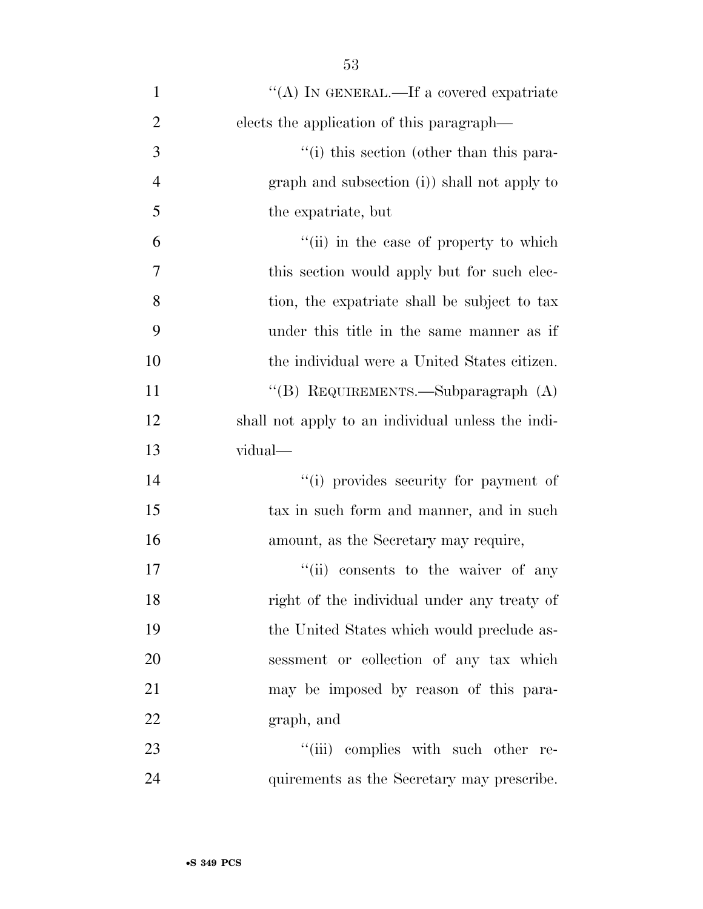"(A) IN GENERAL.—If a covered expatriate elects the application of this paragraph—

"(i) this section (other than this paragraph and subsection (i)) shall not apply to the expatriate, but

"(ii) in the case of property to which this section would apply but for such election, the expatriate shall be subject to tax under this title in the same manner as if the individual were a United States citizen.

"(B) REQUIREMENTS.—Subparagraph (A) shall not apply to an individual unless the individual—

"(i) provides security for payment of tax in such form and manner, and in such amount, as the Secretary may require,

"(ii) consents to the waiver of any right of the individual under any treaty of the United States which would preclude assessment or collection of any tax which may be imposed by reason of this paragraph, and

"(iii) complies with such other requirements as the Secretary may prescribe.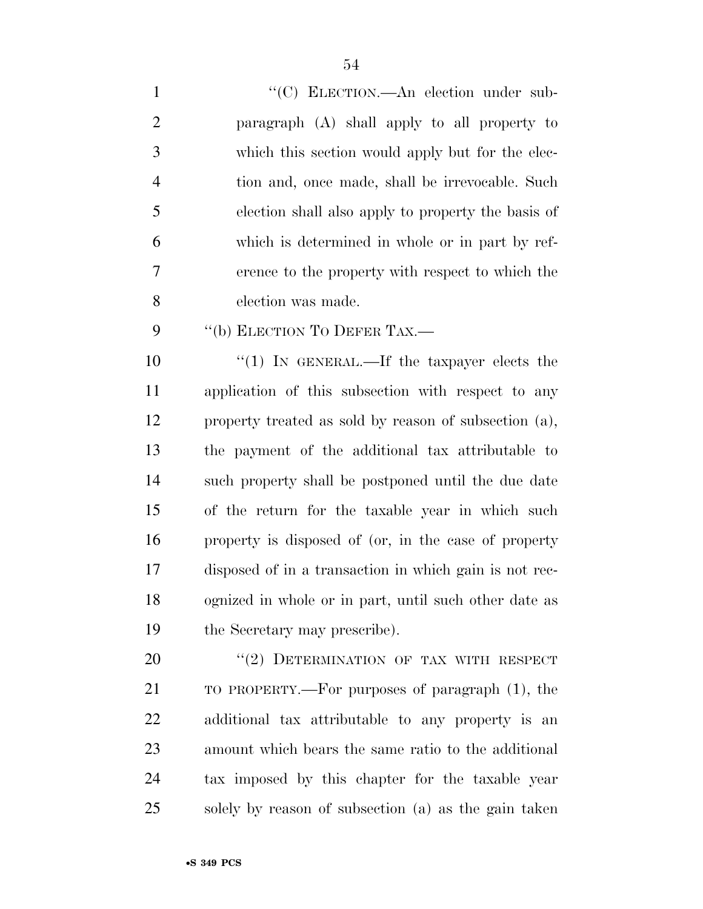"(C) ELECTION.—An election under subparagraph (A) shall apply to all property to which this section would apply but for the election and, once made, shall be irrevocable. Such election shall also apply to property the basis of which is determined in whole or in part by reference to the property with respect to which the election was made.

"(b) ELECTION TO DEFER TAX.—

"(1) IN GENERAL.—If the taxpayer elects the application of this subsection with respect to any property treated as sold by reason of subsection (a), the payment of the additional tax attributable to such property shall be postponed until the due date of the return for the taxable year in which such property is disposed of (or, in the case of property disposed of in a transaction in which gain is not recognized in whole or in part, until such other date as the Secretary may prescribe).

"(2) DETERMINATION OF TAX WITH RESPECT TO PROPERTY.—For purposes of paragraph (1), the additional tax attributable to any property is an amount which bears the same ratio to the additional tax imposed by this chapter for the taxable year solely by reason of subsection (a) as the gain taken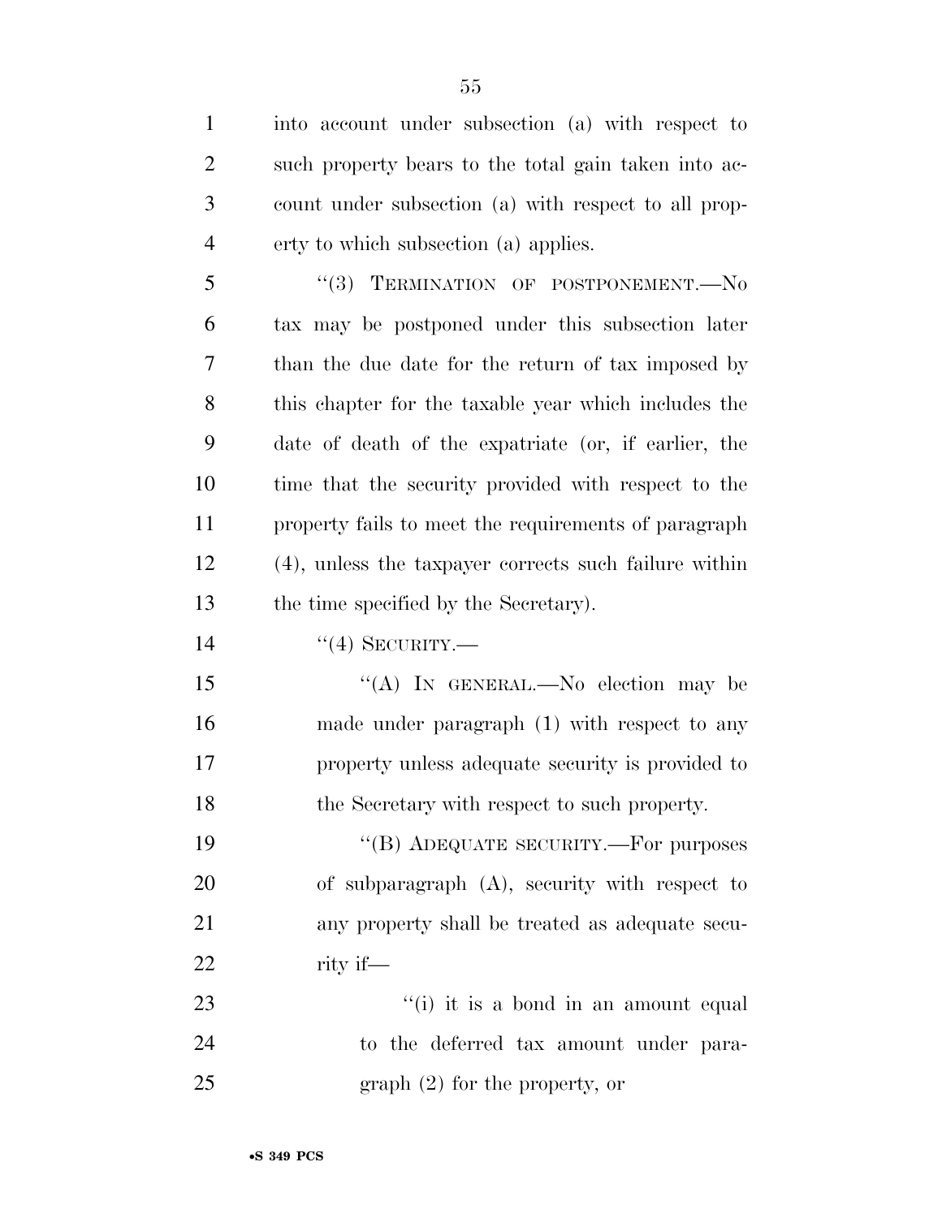into account under subsection (a) with respect to such property bears to the total gain taken into account under subsection (a) with respect to all property to which subsection (a) applies.

"(3) TERMINATION OF POSTPONEMENT.—No tax may be postponed under this subsection later than the due date for the return of tax imposed by this chapter for the taxable year which includes the date of death of the expatriate (or, if earlier, the time that the security provided with respect to the property fails to meet the requirements of paragraph (4), unless the taxpayer corrects such failure within the time specified by the Secretary).

"(4) SECURITY.—

"(A) IN GENERAL.—No election may be made under paragraph (1) with respect to any property unless adequate security is provided to the Secretary with respect to such property.

"(B) ADEQUATE SECURITY.—For purposes of subparagraph (A), security with respect to any property shall be treated as adequate security if—

"(i) it is a bond in an amount equal to the deferred tax amount under paragraph (2) for the property, or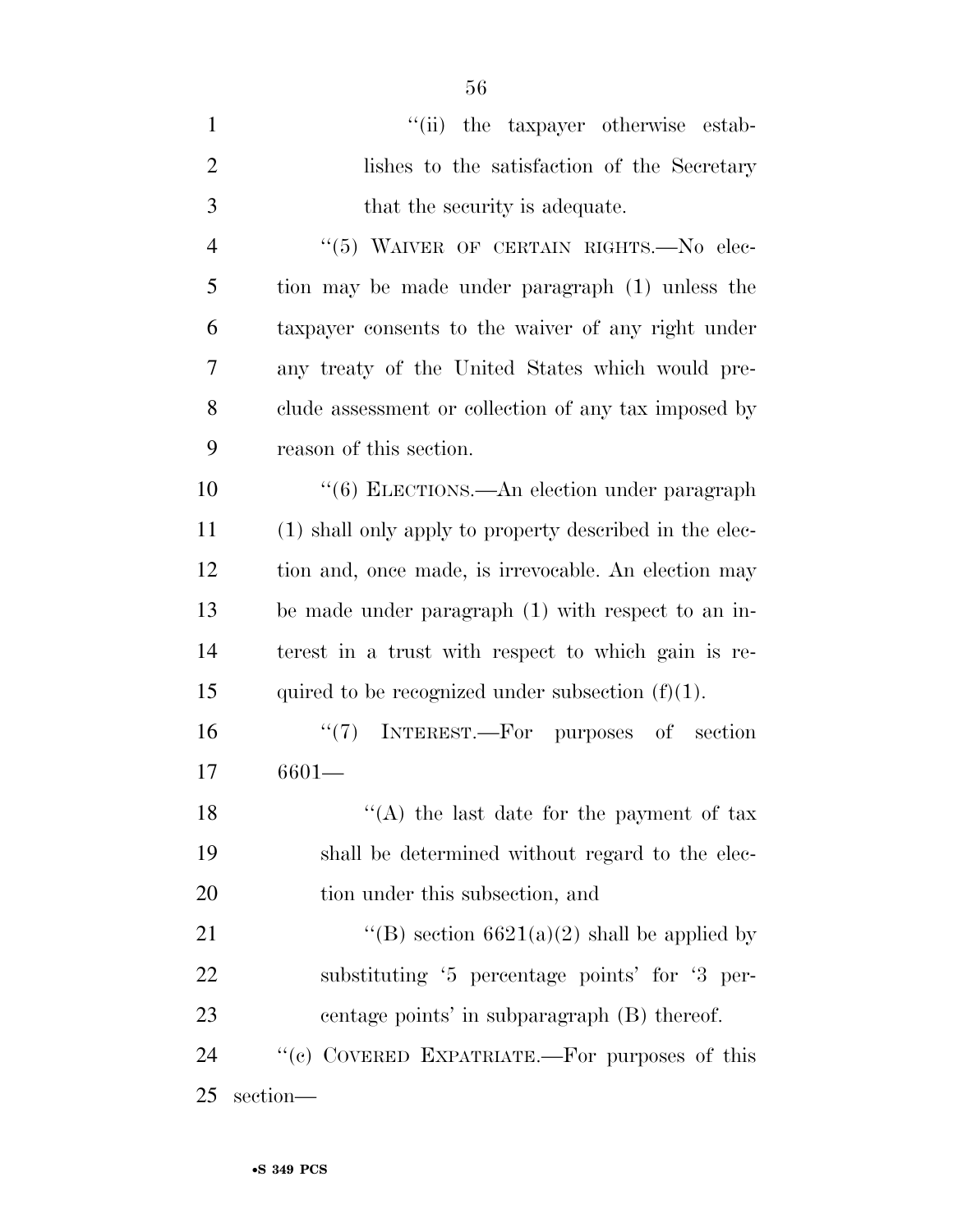"(ii) the taxpayer otherwise establishes to the satisfaction of the Secretary that the security is adequate.

"(5) WAIVER OF CERTAIN RIGHTS.—No election may be made under paragraph (1) unless the taxpayer consents to the waiver of any right under any treaty of the United States which would preclude assessment or collection of any tax imposed by reason of this section.

"(6) ELECTIONS.—An election under paragraph (1) shall only apply to property described in the election and, once made, is irrevocable. An election may be made under paragraph (1) with respect to an interest in a trust with respect to which gain is required to be recognized under subsection (f)(1).

"(7) INTEREST.—For purposes of section 6601—

"(A) the last date for the payment of tax shall be determined without regard to the election under this subsection, and

"(B) section 6621(a)(2) shall be applied by substituting '5 percentage points' for '3 percentage points' in subparagraph (B) thereof.

"(c) COVERED EXPATRIATE.—For purposes of this section—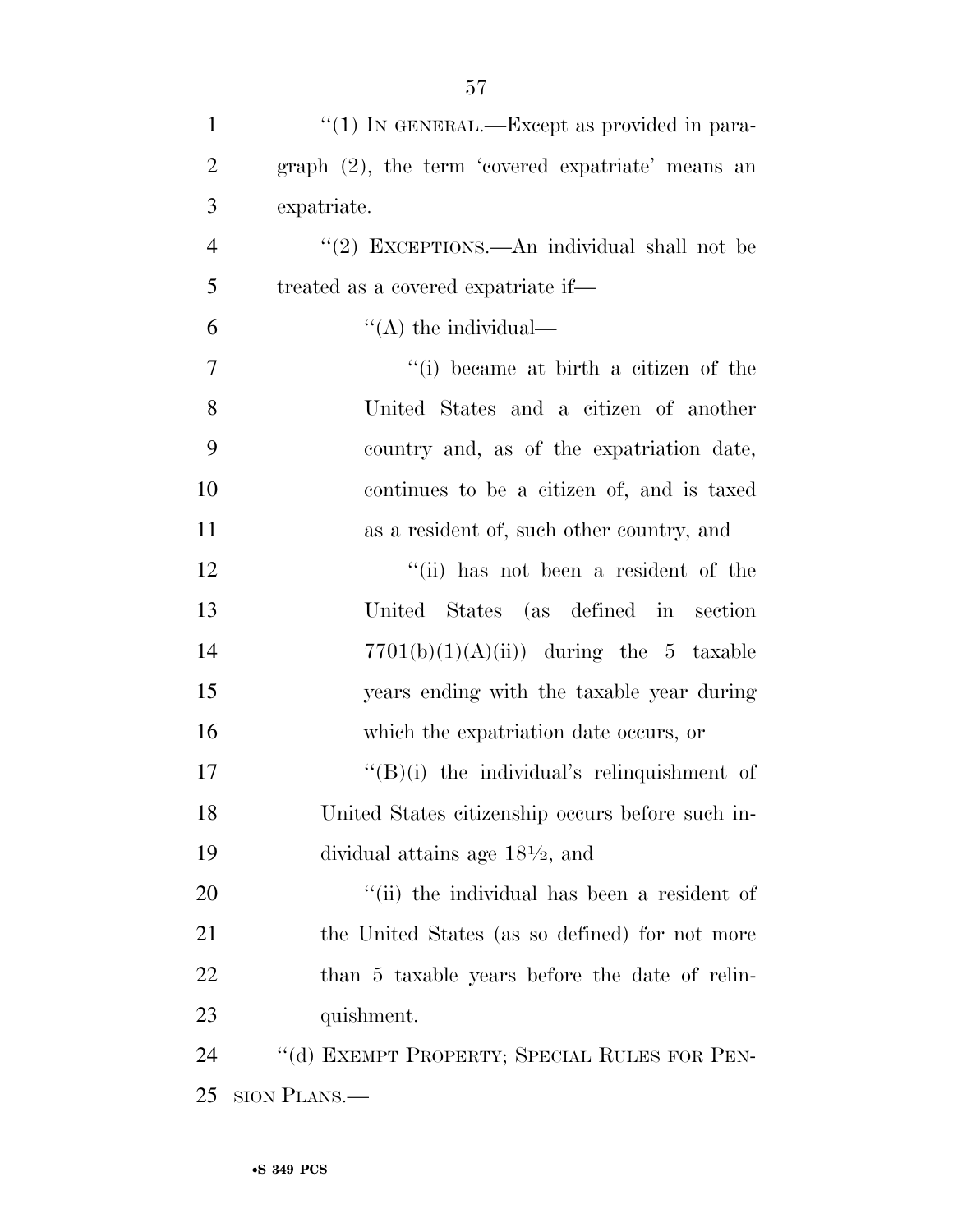"(1) IN GENERAL.—Except as provided in paragraph (2), the term 'covered expatriate' means an expatriate.

"(2) EXCEPTIONS.—An individual shall not be treated as a covered expatriate if—

"(A) the individual—

"(i) became at birth a citizen of the United States and a citizen of another country and, as of the expatriation date, continues to be a citizen of, and is taxed as a resident of, such other country, and

"(ii) has not been a resident of the United States (as defined in section 7701(b)(1)(A)(ii)) during the 5 taxable years ending with the taxable year during which the expatriation date occurs, or

"(B)(i) the individual's relinquishment of United States citizenship occurs before such individual attains age 18½, and

"(ii) the individual has been a resident of the United States (as so defined) for not more than 5 taxable years before the date of relinquishment.

"(d) EXEMPT PROPERTY; SPECIAL RULES FOR PENSION PLANS.—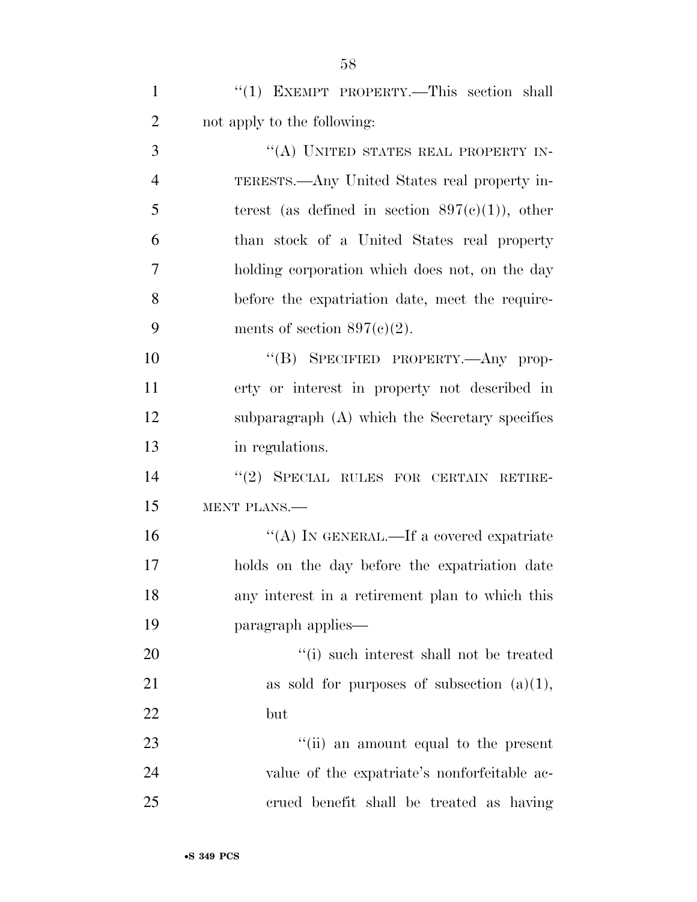"(1) EXEMPT PROPERTY.—This section shall not apply to the following:

"(A) UNITED STATES REAL PROPERTY INTERESTS.—Any United States real property interest (as defined in section 897(c)(1)), other than stock of a United States real property holding corporation which does not, on the day before the expatriation date, meet the requirements of section 897(c)(2).

"(B) SPECIFIED PROPERTY.—Any property or interest in property not described in subparagraph (A) which the Secretary specifies in regulations.

"(2) SPECIAL RULES FOR CERTAIN RETIREMENT PLANS.—

"(A) IN GENERAL.—If a covered expatriate holds on the day before the expatriation date any interest in a retirement plan to which this paragraph applies—

"(i) such interest shall not be treated as sold for purposes of subsection (a)(1), but

"(ii) an amount equal to the present value of the expatriate's nonforfeitable accrued benefit shall be treated as having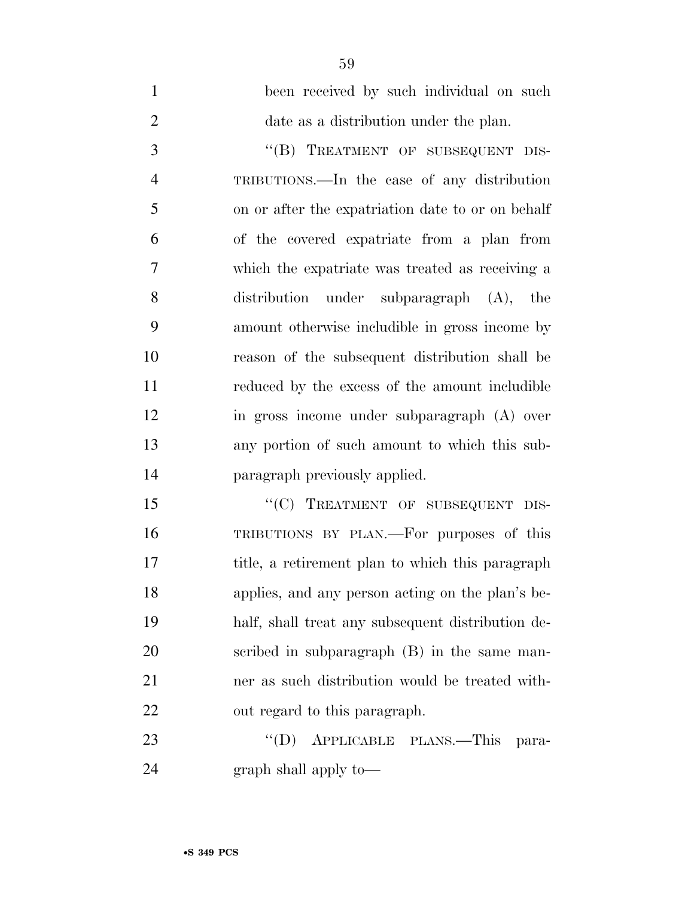been received by such individual on such date as a distribution under the plan.

"(B) TREATMENT OF SUBSEQUENT DISTRIBUTIONS.—In the case of any distribution on or after the expatriation date to or on behalf of the covered expatriate from a plan from which the expatriate was treated as receiving a distribution under subparagraph (A), the amount otherwise includible in gross income by reason of the subsequent distribution shall be reduced by the excess of the amount includible in gross income under subparagraph (A) over any portion of such amount to which this subparagraph previously applied.

"(C) TREATMENT OF SUBSEQUENT DISTRIBUTIONS BY PLAN.—For purposes of this title, a retirement plan to which this paragraph applies, and any person acting on the plan's behalf, shall treat any subsequent distribution described in subparagraph (B) in the same manner as such distribution would be treated without regard to this paragraph.

"(D) APPLICABLE PLANS.—This paragraph shall apply to—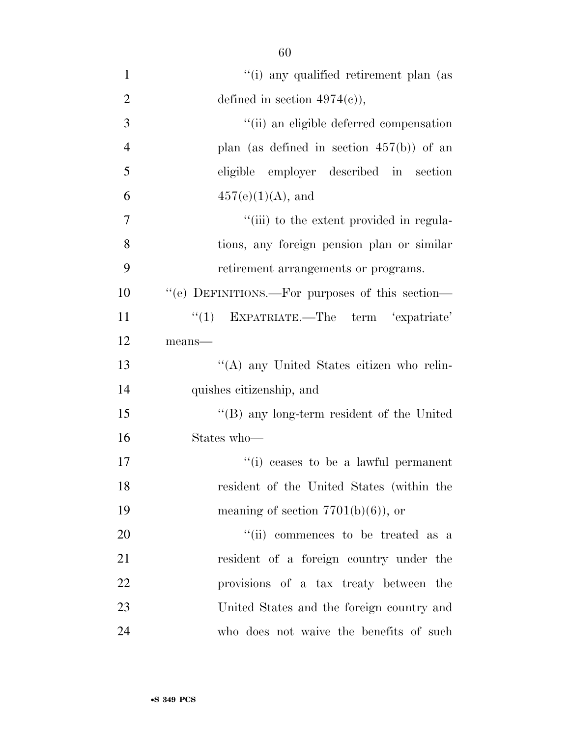"(i) any qualified retirement plan (as defined in section 4974(c)),

"(ii) an eligible deferred compensation plan (as defined in section 457(b)) of an eligible employer described in section 457(e)(1)(A), and

"(iii) to the extent provided in regulations, any foreign pension plan or similar retirement arrangements or programs.

"(e) DEFINITIONS.—For purposes of this section—

"(1) EXPATRIATE.—The term 'expatriate' means—

"(A) any United States citizen who relinquishes citizenship, and

"(B) any long-term resident of the United States who—

"(i) ceases to be a lawful permanent resident of the United States (within the meaning of section 7701(b)(6)), or

"(ii) commences to be treated as a resident of a foreign country under the provisions of a tax treaty between the United States and the foreign country and who does not waive the benefits of such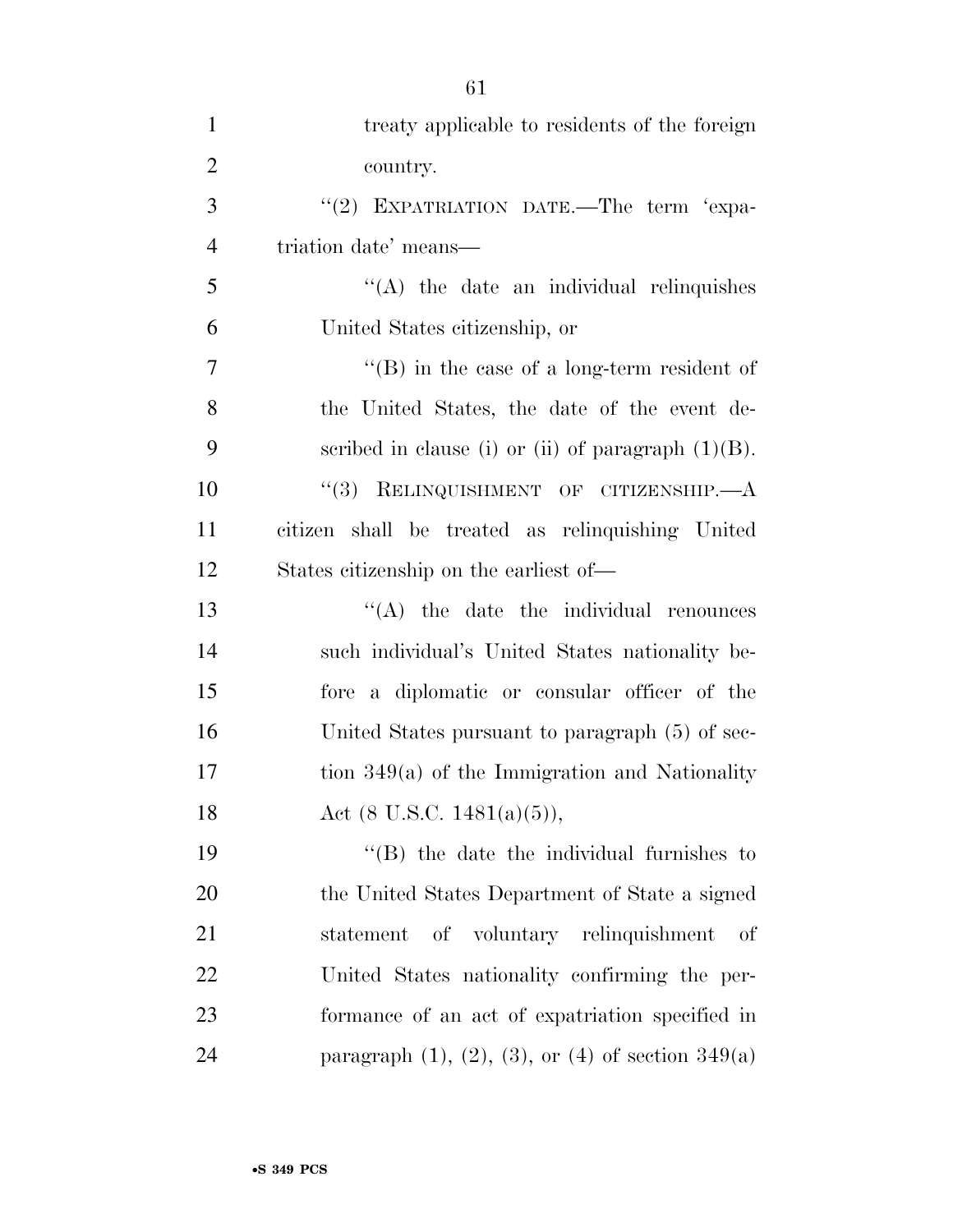treaty applicable to residents of the foreign country.

''(2) EXPATRIATION DATE.—The term 'expatriation date' means—

''(A) the date an individual relinquishes United States citizenship, or

''(B) in the case of a long-term resident of the United States, the date of the event described in clause (i) or (ii) of paragraph (1)(B).

''(3) RELINQUISHMENT OF CITIZENSHIP.—A citizen shall be treated as relinquishing United States citizenship on the earliest of—

''(A) the date the individual renounces such individual's United States nationality before a diplomatic or consular officer of the United States pursuant to paragraph (5) of section 349(a) of the Immigration and Nationality Act (8 U.S.C. 1481(a)(5)),

''(B) the date the individual furnishes to the United States Department of State a signed statement of voluntary relinquishment of United States nationality confirming the performance of an act of expatriation specified in paragraph (1), (2), (3), or (4) of section 349(a)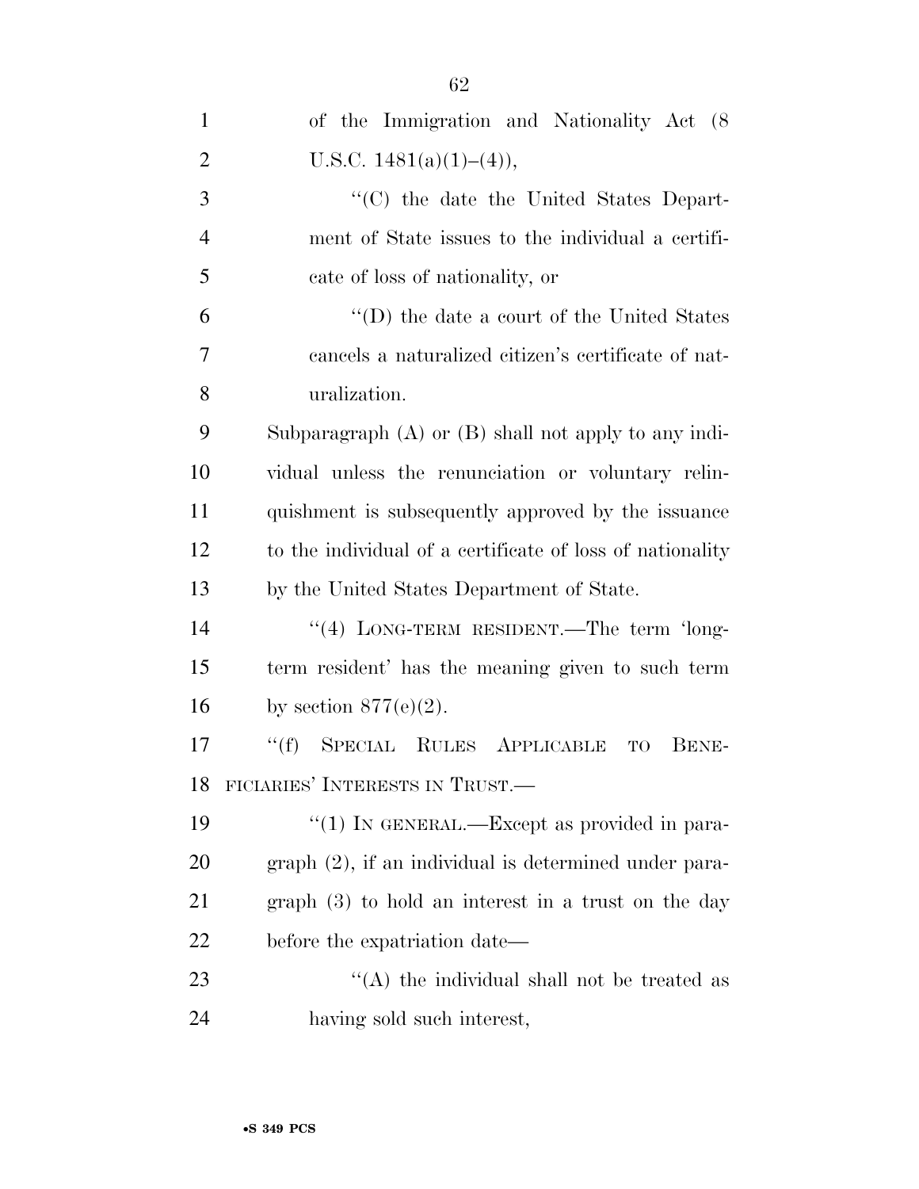of the Immigration and Nationality Act (8 U.S.C. 1481(a)(1)–(4)),

"(C) the date the United States Department of State issues to the individual a certificate of loss of nationality, or

"(D) the date a court of the United States cancels a naturalized citizen's certificate of naturalization.

Subparagraph (A) or (B) shall not apply to any individual unless the renunciation or voluntary relinquishment is subsequently approved by the issuance to the individual of a certificate of loss of nationality by the United States Department of State.

"(4) LONG-TERM RESIDENT.—The term 'long-term resident' has the meaning given to such term by section 877(e)(2).

"(f) SPECIAL RULES APPLICABLE TO BENEFICIARIES' INTERESTS IN TRUST.—

"(1) IN GENERAL.—Except as provided in paragraph (2), if an individual is determined under paragraph (3) to hold an interest in a trust on the day before the expatriation date—

"(A) the individual shall not be treated as having sold such interest,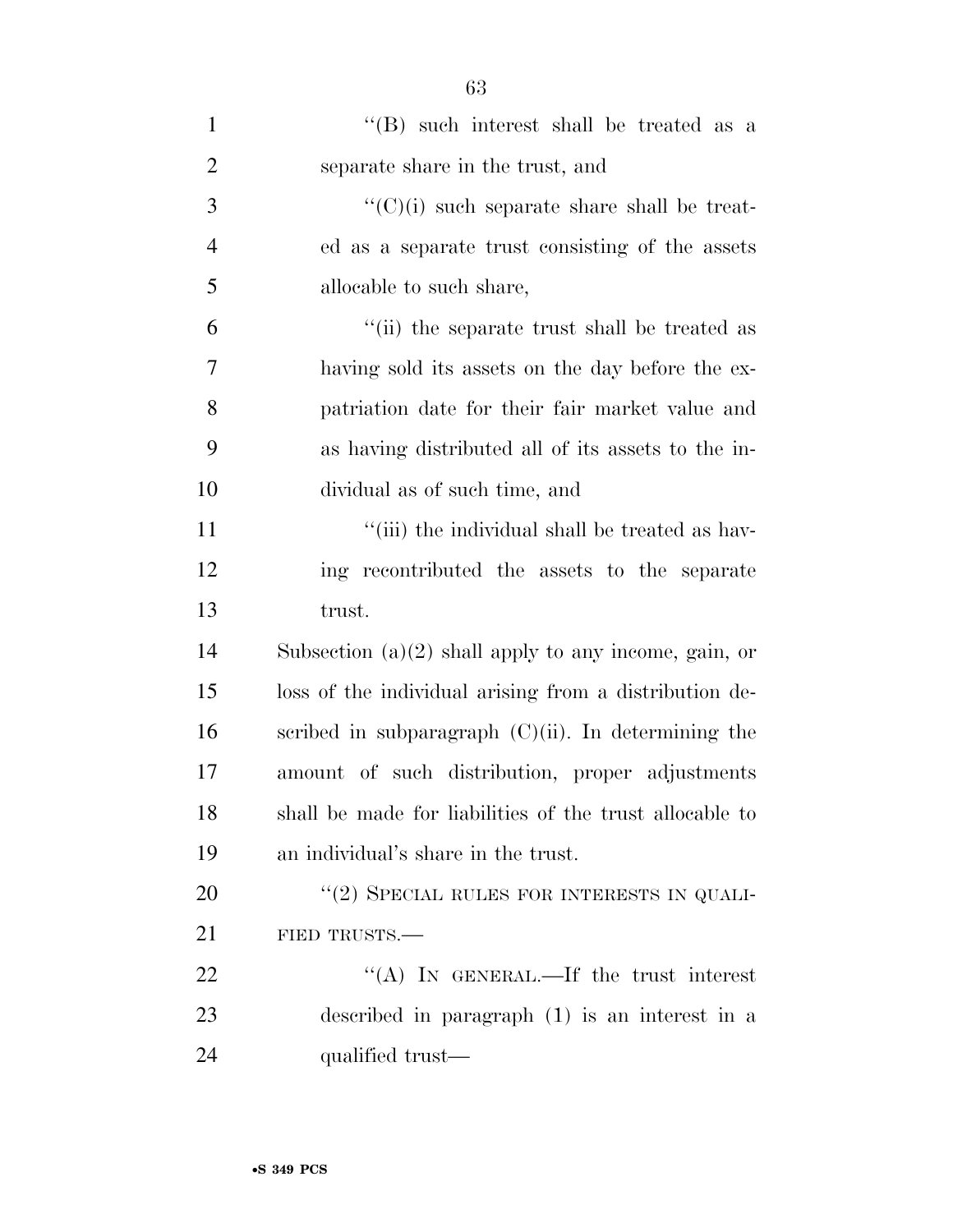"(B) such interest shall be treated as a separate share in the trust, and

"(C)(i) such separate share shall be treated as a separate trust consisting of the assets allocable to such share,

"(ii) the separate trust shall be treated as having sold its assets on the day before the expatriation date for their fair market value and as having distributed all of its assets to the individual as of such time, and

"(iii) the individual shall be treated as having recontributed the assets to the separate trust.

Subsection (a)(2) shall apply to any income, gain, or loss of the individual arising from a distribution described in subparagraph (C)(ii). In determining the amount of such distribution, proper adjustments shall be made for liabilities of the trust allocable to an individual's share in the trust.

"(2) SPECIAL RULES FOR INTERESTS IN QUALIFIED TRUSTS.—

"(A) IN GENERAL.—If the trust interest described in paragraph (1) is an interest in a qualified trust—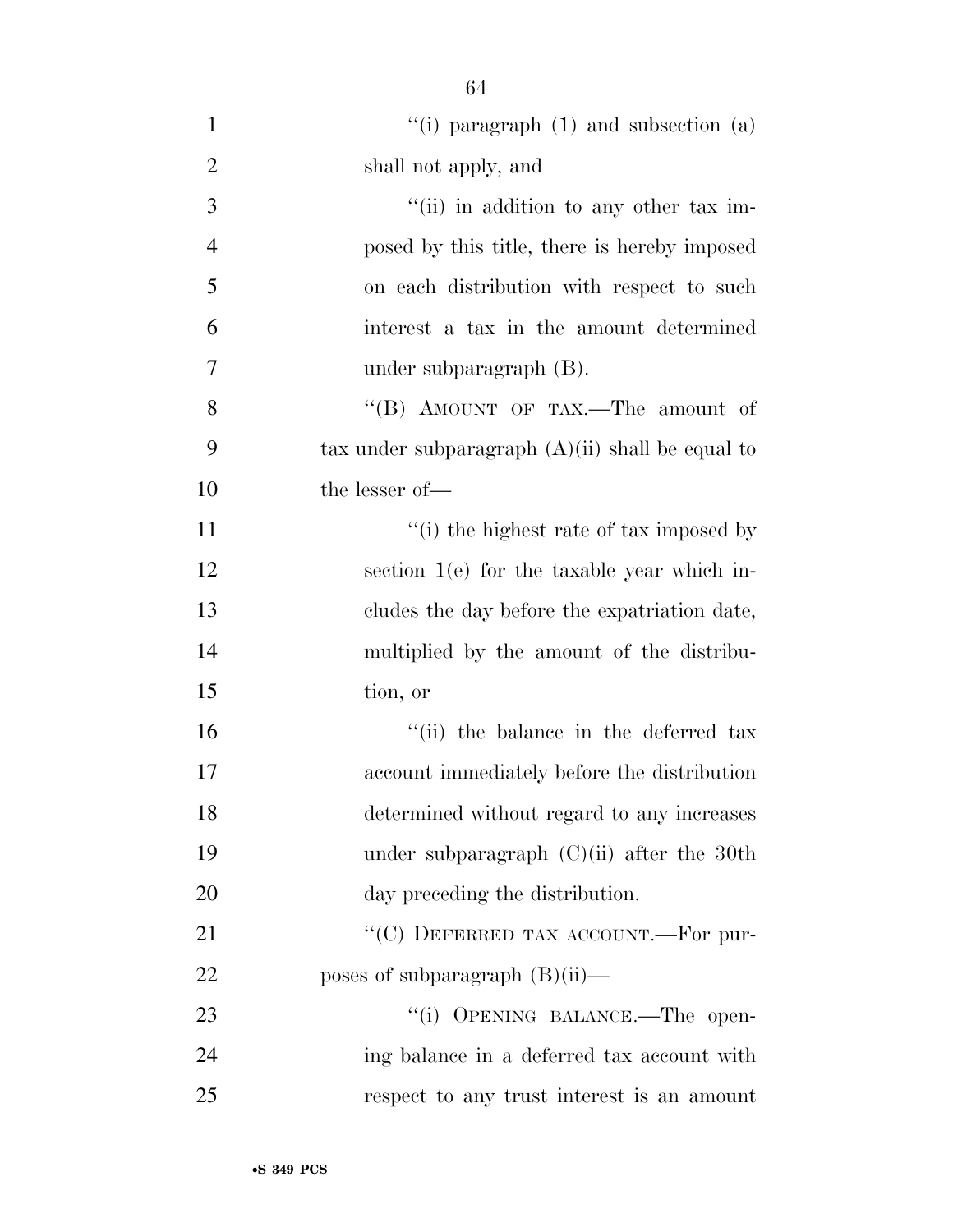"(i) paragraph (1) and subsection (a) shall not apply, and

"(ii) in addition to any other tax imposed by this title, there is hereby imposed on each distribution with respect to such interest a tax in the amount determined under subparagraph (B).

"(B) AMOUNT OF TAX.—The amount of tax under subparagraph (A)(ii) shall be equal to the lesser of—

"(i) the highest rate of tax imposed by section 1(e) for the taxable year which includes the day before the expatriation date, multiplied by the amount of the distribution, or

"(ii) the balance in the deferred tax account immediately before the distribution determined without regard to any increases under subparagraph (C)(ii) after the 30th day preceding the distribution.

"(C) DEFERRED TAX ACCOUNT.—For purposes of subparagraph (B)(ii)—

"(i) OPENING BALANCE.—The opening balance in a deferred tax account with respect to any trust interest is an amount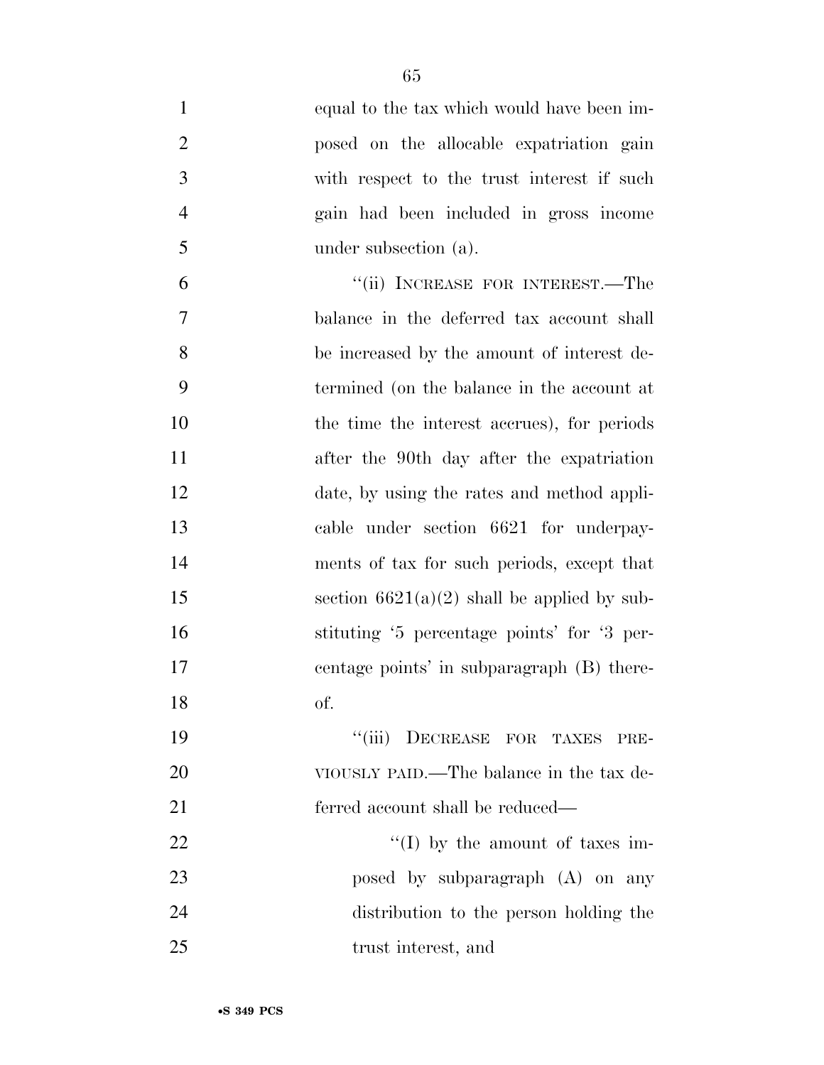equal to the tax which would have been imposed on the allocable expatriation gain with respect to the trust interest if such gain had been included in gross income under subsection (a).

"(ii) INCREASE FOR INTEREST.—The balance in the deferred tax account shall be increased by the amount of interest determined (on the balance in the account at the time the interest accrues), for periods after the 90th day after the expatriation date, by using the rates and method applicable under section 6621 for underpayments of tax for such periods, except that section 6621(a)(2) shall be applied by substituting '5 percentage points' for '3 percentage points' in subparagraph (B) thereof.

"(iii) DECREASE FOR TAXES PREVIOUSLY PAID.—The balance in the tax deferred account shall be reduced—

"(I) by the amount of taxes imposed by subparagraph (A) on any distribution to the person holding the trust interest, and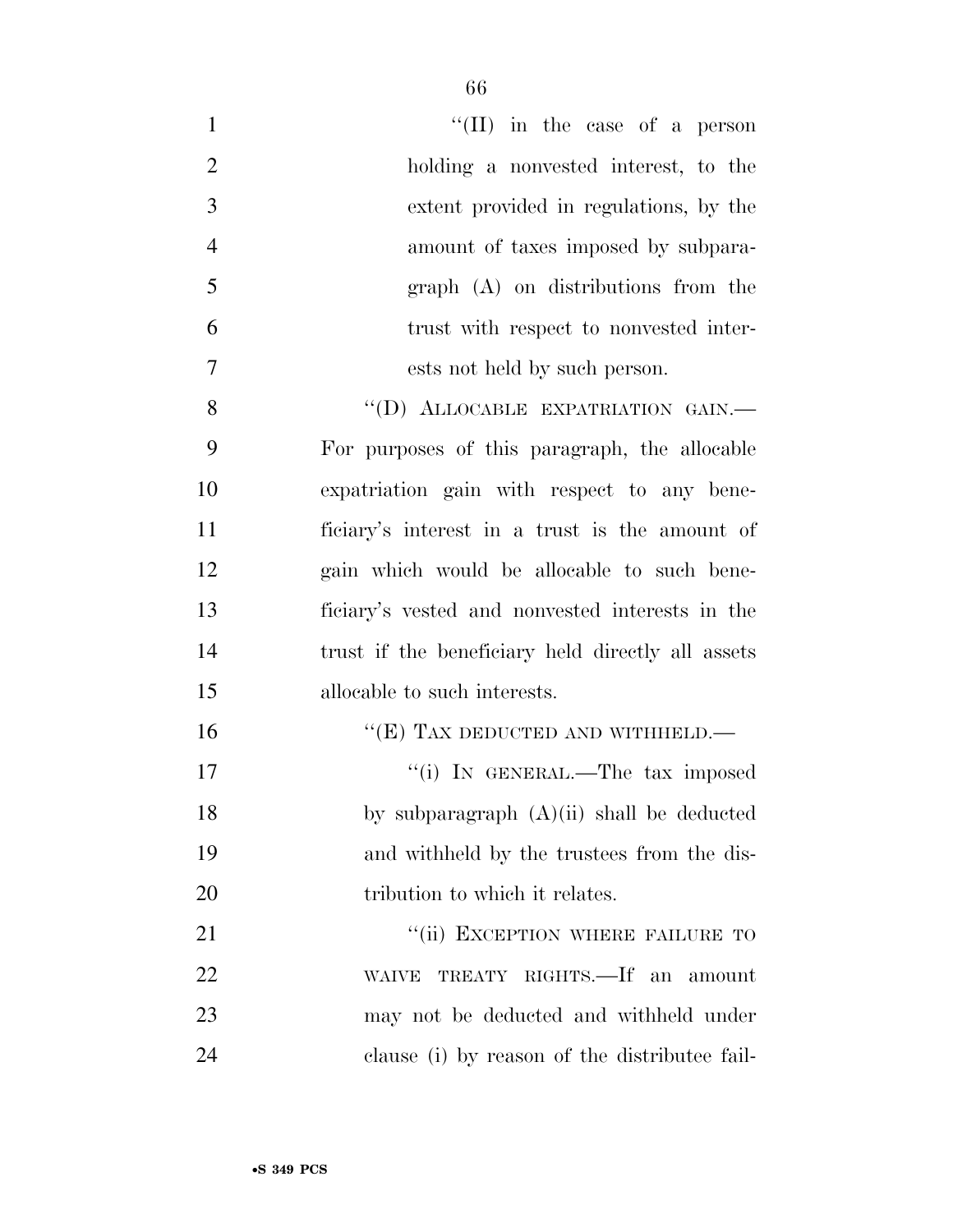''(II) in the case of a person holding a nonvested interest, to the extent provided in regulations, by the amount of taxes imposed by subparagraph (A) on distributions from the trust with respect to nonvested interests not held by such person.

''(D) ALLOCABLE EXPATRIATION GAIN.—For purposes of this paragraph, the allocable expatriation gain with respect to any beneficiary's interest in a trust is the amount of gain which would be allocable to such beneficiary's vested and nonvested interests in the trust if the beneficiary held directly all assets allocable to such interests.

''(E) TAX DEDUCTED AND WITHHELD.—

''(i) IN GENERAL.—The tax imposed by subparagraph (A)(ii) shall be deducted and withheld by the trustees from the distribution to which it relates.

''(ii) EXCEPTION WHERE FAILURE TO WAIVE TREATY RIGHTS.—If an amount may not be deducted and withheld under clause (i) by reason of the distributee fail-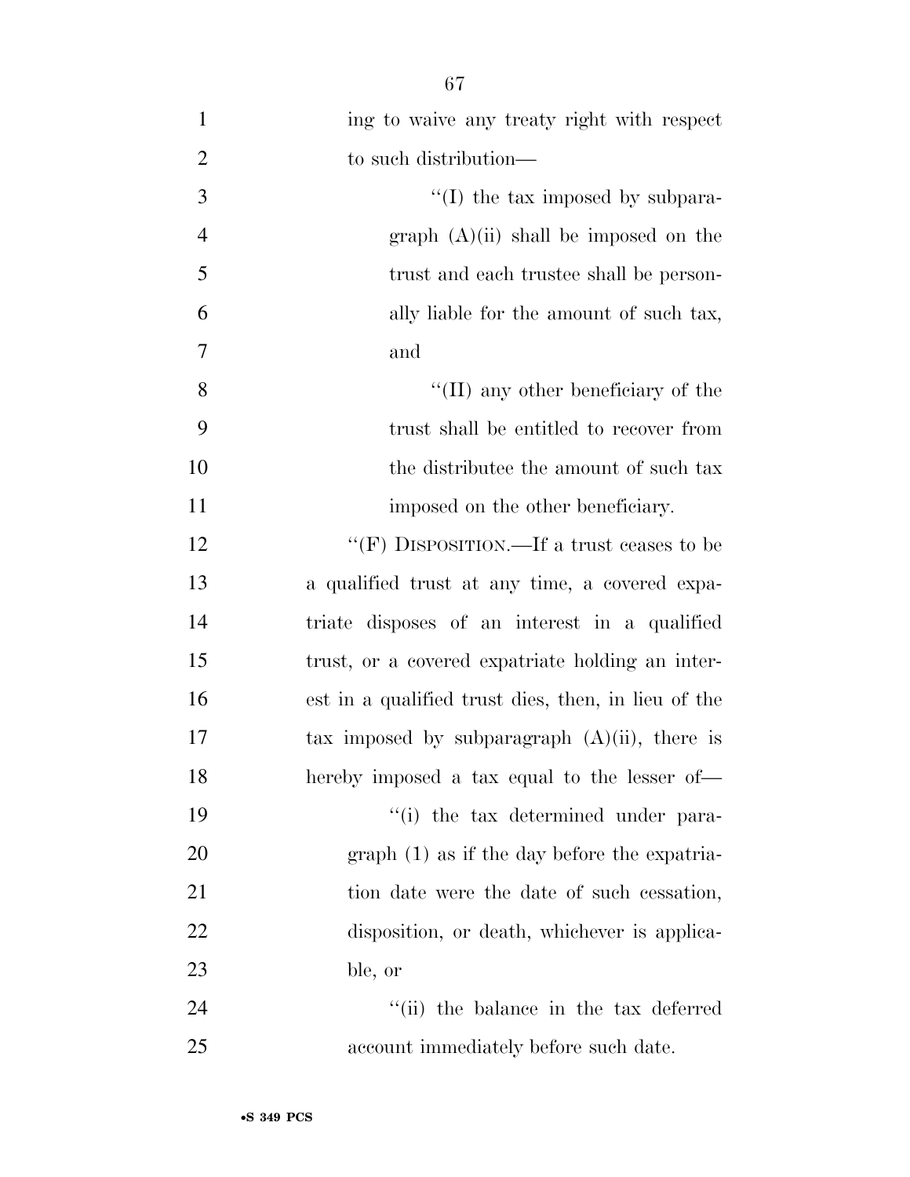ing to waive any treaty right with respect to such distribution—

''(I) the tax imposed by subparagraph (A)(ii) shall be imposed on the trust and each trustee shall be personally liable for the amount of such tax, and

''(II) any other beneficiary of the trust shall be entitled to recover from the distributee the amount of such tax imposed on the other beneficiary.

''(F) DISPOSITION.—If a trust ceases to be a qualified trust at any time, a covered expatriate disposes of an interest in a qualified trust, or a covered expatriate holding an interest in a qualified trust dies, then, in lieu of the tax imposed by subparagraph (A)(ii), there is hereby imposed a tax equal to the lesser of—

''(i) the tax determined under paragraph (1) as if the day before the expatriation date were the date of such cessation, disposition, or death, whichever is applicable, or

''(ii) the balance in the tax deferred account immediately before such date.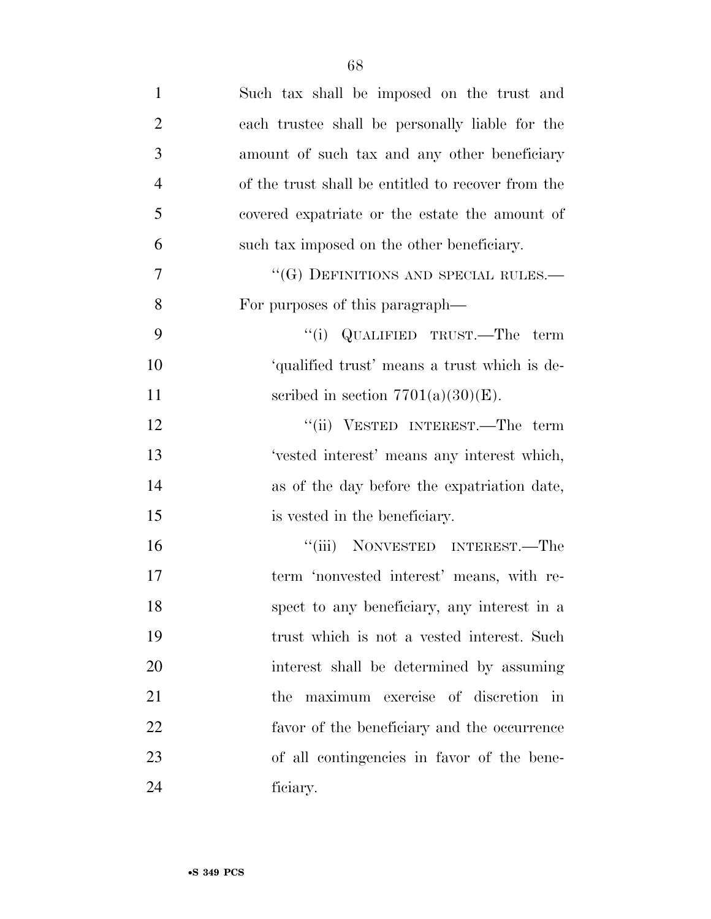Such tax shall be imposed on the trust and each trustee shall be personally liable for the amount of such tax and any other beneficiary of the trust shall be entitled to recover from the covered expatriate or the estate the amount of such tax imposed on the other beneficiary.

"(G) DEFINITIONS AND SPECIAL RULES.—For purposes of this paragraph—

"(i) QUALIFIED TRUST.—The term 'qualified trust' means a trust which is described in section 7701(a)(30)(E).

"(ii) VESTED INTEREST.—The term 'vested interest' means any interest which, as of the day before the expatriation date, is vested in the beneficiary.

"(iii) NONVESTED INTEREST.—The term 'nonvested interest' means, with respect to any beneficiary, any interest in a trust which is not a vested interest. Such interest shall be determined by assuming the maximum exercise of discretion in favor of the beneficiary and the occurrence of all contingencies in favor of the beneficiary.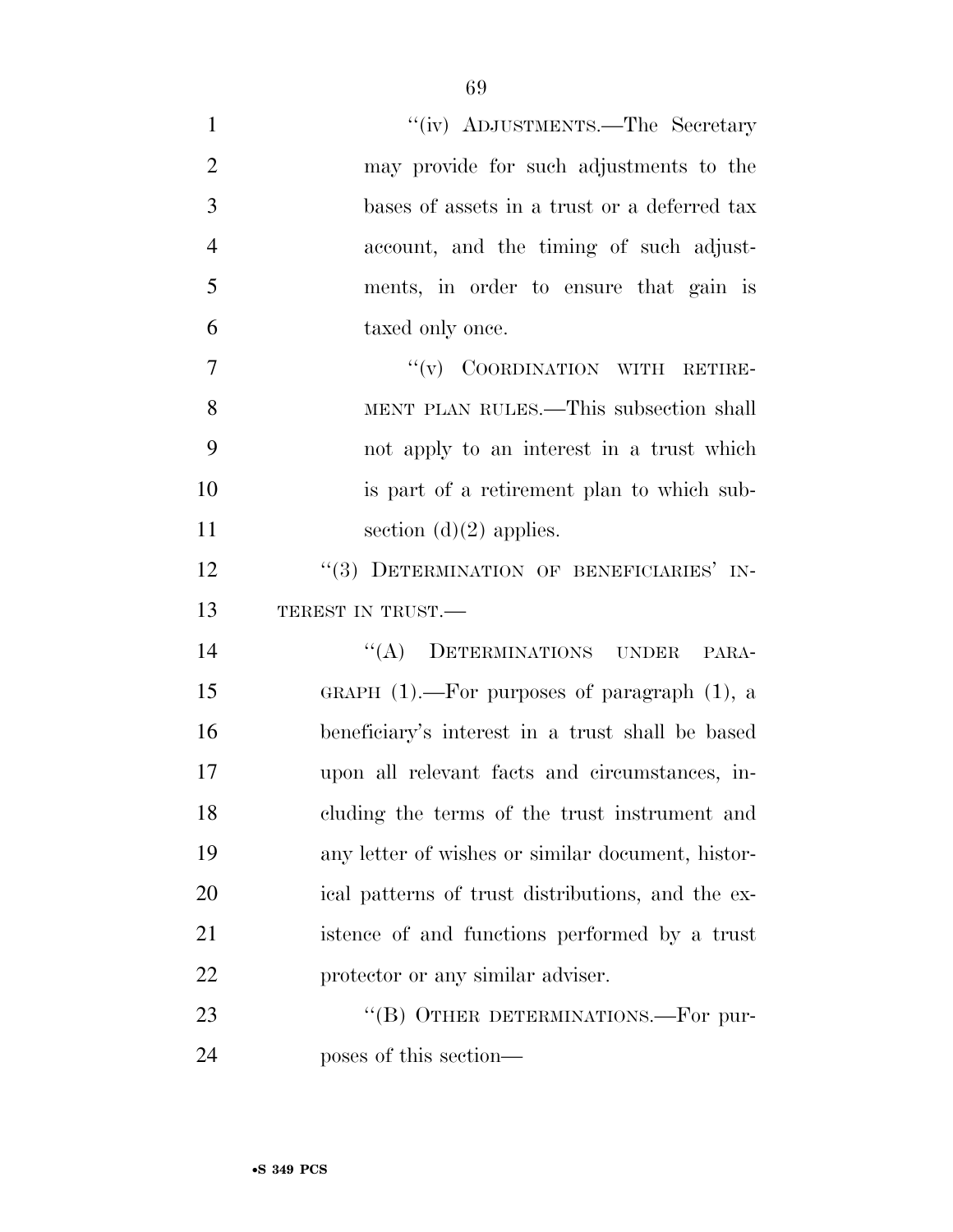"(iv) ADJUSTMENTS.—The Secretary may provide for such adjustments to the bases of assets in a trust or a deferred tax account, and the timing of such adjustments, in order to ensure that gain is taxed only once.

"(v) COORDINATION WITH RETIREMENT PLAN RULES.—This subsection shall not apply to an interest in a trust which is part of a retirement plan to which subsection (d)(2) applies.

"(3) DETERMINATION OF BENEFICIARIES' INTEREST IN TRUST.—

"(A) DETERMINATIONS UNDER PARAGRAPH (1).—For purposes of paragraph (1), a beneficiary's interest in a trust shall be based upon all relevant facts and circumstances, including the terms of the trust instrument and any letter of wishes or similar document, historical patterns of trust distributions, and the existence of and functions performed by a trust protector or any similar adviser.

"(B) OTHER DETERMINATIONS.—For purposes of this section—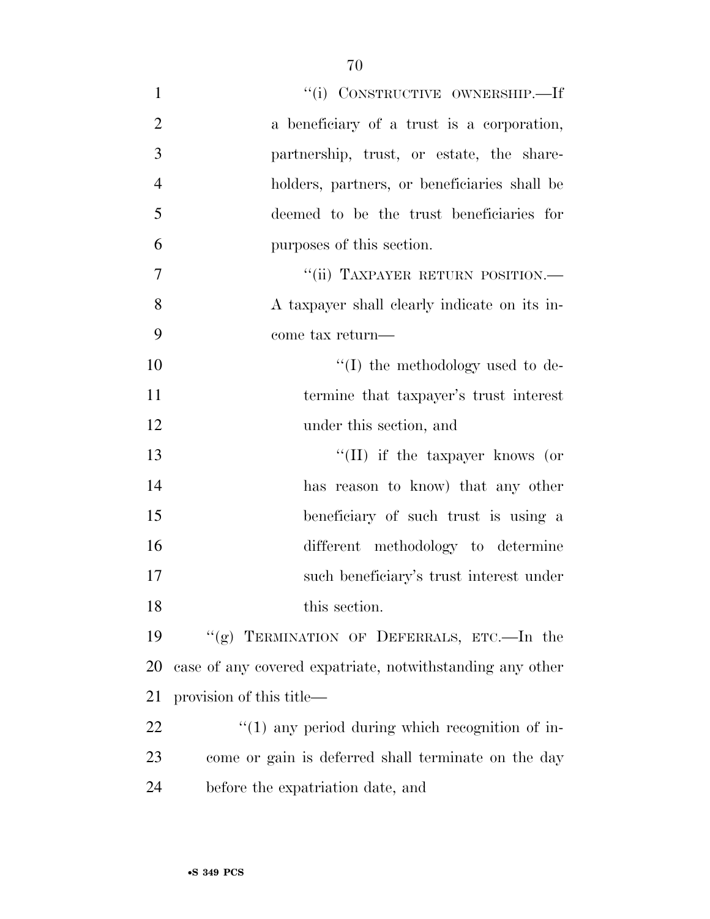"(i) CONSTRUCTIVE OWNERSHIP.—If a beneficiary of a trust is a corporation, partnership, trust, or estate, the shareholders, partners, or beneficiaries shall be deemed to be the trust beneficiaries for purposes of this section.

"(ii) TAXPAYER RETURN POSITION.—A taxpayer shall clearly indicate on its income tax return—

"(I) the methodology used to determine that taxpayer's trust interest under this section, and

"(II) if the taxpayer knows (or has reason to know) that any other beneficiary of such trust is using a different methodology to determine such beneficiary's trust interest under this section.

"(g) TERMINATION OF DEFERRALS, ETC.—In the case of any covered expatriate, notwithstanding any other provision of this title—

"(1) any period during which recognition of income or gain is deferred shall terminate on the day before the expatriation date, and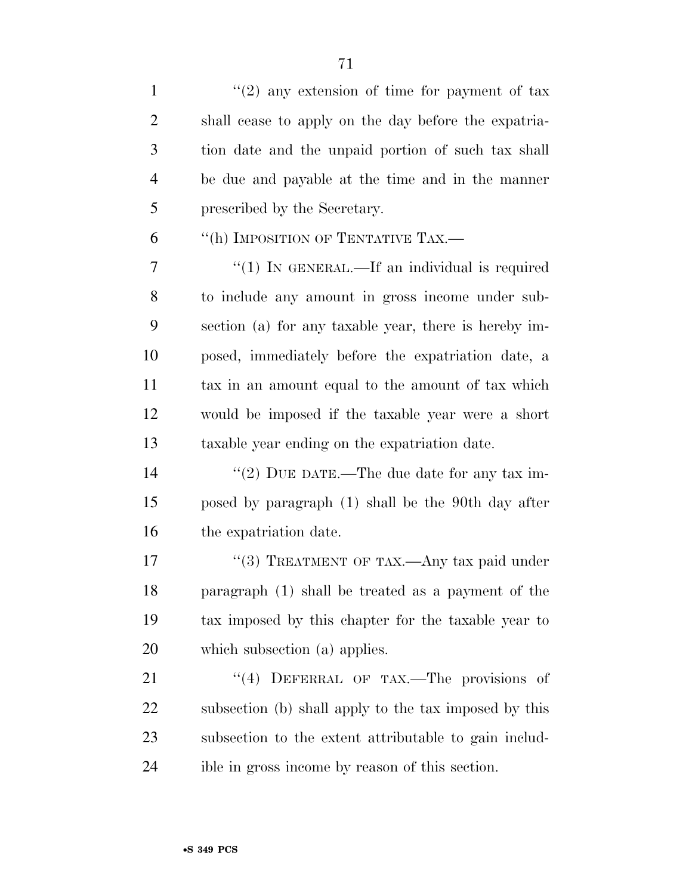''(2) any extension of time for payment of tax shall cease to apply on the day before the expatriation date and the unpaid portion of such tax shall be due and payable at the time and in the manner prescribed by the Secretary.

''(h) IMPOSITION OF TENTATIVE TAX.—

''(1) IN GENERAL.—If an individual is required to include any amount in gross income under subsection (a) for any taxable year, there is hereby imposed, immediately before the expatriation date, a tax in an amount equal to the amount of tax which would be imposed if the taxable year were a short taxable year ending on the expatriation date.

''(2) DUE DATE.—The due date for any tax imposed by paragraph (1) shall be the 90th day after the expatriation date.

''(3) TREATMENT OF TAX.—Any tax paid under paragraph (1) shall be treated as a payment of the tax imposed by this chapter for the taxable year to which subsection (a) applies.

''(4) DEFERRAL OF TAX.—The provisions of subsection (b) shall apply to the tax imposed by this subsection to the extent attributable to gain includible in gross income by reason of this section.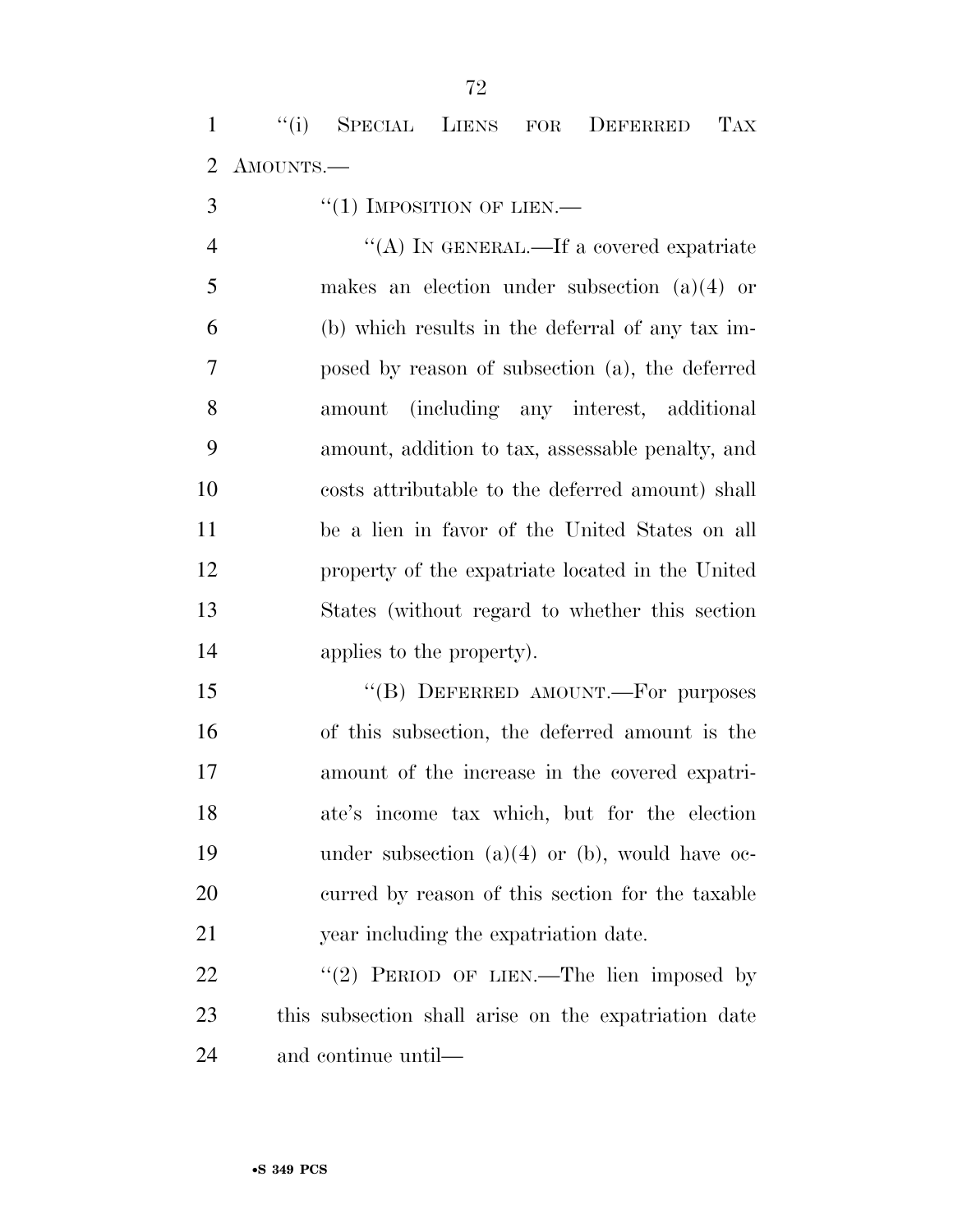"(i) SPECIAL LIENS FOR DEFERRED TAX AMOUNTS.—

"(1) IMPOSITION OF LIEN.—

"(A) IN GENERAL.—If a covered expatriate makes an election under subsection (a)(4) or (b) which results in the deferral of any tax imposed by reason of subsection (a), the deferred amount (including any interest, additional amount, addition to tax, assessable penalty, and costs attributable to the deferred amount) shall be a lien in favor of the United States on all property of the expatriate located in the United States (without regard to whether this section applies to the property).

"(B) DEFERRED AMOUNT.—For purposes of this subsection, the deferred amount is the amount of the increase in the covered expatriate's income tax which, but for the election under subsection (a)(4) or (b), would have occurred by reason of this section for the taxable year including the expatriation date.

"(2) PERIOD OF LIEN.—The lien imposed by this subsection shall arise on the expatriation date and continue until—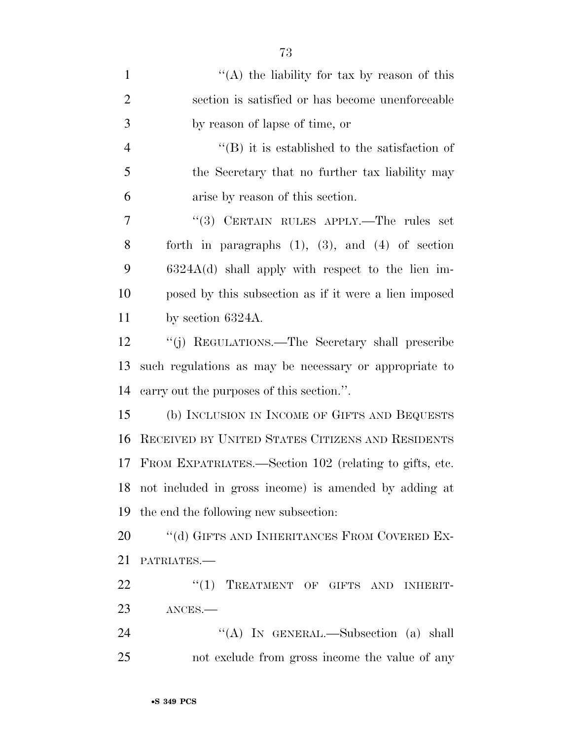''(A) the liability for tax by reason of this section is satisfied or has become unenforceable by reason of lapse of time, or

''(B) it is established to the satisfaction of the Secretary that no further tax liability may arise by reason of this section.

''(3) CERTAIN RULES APPLY.—The rules set forth in paragraphs (1), (3), and (4) of section 6324A(d) shall apply with respect to the lien imposed by this subsection as if it were a lien imposed by section 6324A.

''(j) REGULATIONS.—The Secretary shall prescribe such regulations as may be necessary or appropriate to carry out the purposes of this section.''.

(b) INCLUSION IN INCOME OF GIFTS AND BEQUESTS RECEIVED BY UNITED STATES CITIZENS AND RESIDENTS FROM EXPATRIATES.—Section 102 (relating to gifts, etc. not included in gross income) is amended by adding at the end the following new subsection:

''(d) GIFTS AND INHERITANCES FROM COVERED EXPATRIATES.—

''(1) TREATMENT OF GIFTS AND INHERITANCES.—

''(A) IN GENERAL.—Subsection (a) shall not exclude from gross income the value of any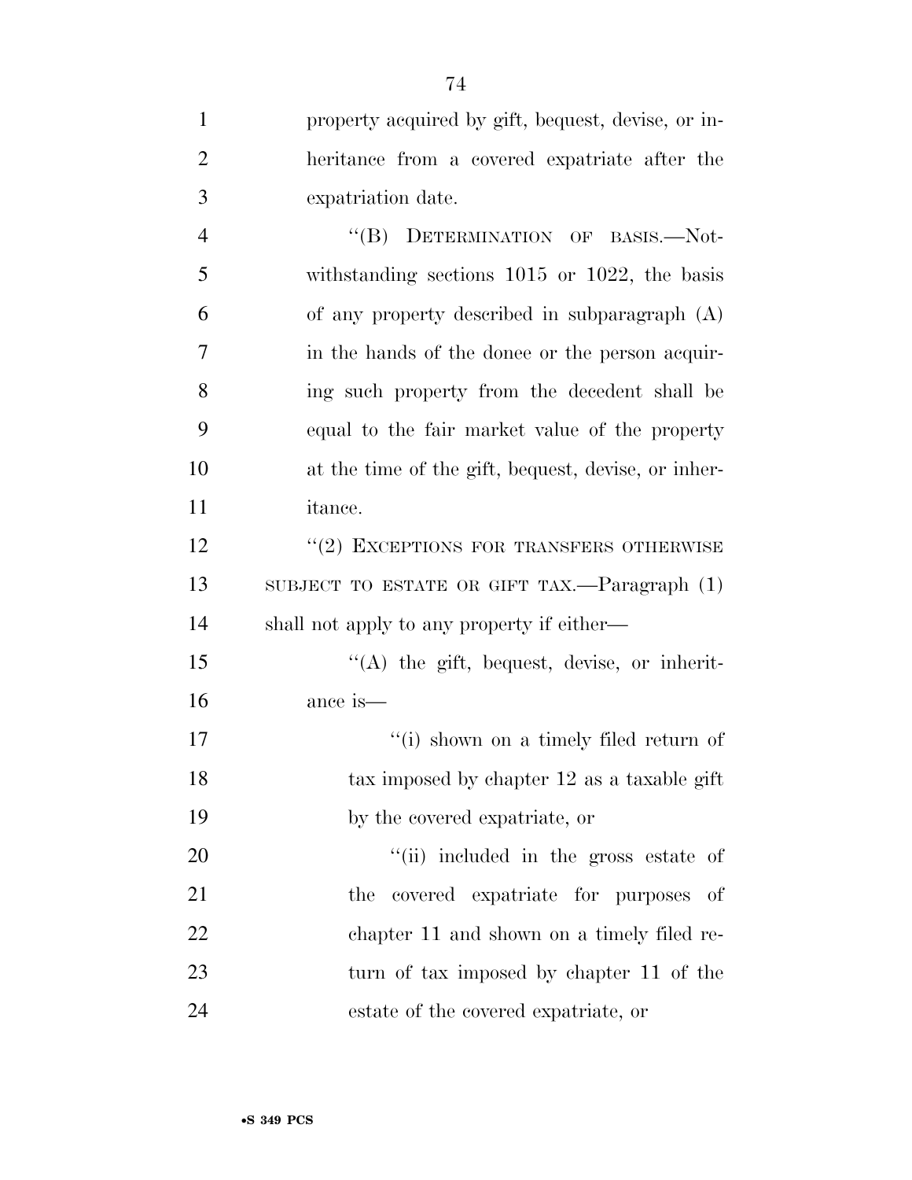property acquired by gift, bequest, devise, or inheritance from a covered expatriate after the expatriation date.

"(B) DETERMINATION OF BASIS.—Notwithstanding sections 1015 or 1022, the basis of any property described in subparagraph (A) in the hands of the donee or the person acquiring such property from the decedent shall be equal to the fair market value of the property at the time of the gift, bequest, devise, or inheritance.

"(2) EXCEPTIONS FOR TRANSFERS OTHERWISE SUBJECT TO ESTATE OR GIFT TAX.—Paragraph (1) shall not apply to any property if either—

"(A) the gift, bequest, devise, or inheritance is—

"(i) shown on a timely filed return of tax imposed by chapter 12 as a taxable gift by the covered expatriate, or

"(ii) included in the gross estate of the covered expatriate for purposes of chapter 11 and shown on a timely filed return of tax imposed by chapter 11 of the estate of the covered expatriate, or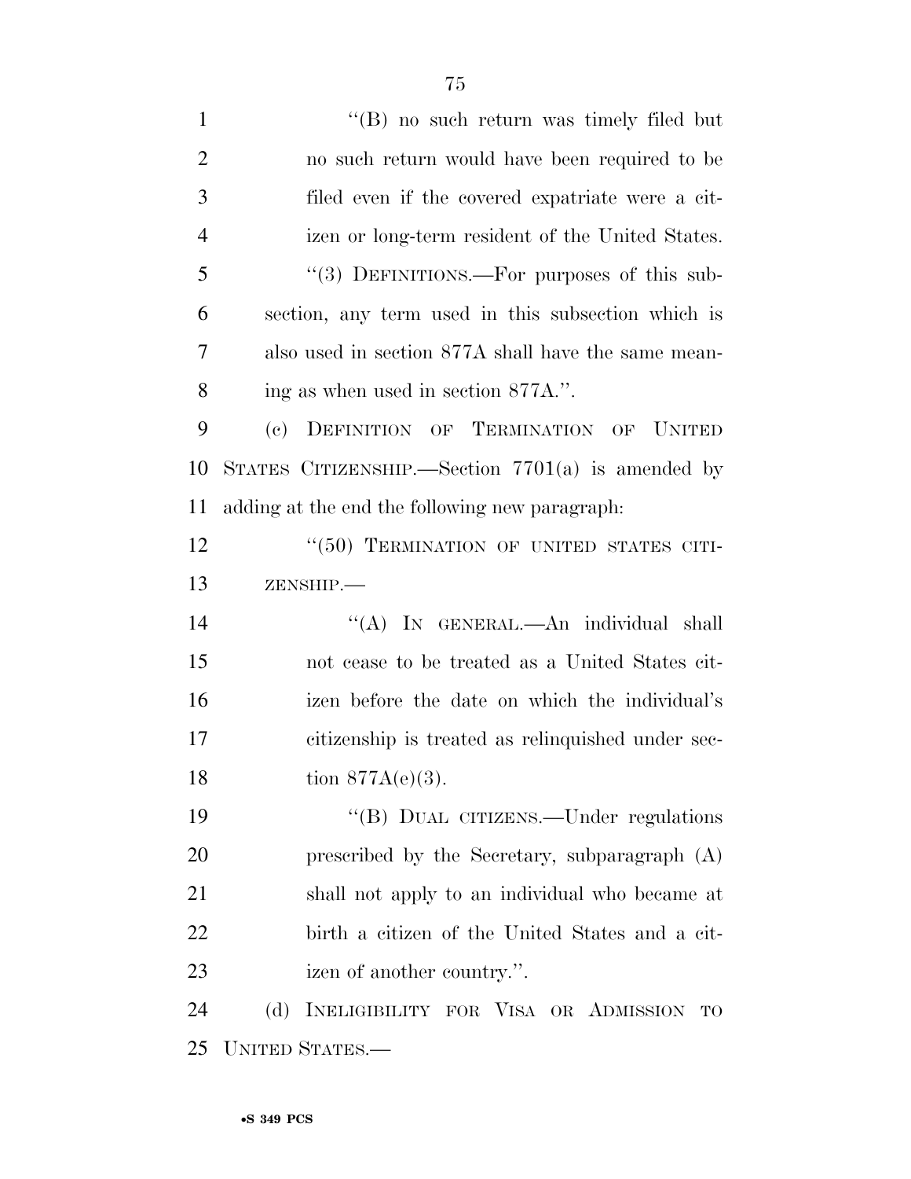"(B) no such return was timely filed but no such return would have been required to be filed even if the covered expatriate were a citizen or long-term resident of the United States.

"(3) DEFINITIONS.—For purposes of this subsection, any term used in this subsection which is also used in section 877A shall have the same meaning as when used in section 877A.".

(c) DEFINITION OF TERMINATION OF UNITED STATES CITIZENSHIP.—Section 7701(a) is amended by adding at the end the following new paragraph:

"(50) TERMINATION OF UNITED STATES CITIZENSHIP.—

"(A) IN GENERAL.—An individual shall not cease to be treated as a United States citizen before the date on which the individual's citizenship is treated as relinquished under section 877A(e)(3).

"(B) DUAL CITIZENS.—Under regulations prescribed by the Secretary, subparagraph (A) shall not apply to an individual who became at birth a citizen of the United States and a citizen of another country.".

(d) INELIGIBILITY FOR VISA OR ADMISSION TO UNITED STATES.—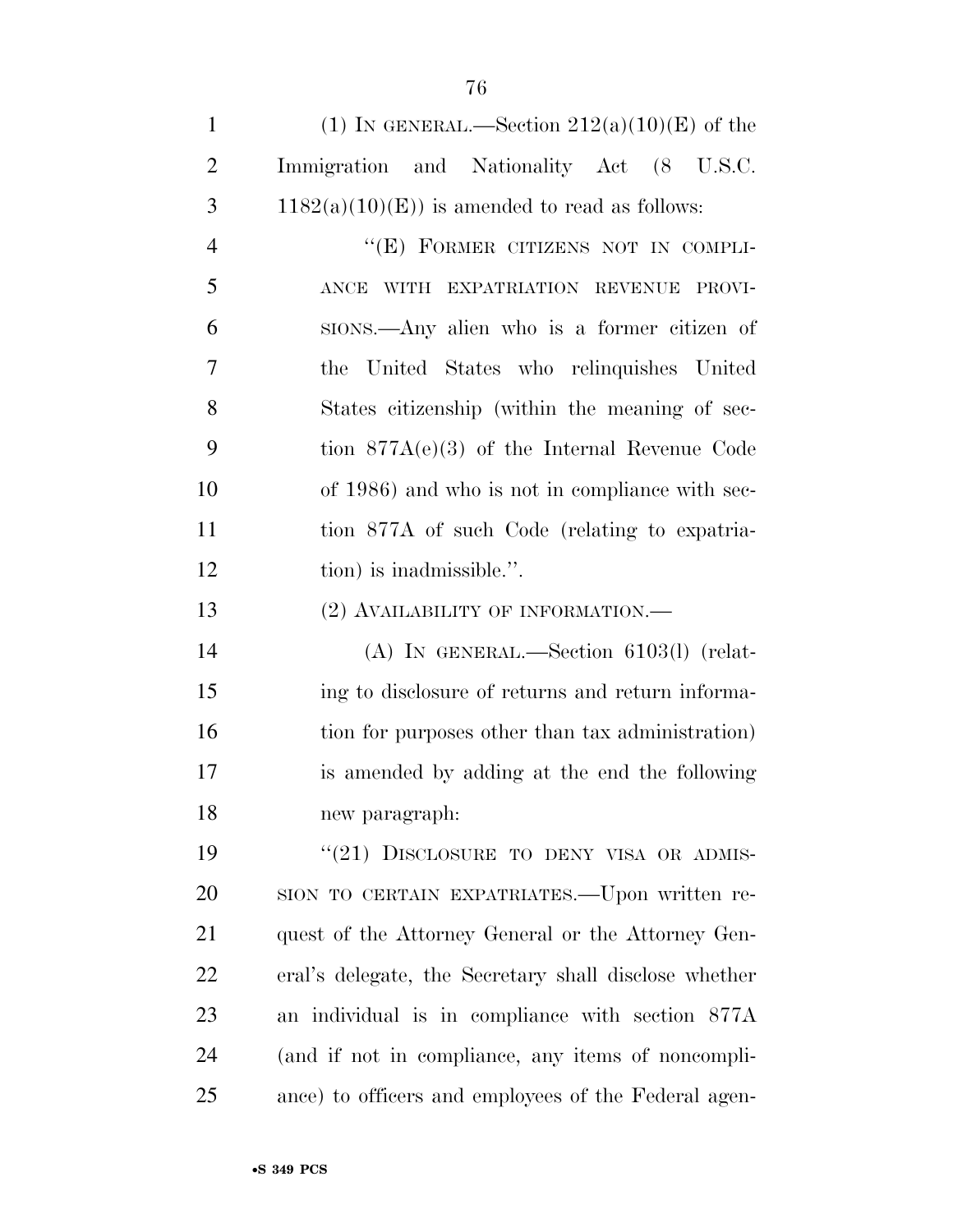(1) IN GENERAL.—Section 212(a)(10)(E) of the Immigration and Nationality Act (8 U.S.C. 1182(a)(10)(E)) is amended to read as follows:

"(E) FORMER CITIZENS NOT IN COMPLIANCE WITH EXPATRIATION REVENUE PROVISIONS.—Any alien who is a former citizen of the United States who relinquishes United States citizenship (within the meaning of section 877A(e)(3) of the Internal Revenue Code of 1986) and who is not in compliance with section 877A of such Code (relating to expatriation) is inadmissible.".

(2) AVAILABILITY OF INFORMATION.—

(A) IN GENERAL.—Section 6103(l) (relating to disclosure of returns and return information for purposes other than tax administration) is amended by adding at the end the following new paragraph:

"(21) DISCLOSURE TO DENY VISA OR ADMISSION TO CERTAIN EXPATRIATES.—Upon written request of the Attorney General or the Attorney General's delegate, the Secretary shall disclose whether an individual is in compliance with section 877A (and if not in compliance, any items of noncompliance) to officers and employees of the Federal agen-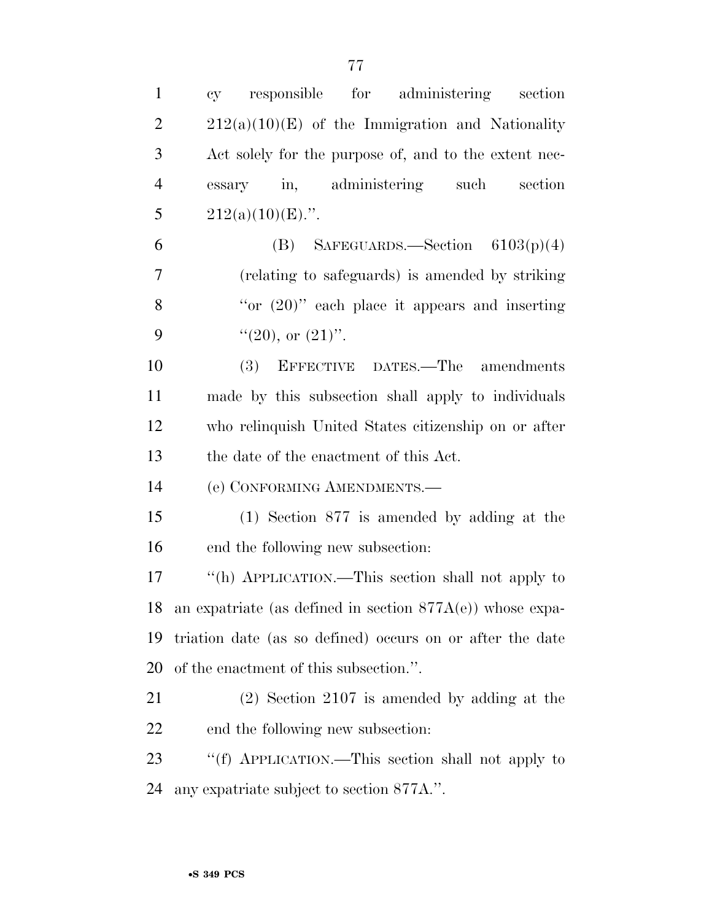cy responsible for administering section 212(a)(10)(E) of the Immigration and Nationality Act solely for the purpose of, and to the extent necessary in, administering such section 212(a)(10)(E).''.

(B) SAFEGUARDS.—Section 6103(p)(4) (relating to safeguards) is amended by striking ''or (20)'' each place it appears and inserting ''(20), or (21)''.

(3) EFFECTIVE DATES.—The amendments made by this subsection shall apply to individuals who relinquish United States citizenship on or after the date of the enactment of this Act.

(e) CONFORMING AMENDMENTS.—

(1) Section 877 is amended by adding at the end the following new subsection:

''(h) APPLICATION.—This section shall not apply to an expatriate (as defined in section 877A(e)) whose expatriation date (as so defined) occurs on or after the date of the enactment of this subsection.''.

(2) Section 2107 is amended by adding at the end the following new subsection:

''(f) APPLICATION.—This section shall not apply to any expatriate subject to section 877A.''.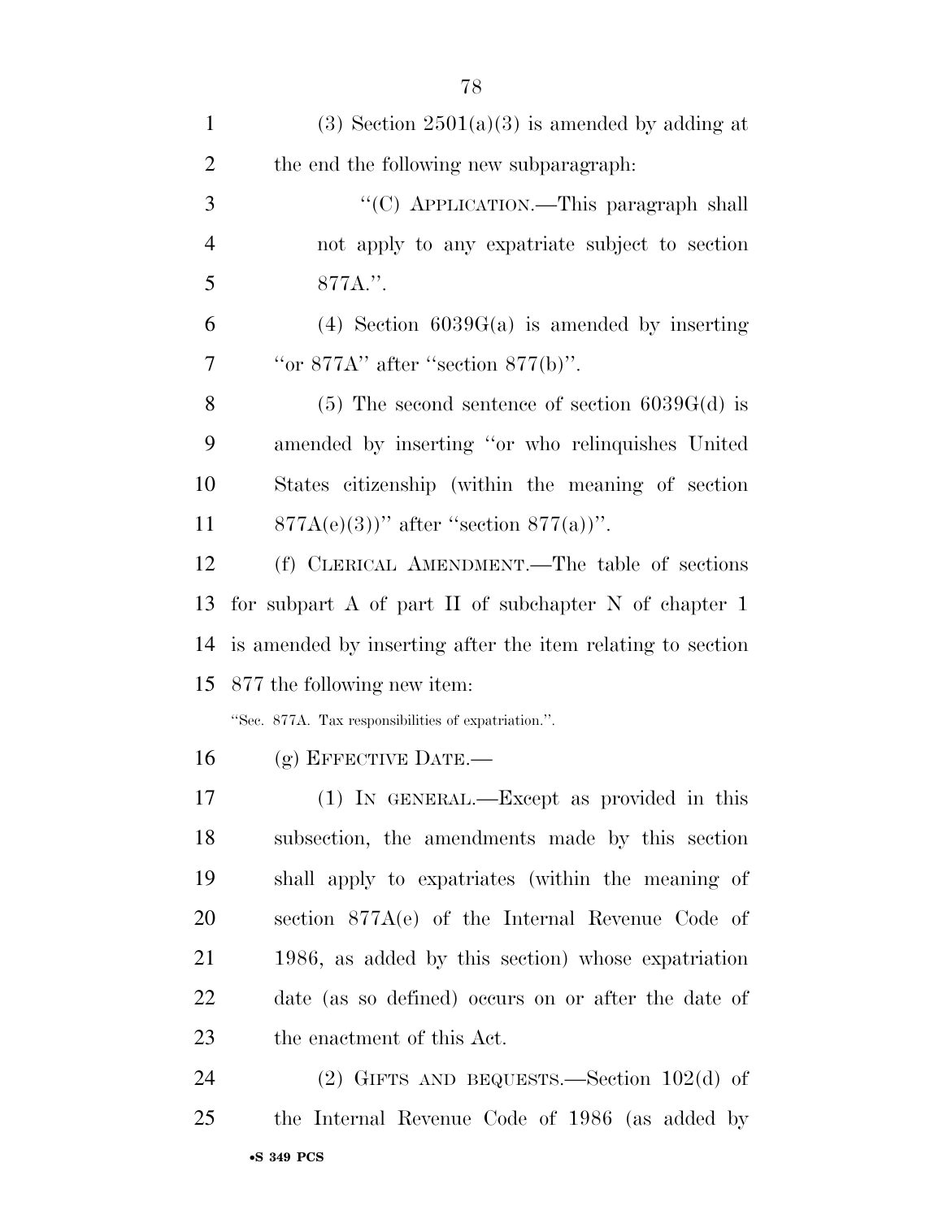(3) Section 2501(a)(3) is amended by adding at the end the following new subparagraph:

"(C) APPLICATION.—This paragraph shall not apply to any expatriate subject to section 877A.".

(4) Section 6039G(a) is amended by inserting "or 877A" after "section 877(b)".

(5) The second sentence of section 6039G(d) is amended by inserting "or who relinquishes United States citizenship (within the meaning of section 877A(e)(3))" after "section 877(a))".

(f) CLERICAL AMENDMENT.—The table of sections for subpart A of part II of subchapter N of chapter 1 is amended by inserting after the item relating to section 877 the following new item:

"Sec. 877A. Tax responsibilities of expatriation.".

(g) EFFECTIVE DATE.—

(1) IN GENERAL.—Except as provided in this subsection, the amendments made by this section shall apply to expatriates (within the meaning of section 877A(e) of the Internal Revenue Code of 1986, as added by this section) whose expatriation date (as so defined) occurs on or after the date of the enactment of this Act.

(2) GIFTS AND BEQUESTS.—Section 102(d) of the Internal Revenue Code of 1986 (as added by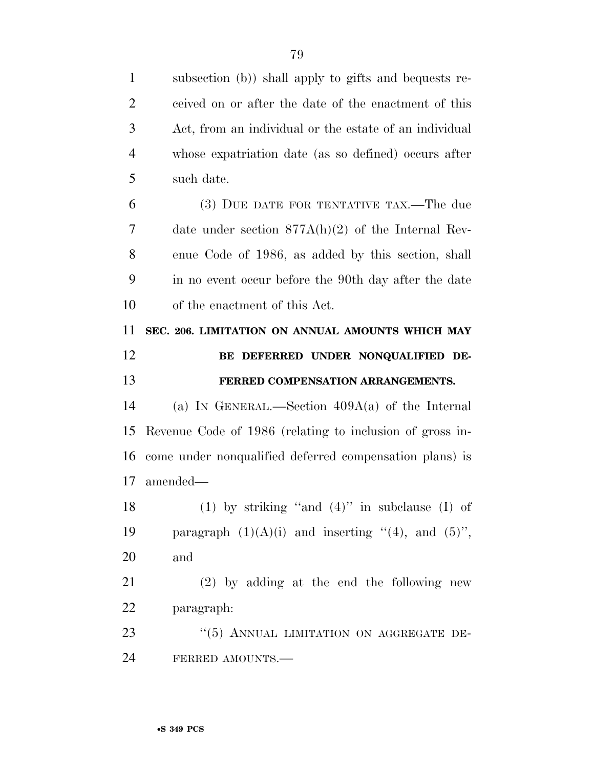subsection (b)) shall apply to gifts and bequests received on or after the date of the enactment of this Act, from an individual or the estate of an individual whose expatriation date (as so defined) occurs after such date.

(3) DUE DATE FOR TENTATIVE TAX.—The due date under section 877A(h)(2) of the Internal Revenue Code of 1986, as added by this section, shall in no event occur before the 90th day after the date of the enactment of this Act.

**SEC. 206. LIMITATION ON ANNUAL AMOUNTS WHICH MAY BE DEFERRED UNDER NONQUALIFIED DEFERRED COMPENSATION ARRANGEMENTS.**

(a) IN GENERAL.—Section 409A(a) of the Internal Revenue Code of 1986 (relating to inclusion of gross income under nonqualified deferred compensation plans) is amended—

(1) by striking "and (4)" in subclause (I) of paragraph (1)(A)(i) and inserting "(4), and (5)", and

(2) by adding at the end the following new paragraph:

"(5) ANNUAL LIMITATION ON AGGREGATE DEFERRED AMOUNTS.—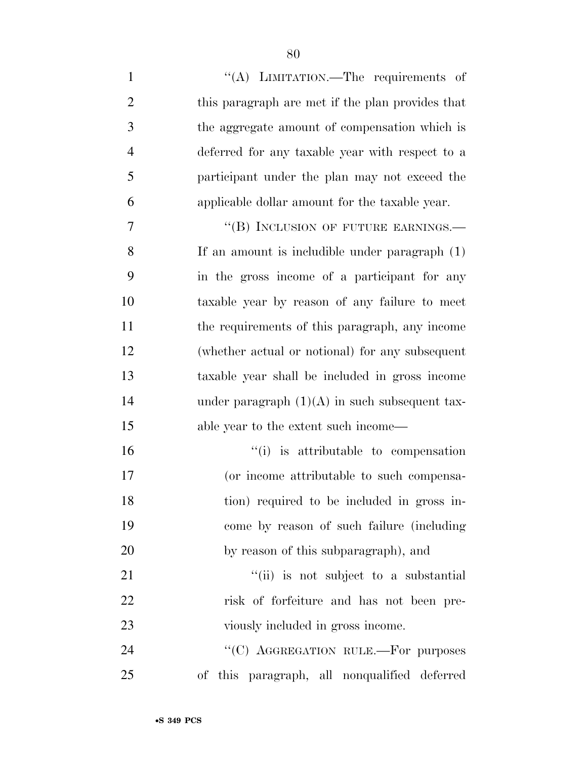''(A) LIMITATION.—The requirements of this paragraph are met if the plan provides that the aggregate amount of compensation which is deferred for any taxable year with respect to a participant under the plan may not exceed the applicable dollar amount for the taxable year.

''(B) INCLUSION OF FUTURE EARNINGS.—If an amount is includible under paragraph (1) in the gross income of a participant for any taxable year by reason of any failure to meet the requirements of this paragraph, any income (whether actual or notional) for any subsequent taxable year shall be included in gross income under paragraph (1)(A) in such subsequent taxable year to the extent such income—

''(i) is attributable to compensation (or income attributable to such compensation) required to be included in gross income by reason of such failure (including by reason of this subparagraph), and

''(ii) is not subject to a substantial risk of forfeiture and has not been previously included in gross income.

''(C) AGGREGATION RULE.—For purposes of this paragraph, all nonqualified deferred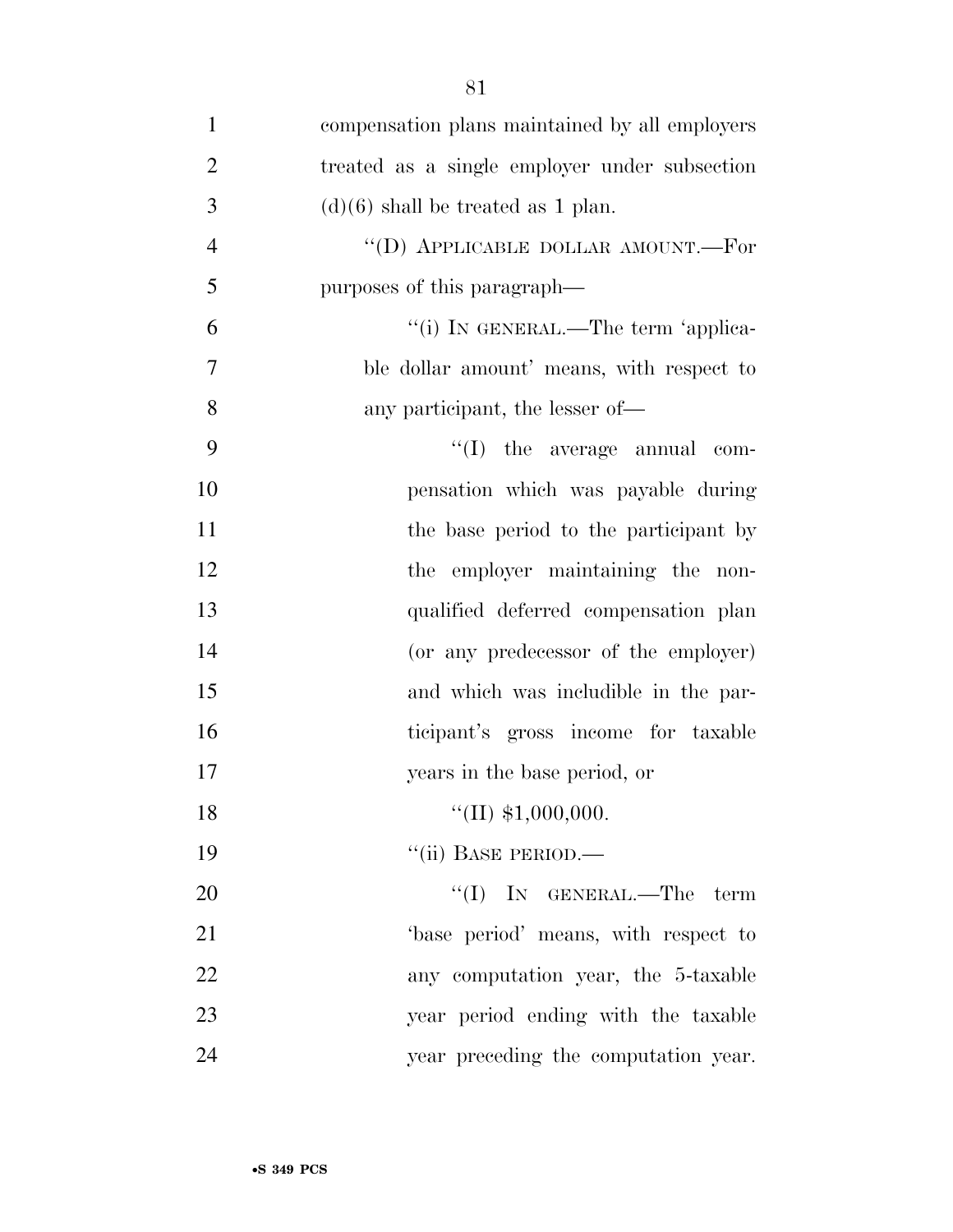compensation plans maintained by all employers treated as a single employer under subsection (d)(6) shall be treated as 1 plan.

"(D) APPLICABLE DOLLAR AMOUNT.—For purposes of this paragraph—

"(i) IN GENERAL.—The term 'applicable dollar amount' means, with respect to any participant, the lesser of—

"(I) the average annual compensation which was payable during the base period to the participant by the employer maintaining the nonqualified deferred compensation plan (or any predecessor of the employer) and which was includible in the participant's gross income for taxable years in the base period, or

"(II) $1,000,000.

"(ii) BASE PERIOD.—

"(I) IN GENERAL.—The term 'base period' means, with respect to any computation year, the 5-taxable year period ending with the taxable year preceding the computation year.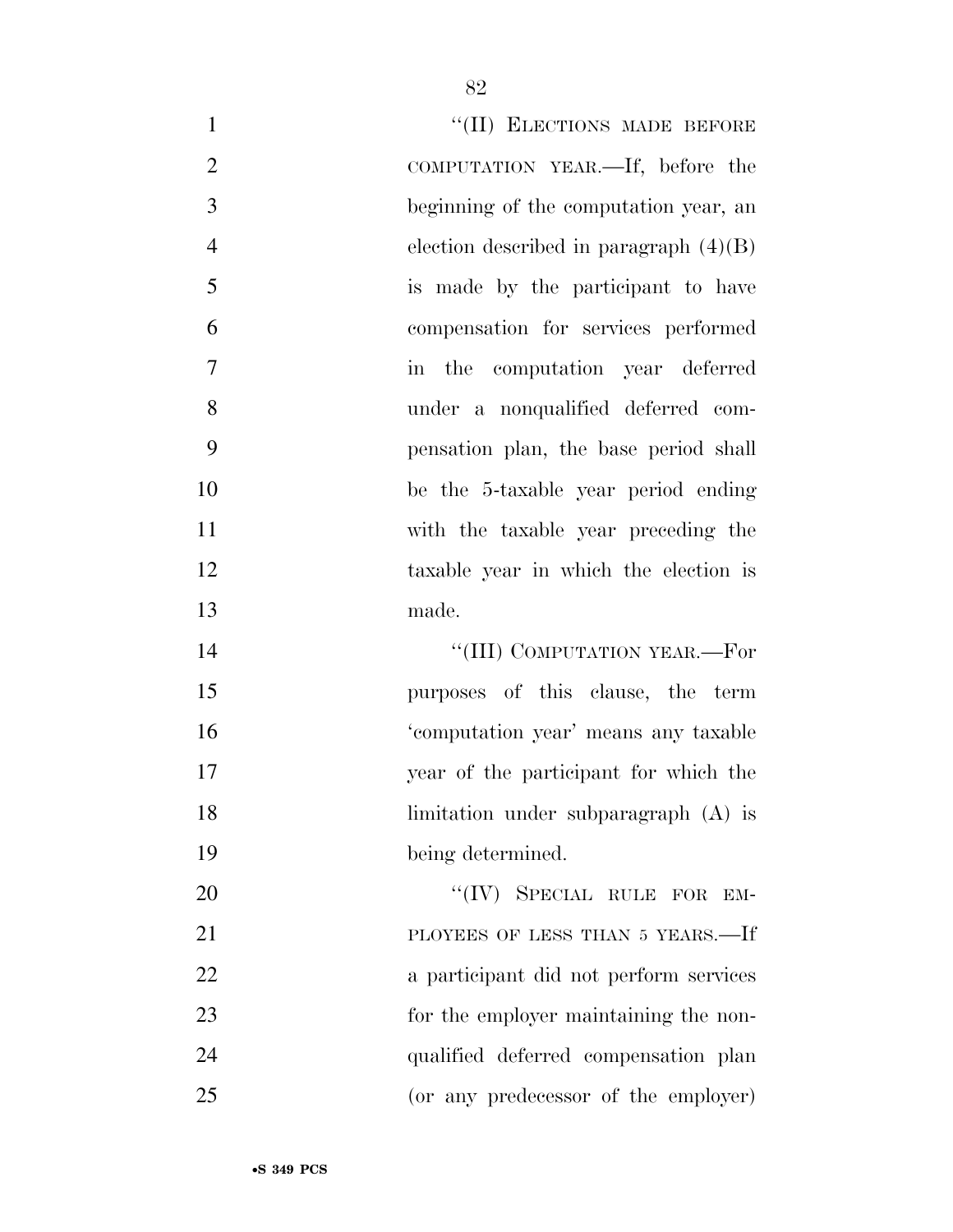"(II) ELECTIONS MADE BEFORE COMPUTATION YEAR.—If, before the beginning of the computation year, an election described in paragraph (4)(B) is made by the participant to have compensation for services performed in the computation year deferred under a nonqualified deferred compensation plan, the base period shall be the 5-taxable year period ending with the taxable year preceding the taxable year in which the election is made.

"(III) COMPUTATION YEAR.—For purposes of this clause, the term 'computation year' means any taxable year of the participant for which the limitation under subparagraph (A) is being determined.

"(IV) SPECIAL RULE FOR EMPLOYEES OF LESS THAN 5 YEARS.—If a participant did not perform services for the employer maintaining the nonqualified deferred compensation plan (or any predecessor of the employer)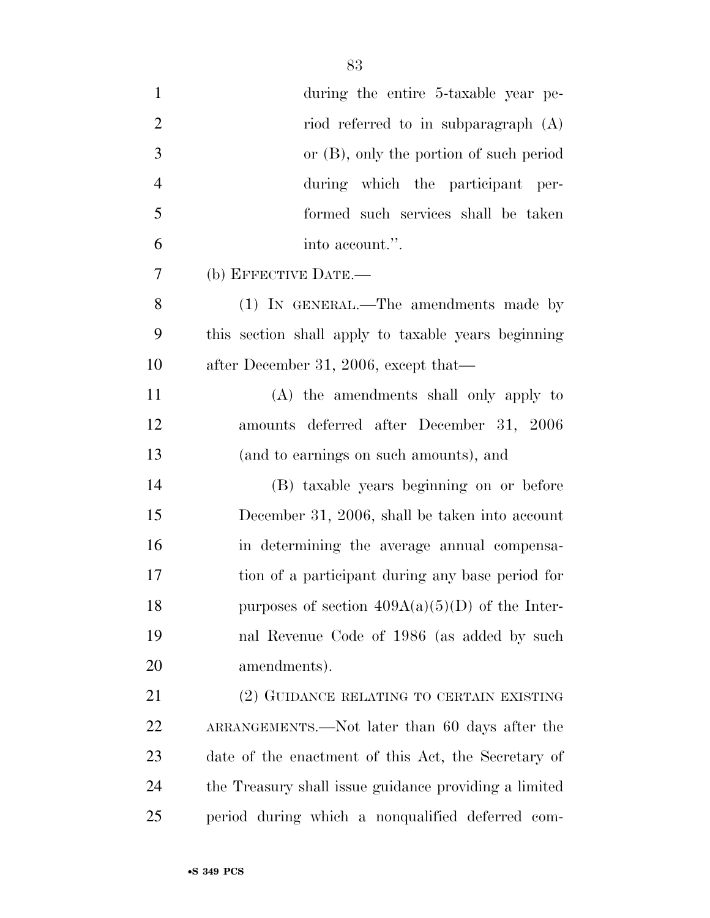during the entire 5-taxable year period referred to in subparagraph (A) or (B), only the portion of such period during which the participant performed such services shall be taken into account.''.

(b) EFFECTIVE DATE.—

(1) IN GENERAL.—The amendments made by this section shall apply to taxable years beginning after December 31, 2006, except that—

(A) the amendments shall only apply to amounts deferred after December 31, 2006 (and to earnings on such amounts), and

(B) taxable years beginning on or before December 31, 2006, shall be taken into account in determining the average annual compensation of a participant during any base period for purposes of section 409A(a)(5)(D) of the Internal Revenue Code of 1986 (as added by such amendments).

(2) GUIDANCE RELATING TO CERTAIN EXISTING ARRANGEMENTS.—Not later than 60 days after the date of the enactment of this Act, the Secretary of the Treasury shall issue guidance providing a limited period during which a nonqualified deferred com-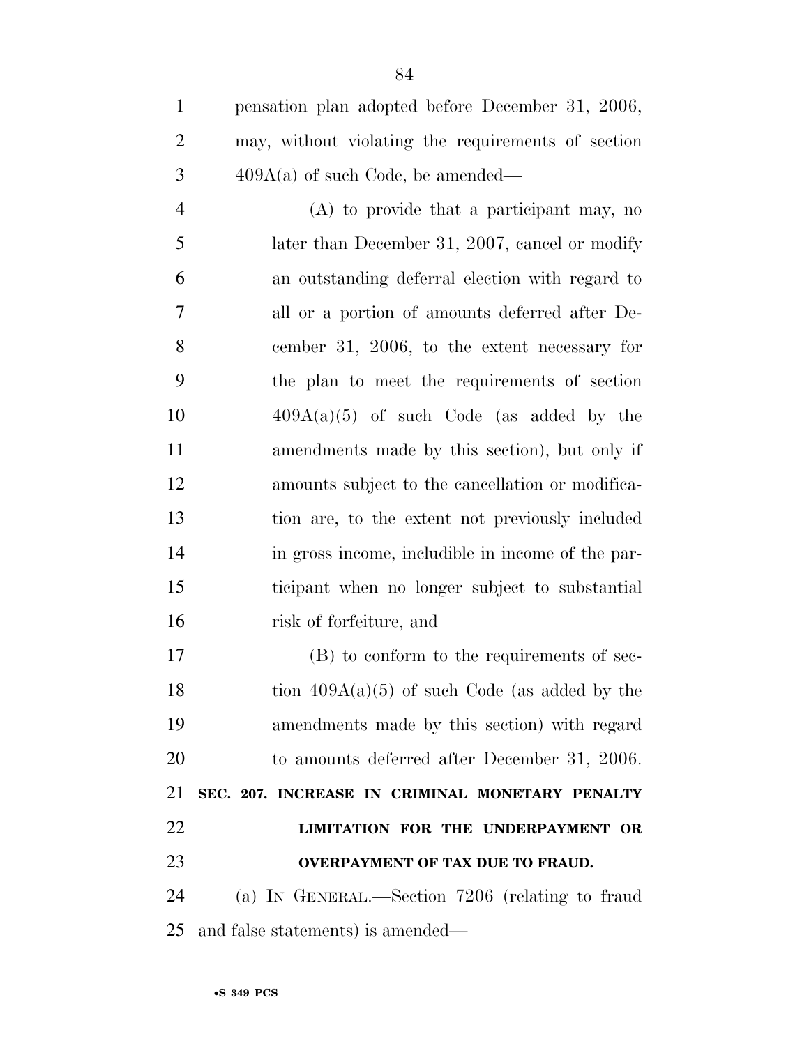pensation plan adopted before December 31, 2006, may, without violating the requirements of section 409A(a) of such Code, be amended—

(A) to provide that a participant may, no later than December 31, 2007, cancel or modify an outstanding deferral election with regard to all or a portion of amounts deferred after December 31, 2006, to the extent necessary for the plan to meet the requirements of section 409A(a)(5) of such Code (as added by the amendments made by this section), but only if amounts subject to the cancellation or modification are, to the extent not previously included in gross income, includible in income of the participant when no longer subject to substantial risk of forfeiture, and

(B) to conform to the requirements of section 409A(a)(5) of such Code (as added by the amendments made by this section) with regard to amounts deferred after December 31, 2006.

**SEC. 207. INCREASE IN CRIMINAL MONETARY PENALTY LIMITATION FOR THE UNDERPAYMENT OR OVERPAYMENT OF TAX DUE TO FRAUD.**

(a) IN GENERAL.—Section 7206 (relating to fraud and false statements) is amended—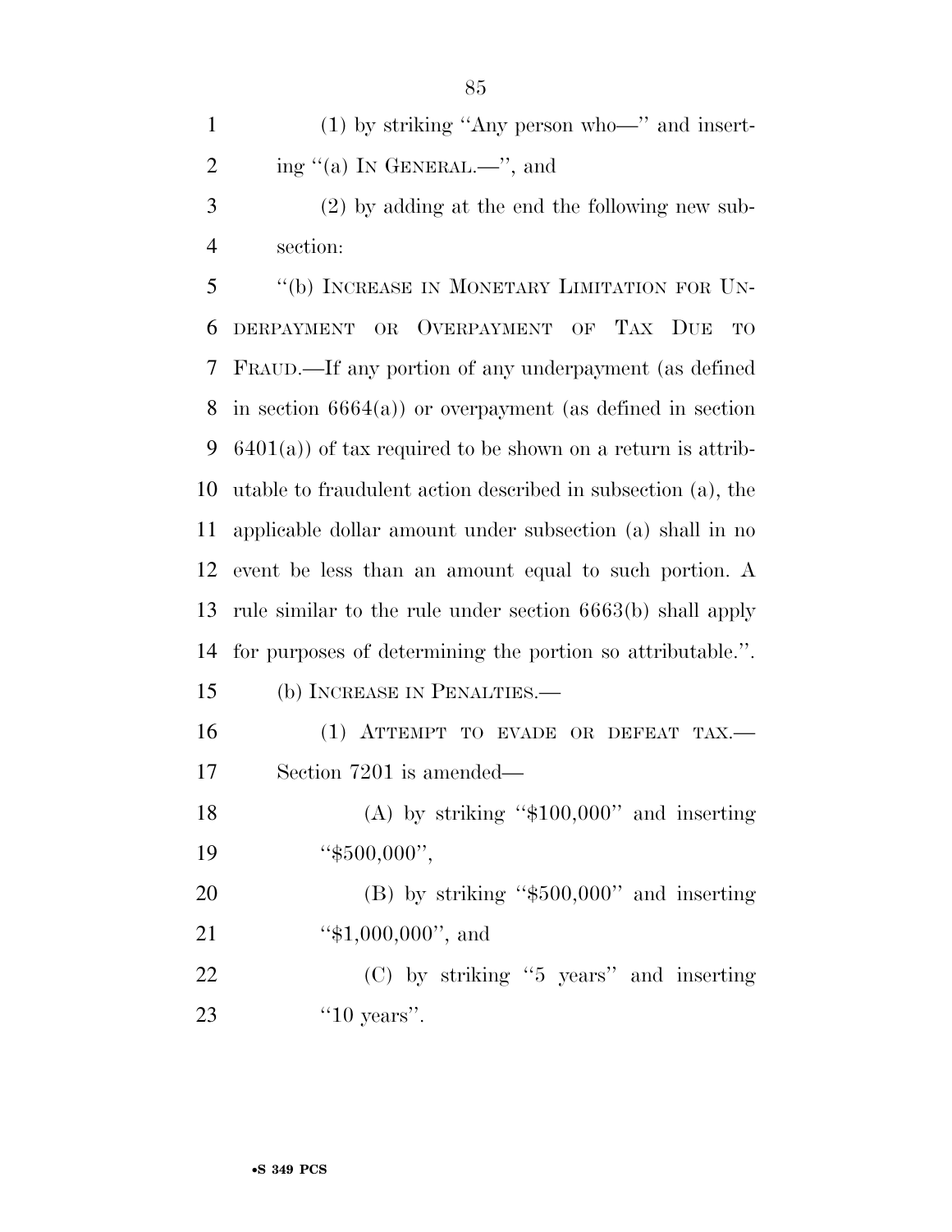(1) by striking "Any person who—" and inserting "(a) IN GENERAL.—", and

(2) by adding at the end the following new subsection:

"(b) INCREASE IN MONETARY LIMITATION FOR UNDERPAYMENT OR OVERPAYMENT OF TAX DUE TO FRAUD.—If any portion of any underpayment (as defined in section 6664(a)) or overpayment (as defined in section 6401(a)) of tax required to be shown on a return is attributable to fraudulent action described in subsection (a), the applicable dollar amount under subsection (a) shall in no event be less than an amount equal to such portion. A rule similar to the rule under section 6663(b) shall apply for purposes of determining the portion so attributable.".

(b) INCREASE IN PENALTIES.—

(1) ATTEMPT TO EVADE OR DEFEAT TAX.—Section 7201 is amended—

(A) by striking "$100,000" and inserting "$500,000",

(B) by striking "$500,000" and inserting "$1,000,000", and

(C) by striking "5 years" and inserting "10 years".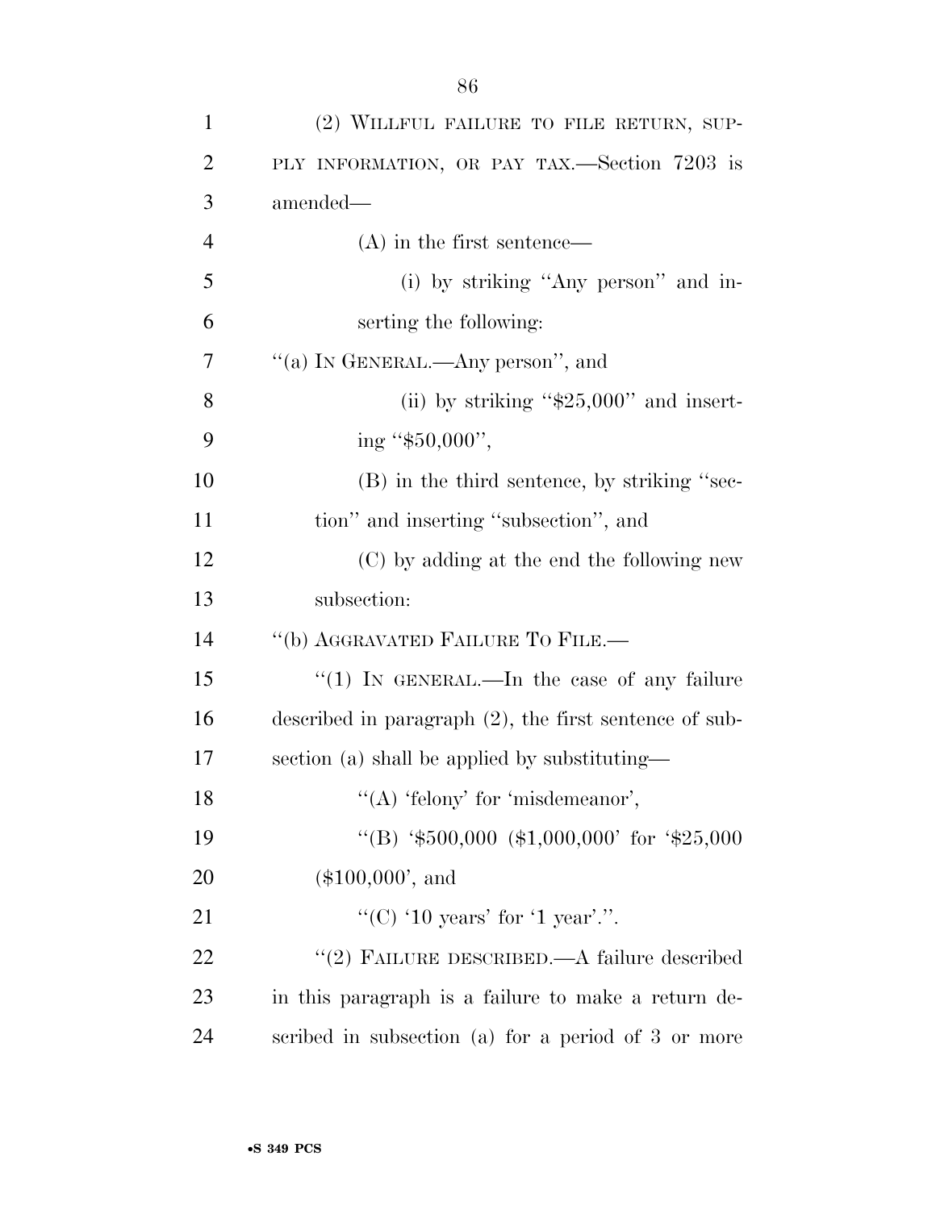(2) WILLFUL FAILURE TO FILE RETURN, SUPPLY INFORMATION, OR PAY TAX.—Section 7203 is amended—

(A) in the first sentence—

(i) by striking ''Any person'' and inserting the following:

''(a) IN GENERAL.—Any person'', and

(ii) by striking ''$25,000'' and inserting ''$50,000'',

(B) in the third sentence, by striking ''section'' and inserting ''subsection'', and

(C) by adding at the end the following new subsection:

''(b) AGGRAVATED FAILURE TO FILE.—

''(1) IN GENERAL.—In the case of any failure described in paragraph (2), the first sentence of subsection (a) shall be applied by substituting—

''(A) 'felony' for 'misdemeanor',

''(B) '$500,000 ($1,000,000' for '$25,000 ($100,000', and

''(C) '10 years' for '1 year'.''.

''(2) FAILURE DESCRIBED.—A failure described in this paragraph is a failure to make a return described in subsection (a) for a period of 3 or more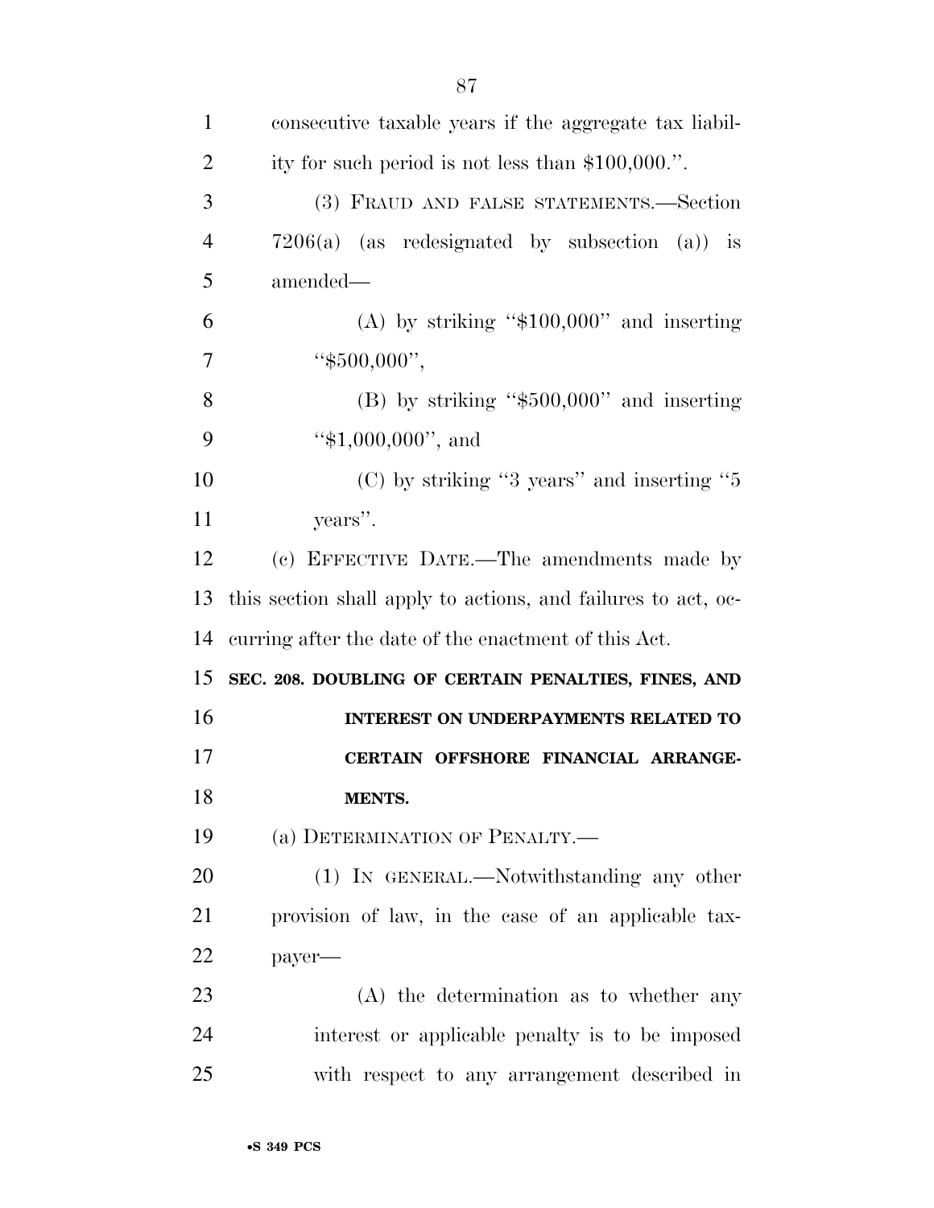consecutive taxable years if the aggregate tax liability for such period is not less than $100,000.''.

(3) FRAUD AND FALSE STATEMENTS.—Section 7206(a) (as redesignated by subsection (a)) is amended—

(A) by striking ''$100,000'' and inserting ''$500,000'',

(B) by striking ''$500,000'' and inserting ''$1,000,000'', and

(C) by striking ''3 years'' and inserting ''5 years''.

(c) EFFECTIVE DATE.—The amendments made by this section shall apply to actions, and failures to act, occurring after the date of the enactment of this Act.

**SEC. 208. DOUBLING OF CERTAIN PENALTIES, FINES, AND INTEREST ON UNDERPAYMENTS RELATED TO CERTAIN OFFSHORE FINANCIAL ARRANGEMENTS.**

(a) DETERMINATION OF PENALTY.—

(1) IN GENERAL.—Notwithstanding any other provision of law, in the case of an applicable taxpayer—

(A) the determination as to whether any interest or applicable penalty is to be imposed with respect to any arrangement described in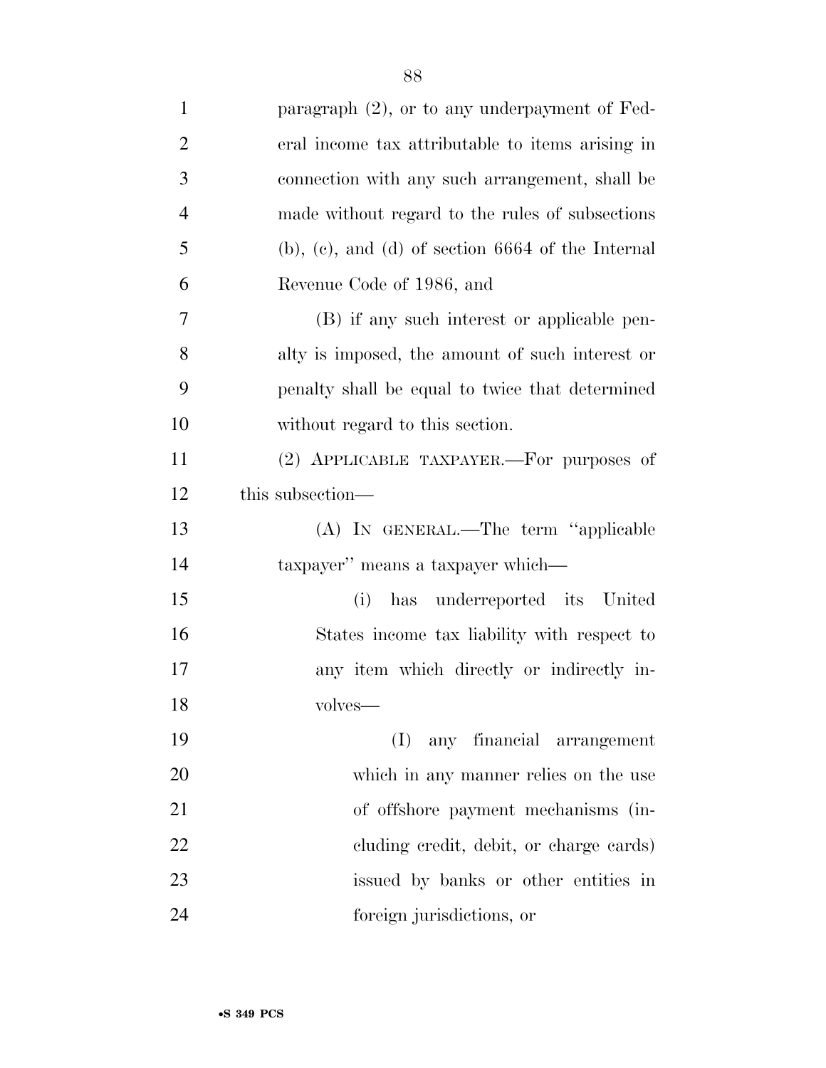paragraph (2), or to any underpayment of Federal income tax attributable to items arising in connection with any such arrangement, shall be made without regard to the rules of subsections (b), (c), and (d) of section 6664 of the Internal Revenue Code of 1986, and

(B) if any such interest or applicable penalty is imposed, the amount of such interest or penalty shall be equal to twice that determined without regard to this section.

(2) APPLICABLE TAXPAYER.—For purposes of this subsection—

(A) IN GENERAL.—The term "applicable taxpayer" means a taxpayer which—

(i) has underreported its United States income tax liability with respect to any item which directly or indirectly involves—

(I) any financial arrangement which in any manner relies on the use of offshore payment mechanisms (including credit, debit, or charge cards) issued by banks or other entities in foreign jurisdictions, or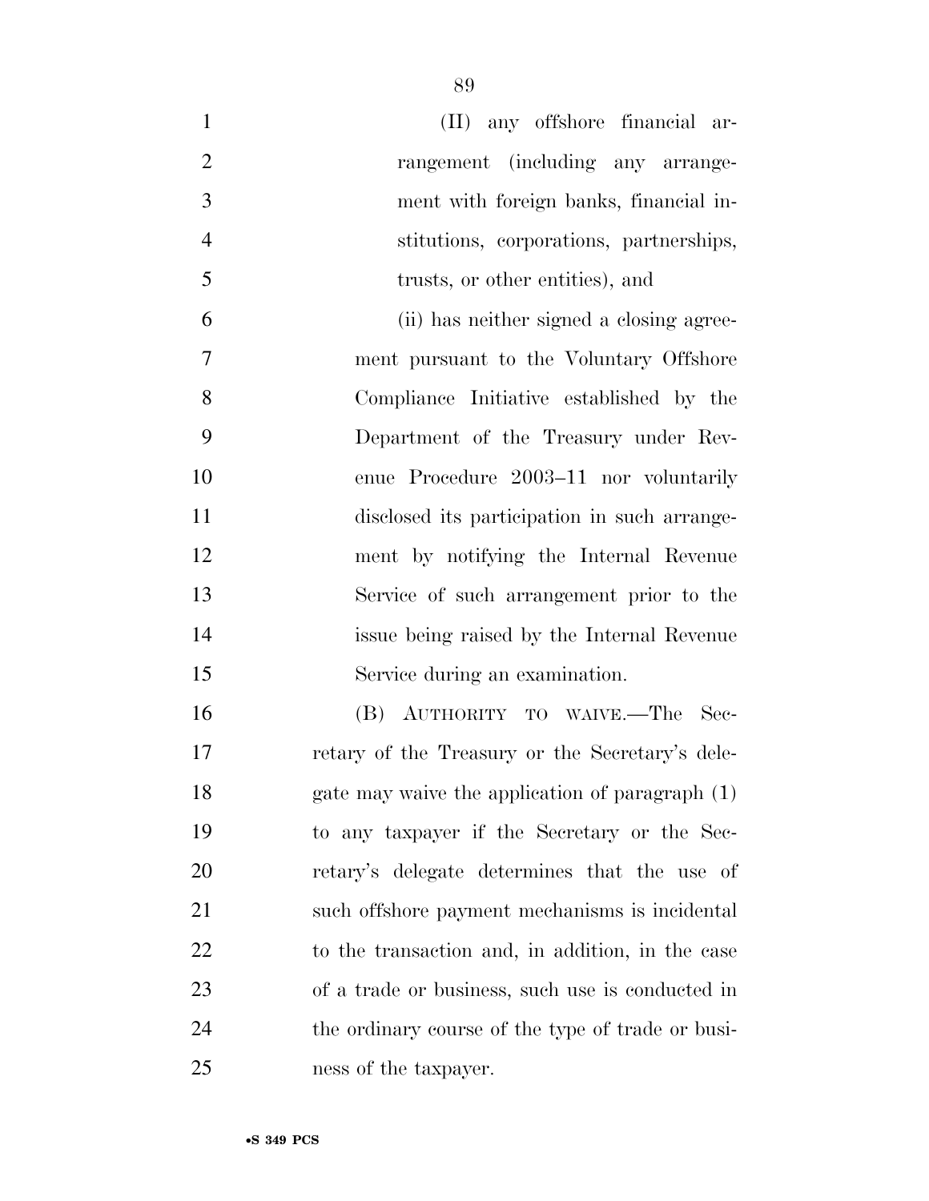(II) any offshore financial arrangement (including any arrangement with foreign banks, financial institutions, corporations, partnerships, trusts, or other entities), and

(ii) has neither signed a closing agreement pursuant to the Voluntary Offshore Compliance Initiative established by the Department of the Treasury under Revenue Procedure 2003–11 nor voluntarily disclosed its participation in such arrangement by notifying the Internal Revenue Service of such arrangement prior to the issue being raised by the Internal Revenue Service during an examination.

(B) AUTHORITY TO WAIVE.—The Secretary of the Treasury or the Secretary's delegate may waive the application of paragraph (1) to any taxpayer if the Secretary or the Secretary's delegate determines that the use of such offshore payment mechanisms is incidental to the transaction and, in addition, in the case of a trade or business, such use is conducted in the ordinary course of the type of trade or business of the taxpayer.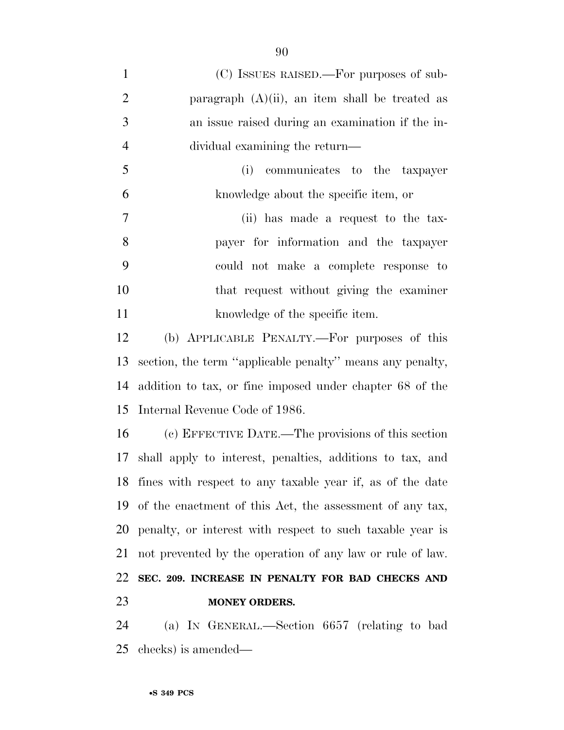(C) ISSUES RAISED.—For purposes of subparagraph (A)(ii), an item shall be treated as an issue raised during an examination if the individual examining the return—

(i) communicates to the taxpayer knowledge about the specific item, or

(ii) has made a request to the taxpayer for information and the taxpayer could not make a complete response to that request without giving the examiner knowledge of the specific item.

(b) APPLICABLE PENALTY.—For purposes of this section, the term "applicable penalty" means any penalty, addition to tax, or fine imposed under chapter 68 of the Internal Revenue Code of 1986.

(c) EFFECTIVE DATE.—The provisions of this section shall apply to interest, penalties, additions to tax, and fines with respect to any taxable year if, as of the date of the enactment of this Act, the assessment of any tax, penalty, or interest with respect to such taxable year is not prevented by the operation of any law or rule of law.

**SEC. 209. INCREASE IN PENALTY FOR BAD CHECKS AND MONEY ORDERS.**

(a) IN GENERAL.—Section 6657 (relating to bad checks) is amended—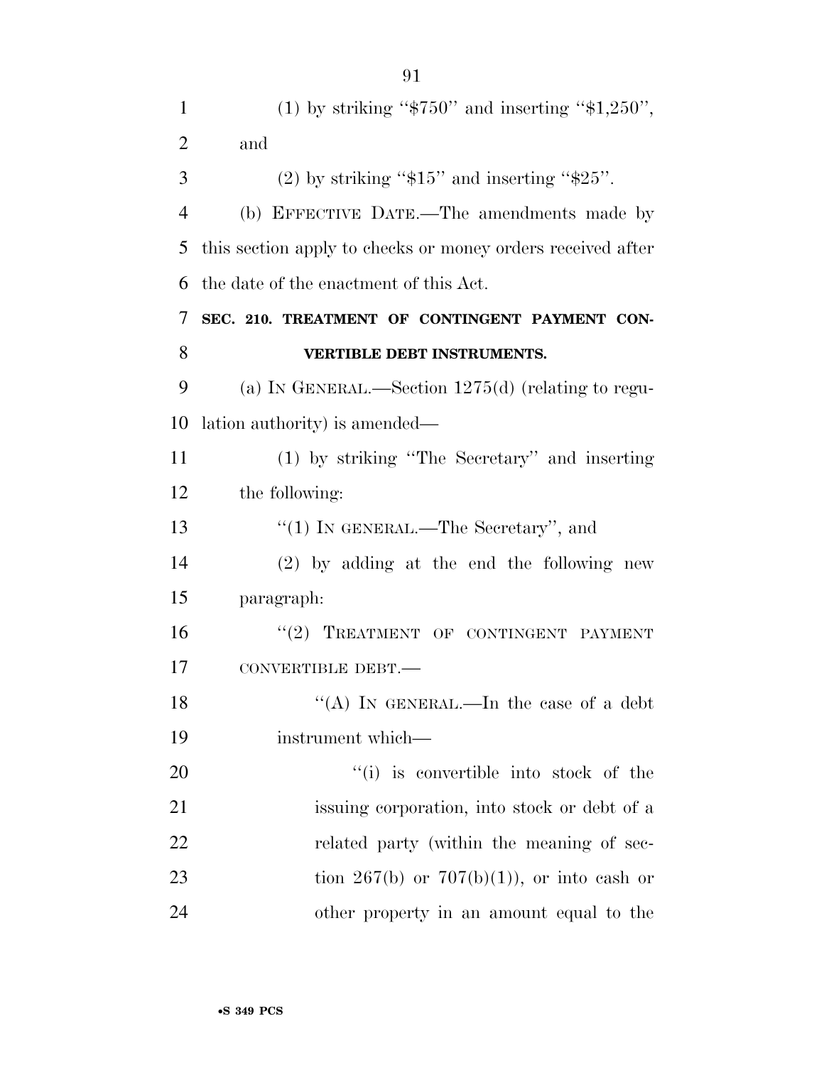(1) by striking "$750" and inserting "$1,250", and

(2) by striking "$15" and inserting "$25".

(b) EFFECTIVE DATE.—The amendments made by this section apply to checks or money orders received after the date of the enactment of this Act.

**SEC. 210. TREATMENT OF CONTINGENT PAYMENT CONVERTIBLE DEBT INSTRUMENTS.**

(a) IN GENERAL.—Section 1275(d) (relating to regulation authority) is amended—

(1) by striking "The Secretary" and inserting the following:

"(1) IN GENERAL.—The Secretary", and

(2) by adding at the end the following new paragraph:

"(2) TREATMENT OF CONTINGENT PAYMENT CONVERTIBLE DEBT.—

"(A) IN GENERAL.—In the case of a debt instrument which—

"(i) is convertible into stock of the issuing corporation, into stock or debt of a related party (within the meaning of section 267(b) or 707(b)(1)), or into cash or other property in an amount equal to the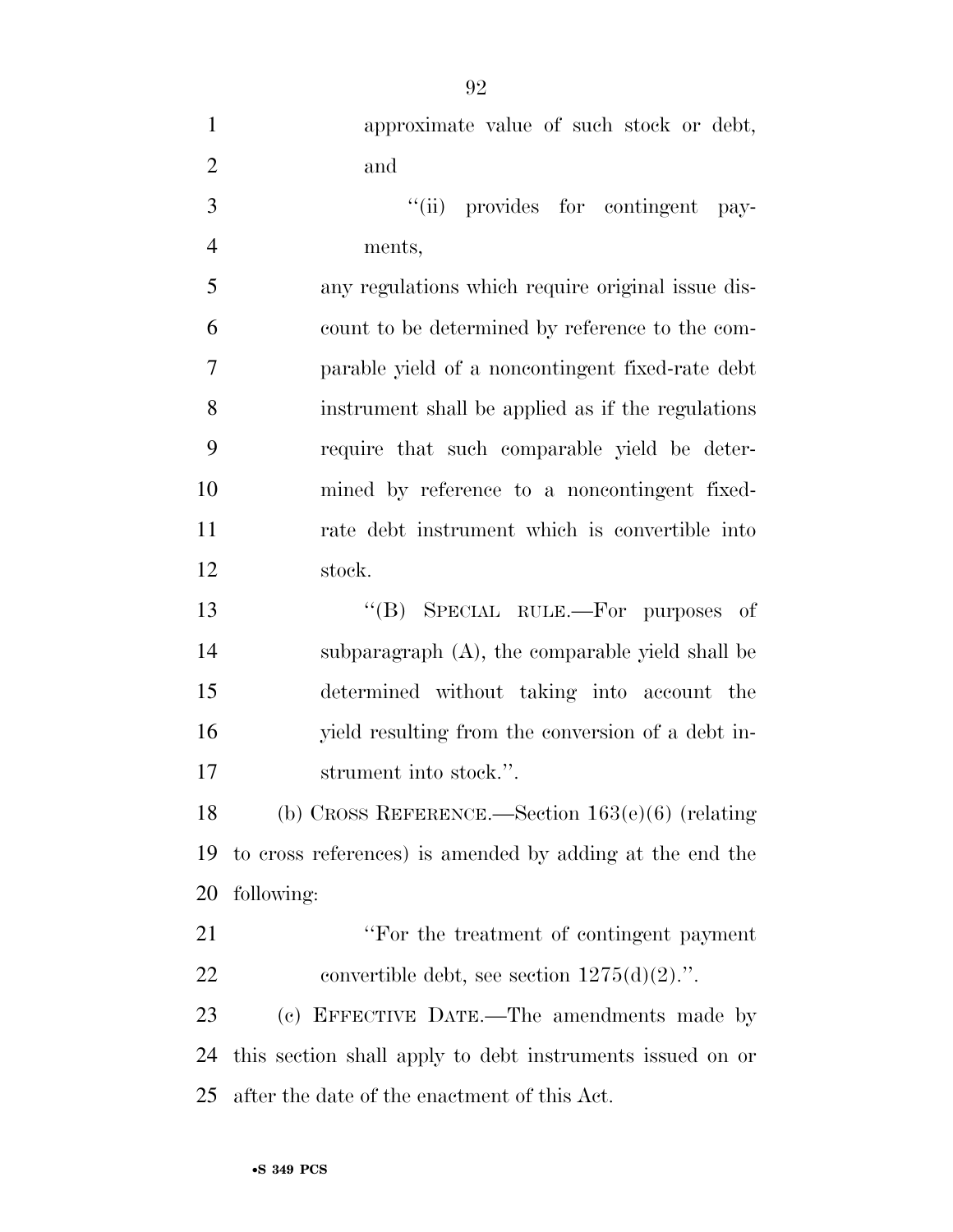approximate value of such stock or debt, and

"(ii) provides for contingent payments,

any regulations which require original issue discount to be determined by reference to the comparable yield of a noncontingent fixed-rate debt instrument shall be applied as if the regulations require that such comparable yield be determined by reference to a noncontingent fixed-rate debt instrument which is convertible into stock.

"(B) SPECIAL RULE.—For purposes of subparagraph (A), the comparable yield shall be determined without taking into account the yield resulting from the conversion of a debt instrument into stock.".

(b) CROSS REFERENCE.—Section 163(e)(6) (relating to cross references) is amended by adding at the end the following:

"For the treatment of contingent payment convertible debt, see section 1275(d)(2).".

(c) EFFECTIVE DATE.—The amendments made by this section shall apply to debt instruments issued on or after the date of the enactment of this Act.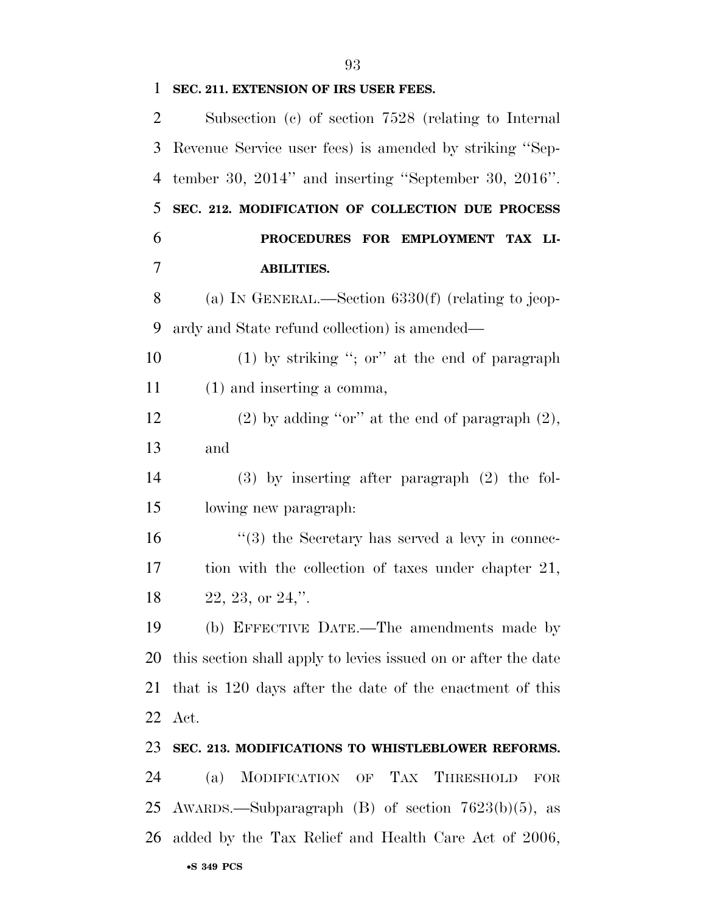**SEC. 211. EXTENSION OF IRS USER FEES.**

Subsection (c) of section 7528 (relating to Internal Revenue Service user fees) is amended by striking ''September 30, 2014'' and inserting ''September 30, 2016''.

**SEC. 212. MODIFICATION OF COLLECTION DUE PROCESS PROCEDURES FOR EMPLOYMENT TAX LIABILITIES.**

(a) IN GENERAL.—Section 6330(f) (relating to jeopardy and State refund collection) is amended—

(1) by striking ''; or'' at the end of paragraph (1) and inserting a comma,

(2) by adding ''or'' at the end of paragraph (2), and

(3) by inserting after paragraph (2) the following new paragraph:

''(3) the Secretary has served a levy in connection with the collection of taxes under chapter 21, 22, 23, or 24,''.

(b) EFFECTIVE DATE.—The amendments made by this section shall apply to levies issued on or after the date that is 120 days after the date of the enactment of this Act.

**SEC. 213. MODIFICATIONS TO WHISTLEBLOWER REFORMS.**

(a) MODIFICATION OF TAX THRESHOLD FOR AWARDS.—Subparagraph (B) of section 7623(b)(5), as added by the Tax Relief and Health Care Act of 2006,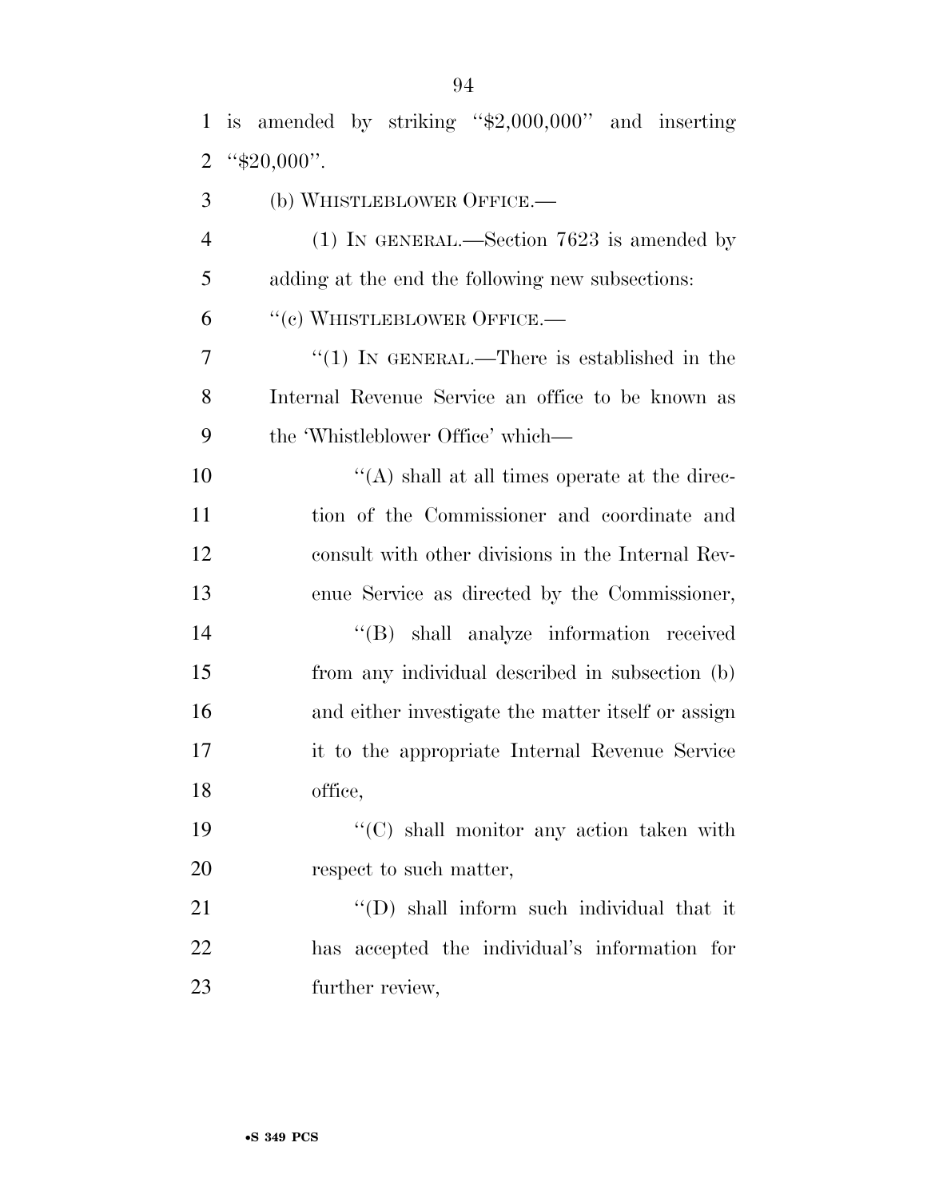is amended by striking ''$2,000,000'' and inserting ''$20,000''.

(b) WHISTLEBLOWER OFFICE.—

(1) IN GENERAL.—Section 7623 is amended by adding at the end the following new subsections:

''(c) WHISTLEBLOWER OFFICE.—

''(1) IN GENERAL.—There is established in the Internal Revenue Service an office to be known as the 'Whistleblower Office' which—

''(A) shall at all times operate at the direction of the Commissioner and coordinate and consult with other divisions in the Internal Revenue Service as directed by the Commissioner,

''(B) shall analyze information received from any individual described in subsection (b) and either investigate the matter itself or assign it to the appropriate Internal Revenue Service office,

''(C) shall monitor any action taken with respect to such matter,

''(D) shall inform such individual that it has accepted the individual's information for further review,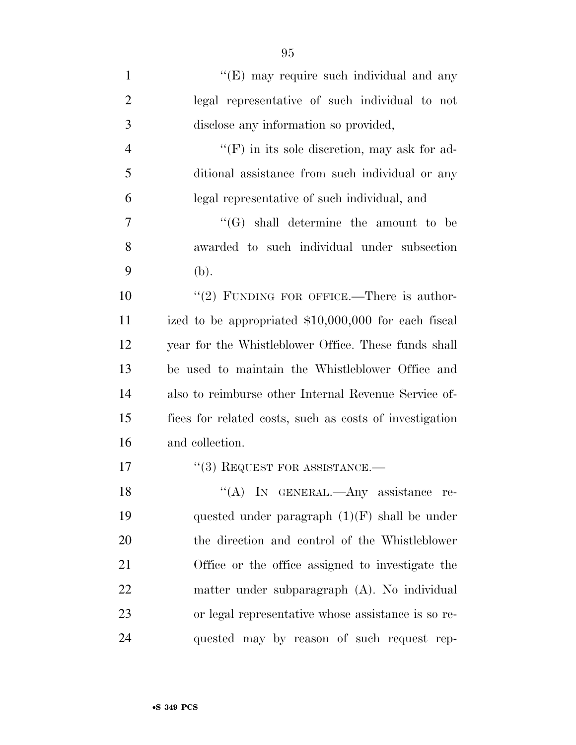''(E) may require such individual and any legal representative of such individual to not disclose any information so provided,

''(F) in its sole discretion, may ask for additional assistance from such individual or any legal representative of such individual, and

''(G) shall determine the amount to be awarded to such individual under subsection (b).

''(2) FUNDING FOR OFFICE.—There is authorized to be appropriated $10,000,000 for each fiscal year for the Whistleblower Office. These funds shall be used to maintain the Whistleblower Office and also to reimburse other Internal Revenue Service offices for related costs, such as costs of investigation and collection.

''(3) REQUEST FOR ASSISTANCE.—

''(A) IN GENERAL.—Any assistance requested under paragraph (1)(F) shall be under the direction and control of the Whistleblower Office or the office assigned to investigate the matter under subparagraph (A). No individual or legal representative whose assistance is so requested may by reason of such request rep-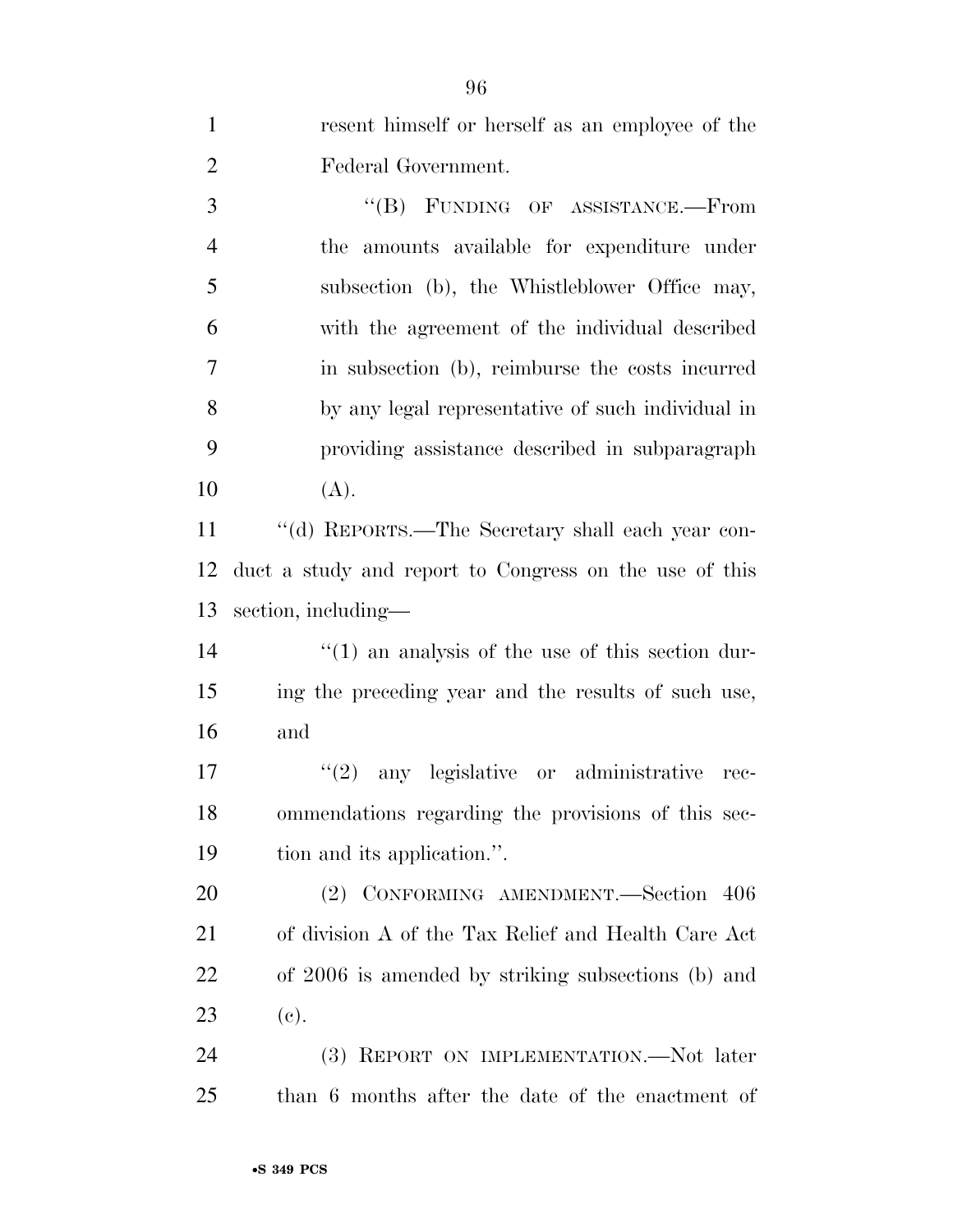resent himself or herself as an employee of the Federal Government.

"(B) FUNDING OF ASSISTANCE.—From the amounts available for expenditure under subsection (b), the Whistleblower Office may, with the agreement of the individual described in subsection (b), reimburse the costs incurred by any legal representative of such individual in providing assistance described in subparagraph (A).

"(d) REPORTS.—The Secretary shall each year conduct a study and report to Congress on the use of this section, including—

"(1) an analysis of the use of this section during the preceding year and the results of such use, and

"(2) any legislative or administrative recommendations regarding the provisions of this section and its application.".

(2) CONFORMING AMENDMENT.—Section 406 of division A of the Tax Relief and Health Care Act of 2006 is amended by striking subsections (b) and (c).

(3) REPORT ON IMPLEMENTATION.—Not later than 6 months after the date of the enactment of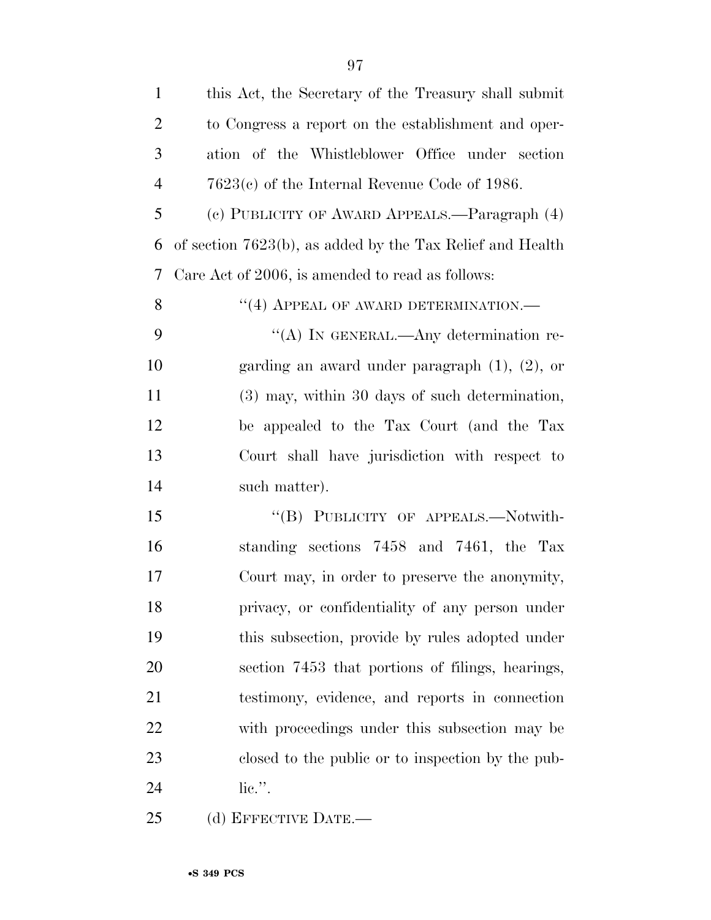this Act, the Secretary of the Treasury shall submit to Congress a report on the establishment and operation of the Whistleblower Office under section 7623(c) of the Internal Revenue Code of 1986.

(c) PUBLICITY OF AWARD APPEALS.—Paragraph (4) of section 7623(b), as added by the Tax Relief and Health Care Act of 2006, is amended to read as follows:

"(4) APPEAL OF AWARD DETERMINATION.—

"(A) IN GENERAL.—Any determination regarding an award under paragraph (1), (2), or (3) may, within 30 days of such determination, be appealed to the Tax Court (and the Tax Court shall have jurisdiction with respect to such matter).

"(B) PUBLICITY OF APPEALS.—Notwithstanding sections 7458 and 7461, the Tax Court may, in order to preserve the anonymity, privacy, or confidentiality of any person under this subsection, provide by rules adopted under section 7453 that portions of filings, hearings, testimony, evidence, and reports in connection with proceedings under this subsection may be closed to the public or to inspection by the public.".

(d) EFFECTIVE DATE.—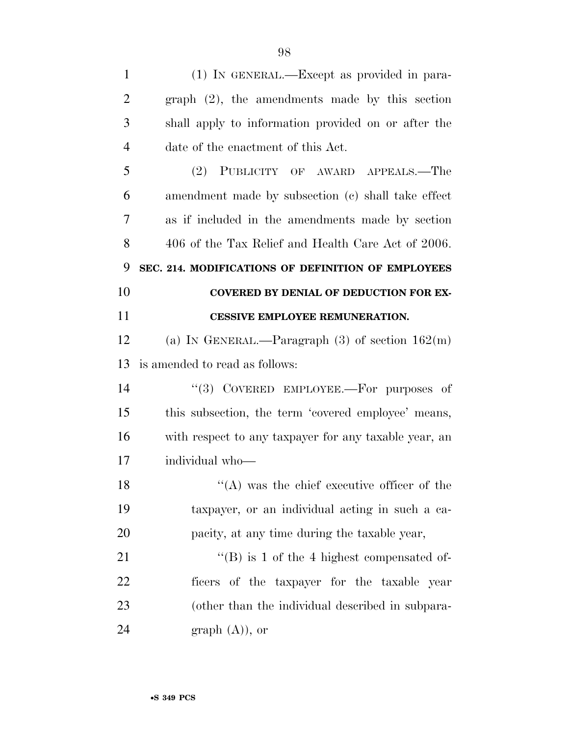(1) IN GENERAL.—Except as provided in paragraph (2), the amendments made by this section shall apply to information provided on or after the date of the enactment of this Act.

(2) PUBLICITY OF AWARD APPEALS.—The amendment made by subsection (c) shall take effect as if included in the amendments made by section 406 of the Tax Relief and Health Care Act of 2006.

**SEC. 214. MODIFICATIONS OF DEFINITION OF EMPLOYEES COVERED BY DENIAL OF DEDUCTION FOR EXCESSIVE EMPLOYEE REMUNERATION.**

(a) IN GENERAL.—Paragraph (3) of section 162(m) is amended to read as follows:

"(3) COVERED EMPLOYEE.—For purposes of this subsection, the term 'covered employee' means, with respect to any taxpayer for any taxable year, an individual who—

"(A) was the chief executive officer of the taxpayer, or an individual acting in such a capacity, at any time during the taxable year,

"(B) is 1 of the 4 highest compensated officers of the taxpayer for the taxable year (other than the individual described in subparagraph (A)), or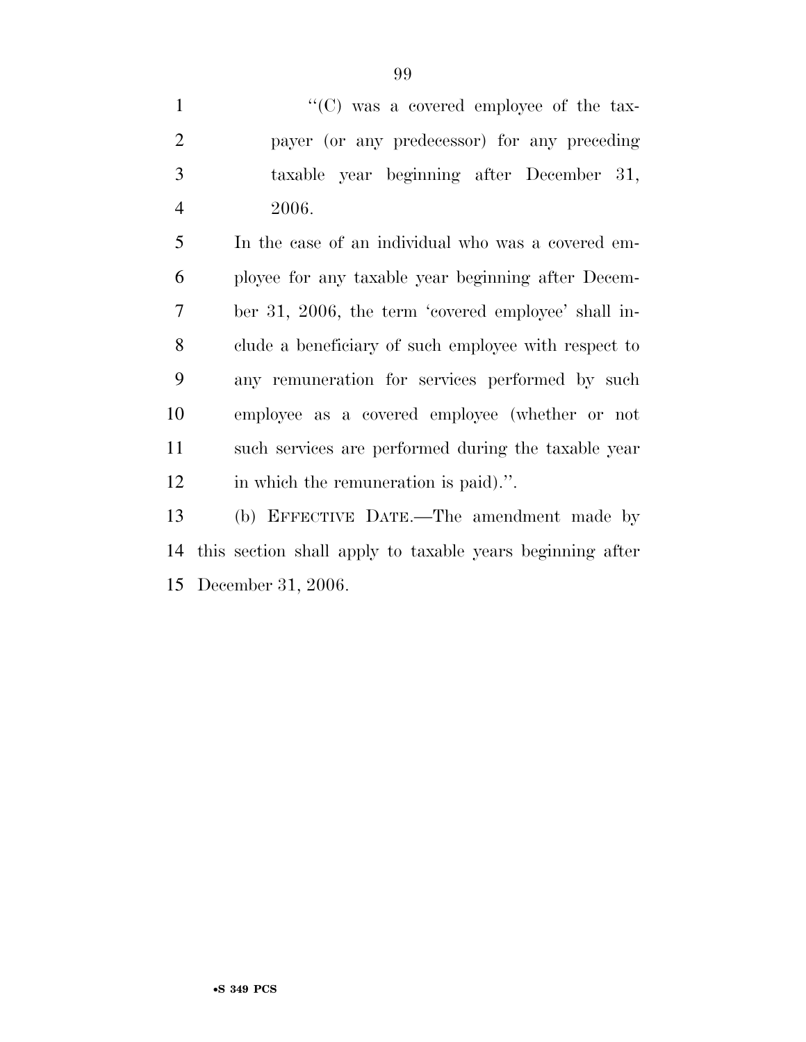"(C) was a covered employee of the taxpayer (or any predecessor) for any preceding taxable year beginning after December 31, 2006.

In the case of an individual who was a covered employee for any taxable year beginning after December 31, 2006, the term 'covered employee' shall include a beneficiary of such employee with respect to any remuneration for services performed by such employee as a covered employee (whether or not such services are performed during the taxable year in which the remuneration is paid).".

(b) EFFECTIVE DATE.—The amendment made by this section shall apply to taxable years beginning after December 31, 2006.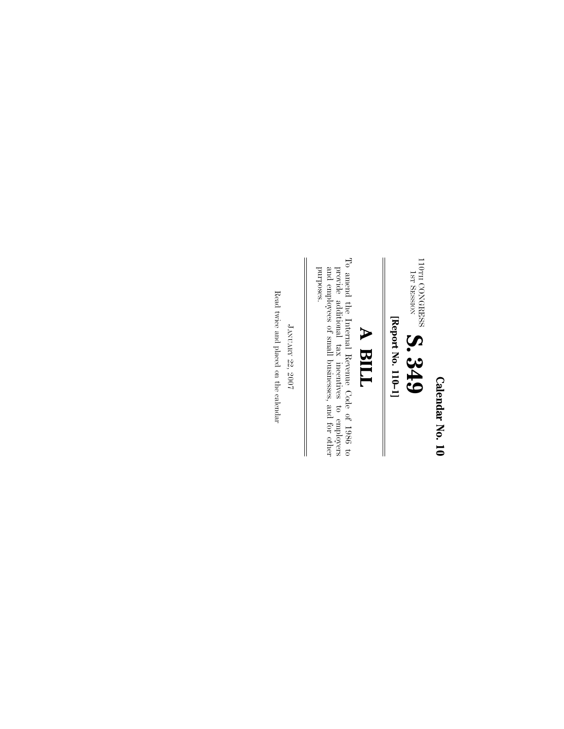Calendar No. 10

110TH CONGRESS
1ST SESSION

# S. 349

**[Report No. 110–1]**

---

# A BILL

To amend the Internal Revenue Code of 1986 to provide additional tax incentives to employers and employees of small businesses, and for other purposes.

---

JANUARY 22, 2007

Read twice and placed on the calendar